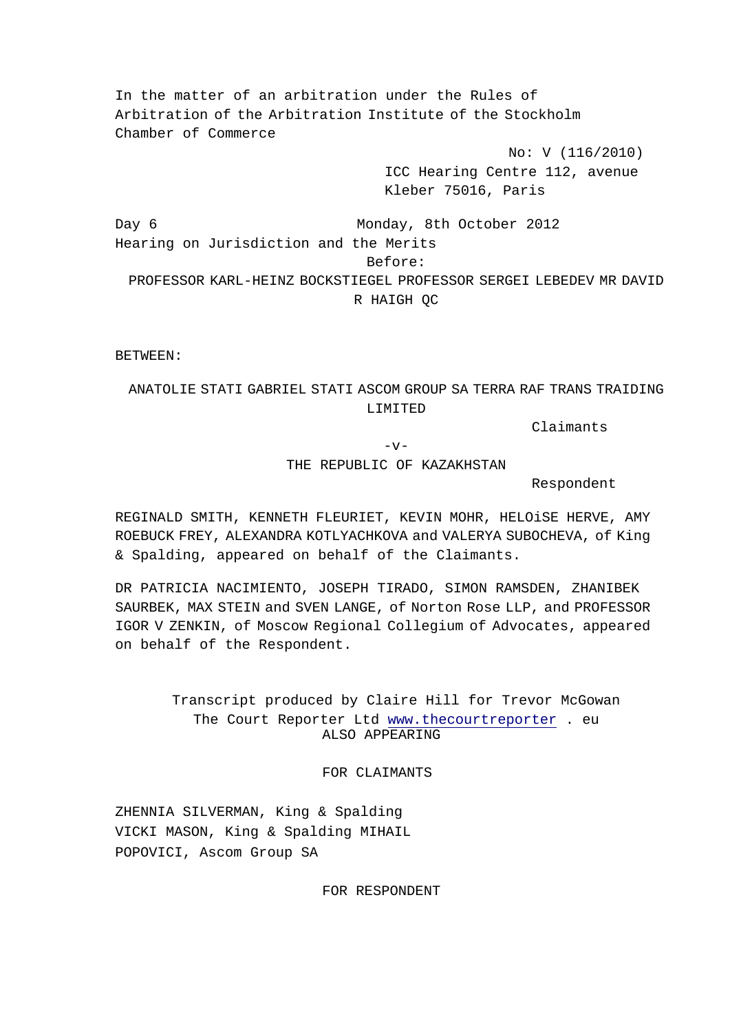In the matter of an arbitration under the Rules of Arbitration of the Arbitration Institute of the Stockholm Chamber of Commerce

No: V (116/2010)

ICC Hearing Centre 112, avenue Kleber 75016, Paris

Day 6 Monday, 8th October 2012

Hearing on Jurisdiction and the Merits

Before:

PROFESSOR KARL-HEINZ BOCKSTIEGEL PROFESSOR SERGEI LEBEDEV MR DAVID R HAIGH QC

BETWEEN:

ANATOLIE STATI GABRIEL STATI ASCOM GROUP SA TERRA RAF TRANS TRAIDING LIMITED

Claimants

-v-

THE REPUBLIC OF KAZAKHSTAN

Respondent

REGINALD SMITH, KENNETH FLEURIET, KEVIN MOHR, HELOiSE HERVE, AMY ROEBUCK FREY, ALEXANDRA KOTLYACHKOVA and VALERYA SUBOCHEVA, of King & Spalding, appeared on behalf of the Claimants.

DR PATRICIA NACIMIENTO, JOSEPH TIRADO, SIMON RAMSDEN, ZHANIBEK SAURBEK, MAX STEIN and SVEN LANGE, of Norton Rose LLP, and PROFESSOR IGOR V ZENKIN, of Moscow Regional Collegium of Advocates, appeared on behalf of the Respondent.

Transcript produced by Claire Hill for Trevor McGowan
The Court Reporter Ltd www.thecourtreporter . eu

ALSO APPEARING

FOR CLAIMANTS

ZHENNIA SILVERMAN, King & Spalding
VICKI MASON, King & Spalding
MIHAIL POPOVICI, Ascom Group SA

FOR RESPONDENT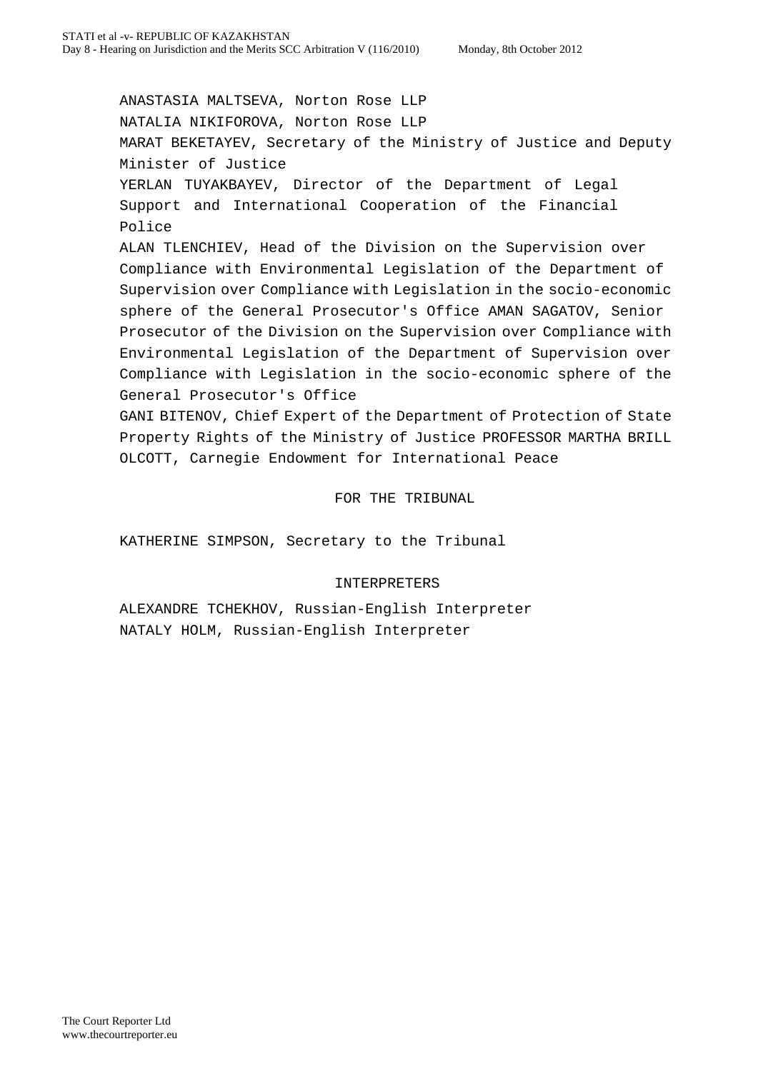ANASTASIA MALTSEVA, Norton Rose LLP

NATALIA NIKIFOROVA, Norton Rose LLP

MARAT BEKETAYEV, Secretary of the Ministry of Justice and Deputy Minister of Justice

YERLAN TUYAKBAYEV, Director of the Department of Legal Support and International Cooperation of the Financial Police

ALAN TLENCHIEV, Head of the Division on the Supervision over Compliance with Environmental Legislation of the Department of Supervision over Compliance with Legislation in the socio-economic sphere of the General Prosecutor's Office AMAN SAGATOV, Senior Prosecutor of the Division on the Supervision over Compliance with Environmental Legislation of the Department of Supervision over Compliance with Legislation in the socio-economic sphere of the General Prosecutor's Office

GANI BITENOV, Chief Expert of the Department of Protection of State Property Rights of the Ministry of Justice PROFESSOR MARTHA BRILL OLCOTT, Carnegie Endowment for International Peace

FOR THE TRIBUNAL

KATHERINE SIMPSON, Secretary to the Tribunal

INTERPRETERS

ALEXANDRE TCHEKHOV, Russian-English Interpreter

NATALY HOLM, Russian-English Interpreter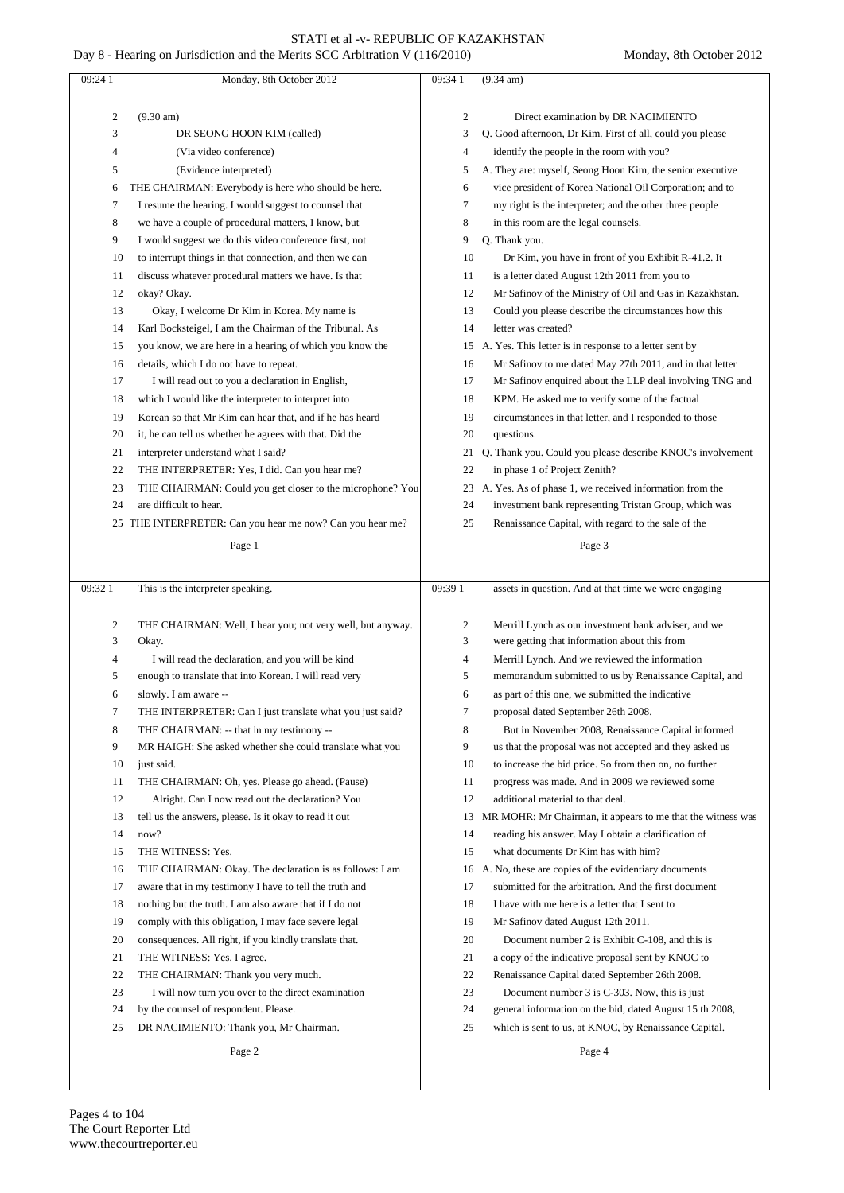Monday, 8th October 2012

(9.30 am)

DR SEONG HOON KIM (called)

(Via video conference)

(Evidence interpreted)

THE CHAIRMAN: Everybody is here who should be here. I resume the hearing. I would suggest to counsel that we have a couple of procedural matters, I know, but I would suggest we do this video conference first, not to interrupt things in that connection, and then we can discuss whatever procedural matters we have. Is that okay? Okay.

Okay, I welcome Dr Kim in Korea. My name is Karl Bockstiegel, I am the Chairman of the Tribunal. As you know, we are here in a hearing of which you know the details, which I do not have to repeat.

I will read out to you a declaration in English, which I would like the interpreter to interpret into Korean so that Mr Kim can hear that, and if he has heard it, he can tell us whether he agrees with that. Did the interpreter understand what I said?

THE INTERPRETER: Yes, I did. Can you hear me?

THE CHAIRMAN: Could you get closer to the microphone? You are difficult to hear.

THE INTERPRETER: Can you hear me now? Can you hear me? This is the interpreter speaking.

THE CHAIRMAN: Well, I hear you; not very well, but anyway. Okay.

I will read the declaration, and you will be kind enough to translate that into Korean. I will read very slowly. I am aware --

THE INTERPRETER: Can I just translate what you just said?

THE CHAIRMAN: -- that in my testimony --

MR HAIGH: She asked whether she could translate what you just said.

THE CHAIRMAN: Oh, yes. Please go ahead. (Pause)

Alright. Can I now read out the declaration? You tell us the answers, please. Is it okay to read it out now?

THE WITNESS: Yes.

THE CHAIRMAN: Okay. The declaration is as follows: I am aware that in my testimony I have to tell the truth and nothing but the truth. I am also aware that if I do not comply with this obligation, I may face severe legal consequences. All right, if you kindly translate that.

THE WITNESS: Yes, I agree.

THE CHAIRMAN: Thank you very much.

I will now turn you over to the direct examination by the counsel of respondent. Please.

DR NACIMIENTO: Thank you, Mr Chairman.

(9.34 am)

Direct examination by DR NACIMIENTO

Q. Good afternoon, Dr Kim. First of all, could you please identify the people in the room with you?

A. They are: myself, Seong Hoon Kim, the senior executive vice president of Korea National Oil Corporation; and to my right is the interpreter; and the other three people in this room are the legal counsels.

Q. Thank you.

Dr Kim, you have in front of you Exhibit R-41.2. It is a letter dated August 12th 2011 from you to Mr Safinov of the Ministry of Oil and Gas in Kazakhstan. Could you please describe the circumstances how this letter was created?

A. Yes. This letter is in response to a letter sent by Mr Safinov to me dated May 27th 2011, and in that letter Mr Safinov enquired about the LLP deal involving TNG and KPM. He asked me to verify some of the factual circumstances in that letter, and I responded to those questions.

Q. Thank you. Could you please describe KNOC's involvement in phase 1 of Project Zenith?

A. Yes. As of phase 1, we received information from the investment bank representing Tristan Group, which was Renaissance Capital, with regard to the sale of the assets in question. And at that time we were engaging Merrill Lynch as our investment bank adviser, and we were getting that information about this from Merrill Lynch. And we reviewed the information memorandum submitted to us by Renaissance Capital, and as part of this one, we submitted the indicative proposal dated September 26th 2008.

But in November 2008, Renaissance Capital informed us that the proposal was not accepted and they asked us to increase the bid price. So from then on, no further progress was made. And in 2009 we reviewed some additional material to that deal.

MR MOHR: Mr Chairman, it appears to me that the witness was reading his answer. May I obtain a clarification of what documents Dr Kim has with him?

A. No, these are copies of the evidentiary documents submitted for the arbitration. And the first document I have with me here is a letter that I sent to Mr Safinov dated August 12th 2011.

Document number 2 is Exhibit C-108, and this is a copy of the indicative proposal sent by KNOC to Renaissance Capital dated September 26th 2008.

Document number 3 is C-303. Now, this is just general information on the bid, dated August 15 th 2008, which is sent to us, at KNOC, by Renaissance Capital.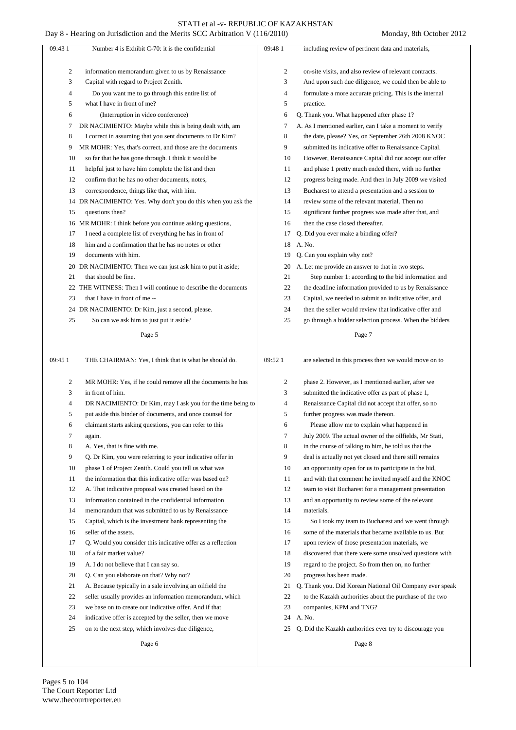Number 4 is Exhibit C-70: it is the confidential information memorandum given to us by Renaissance Capital with regard to Project Zenith.

Do you want me to go through this entire list of what I have in front of me?

(Interruption in video conference)

DR NACIMIENTO: Maybe while this is being dealt with, am I correct in assuming that you sent documents to Dr Kim?

MR MOHR: Yes, that's correct, and those are the documents so far that he has gone through. I think it would be helpful just to have him complete the list and then confirm that he has no other documents, notes, correspondence, things like that, with him.

DR NACIMIENTO: Yes. Why don't you do this when you ask the questions then?

MR MOHR: I think before you continue asking questions, I need a complete list of everything he has in front of him and a confirmation that he has no notes or other documents with him.

DR NACIMIENTO: Then we can just ask him to put it aside; that should be fine.

THE WITNESS: Then I will continue to describe the documents that I have in front of me --

DR NACIMIENTO: Dr Kim, just a second, please.

So can we ask him to just put it aside?

THE CHAIRMAN: Yes, I think that is what he should do.

MR MOHR: Yes, if he could remove all the documents he has in front of him.

DR NACIMIENTO: Dr Kim, may I ask you for the time being to put aside this binder of documents, and once counsel for claimant starts asking questions, you can refer to this again.

A. Yes, that is fine with me.

Q. Dr Kim, you were referring to your indicative offer in phase 1 of Project Zenith. Could you tell us what was the information that this indicative offer was based on?

A. That indicative proposal was created based on the information contained in the confidential information memorandum that was submitted to us by Renaissance Capital, which is the investment bank representing the seller of the assets.

Q. Would you consider this indicative offer as a reflection of a fair market value?

A. I do not believe that I can say so.

Q. Can you elaborate on that? Why not?

A. Because typically in a sale involving an oilfield the seller usually provides an information memorandum, which we base on to create our indicative offer. And if that indicative offer is accepted by the seller, then we move on to the next step, which involves due diligence, including review of pertinent data and materials, on-site visits, and also review of relevant contracts. And upon such due diligence, we could then be able to formulate a more accurate pricing. This is the internal practice.

Q. Thank you. What happened after phase 1?

A. As I mentioned earlier, can I take a moment to verify the date, please? Yes, on September 26th 2008 KNOC submitted its indicative offer to Renaissance Capital. However, Renaissance Capital did not accept our offer and phase 1 pretty much ended there, with no further progress being made. And then in July 2009 we visited Bucharest to attend a presentation and a session to review some of the relevant material. Then no significant further progress was made after that, and then the case closed thereafter.

Q. Did you ever make a binding offer?

A. No.

Q. Can you explain why not?

A. Let me provide an answer to that in two steps.

Step number 1: according to the bid information and the deadline information provided to us by Renaissance Capital, we needed to submit an indicative offer, and then the seller would review that indicative offer and go through a bidder selection process. When the bidders are selected in this process then we would move on to phase 2. However, as I mentioned earlier, after we submitted the indicative offer as part of phase 1, Renaissance Capital did not accept that offer, so no further progress was made thereon.

Please allow me to explain what happened in July 2009. The actual owner of the oilfields, Mr Stati, in the course of talking to him, he told us that the deal is actually not yet closed and there still remains an opportunity open for us to participate in the bid, and with that comment he invited myself and the KNOC team to visit Bucharest for a management presentation and an opportunity to review some of the relevant materials.

So I took my team to Bucharest and we went through some of the materials that became available to us. But upon review of those presentation materials, we discovered that there were some unsolved questions with regard to the project. So from then on, no further progress has been made.

Q. Thank you. Did Korean National Oil Company ever speak to the Kazakh authorities about the purchase of the two companies, KPM and TNG?

A. No.

Q. Did the Kazakh authorities ever try to discourage you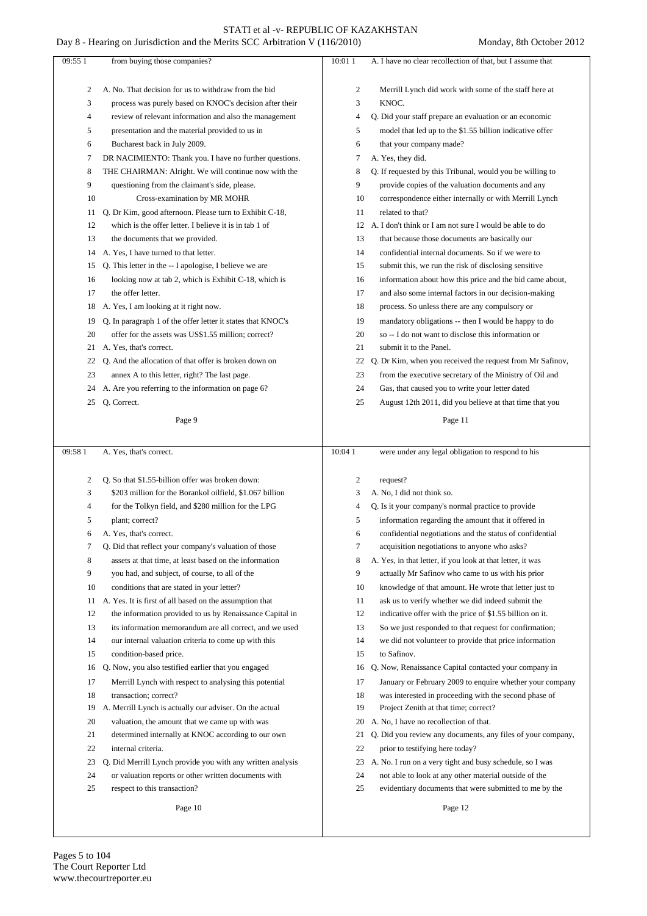Page 9

09:55 1 from buying those companies?

2 A. No. That decision for us to withdraw from the bid
3 process was purely based on KNOC's decision after their
4 review of relevant information and also the management
5 presentation and the material provided to us in
6 Bucharest back in July 2009.
7 DR NACIMIENTO: Thank you. I have no further questions.
8 THE CHAIRMAN: Alright. We will continue now with the
9 questioning from the claimant's side, please.
10 Cross-examination by MR MOHR
11 Q. Dr Kim, good afternoon. Please turn to Exhibit C-18,
12 which is the offer letter. I believe it is in tab 1 of
13 the documents that we provided.
14 A. Yes, I have turned to that letter.
15 Q. This letter in the -- I apologise, I believe we are
16 looking now at tab 2, which is Exhibit C-18, which is
17 the offer letter.
18 A. Yes, I am looking at it right now.
19 Q. In paragraph 1 of the offer letter it states that KNOC's
20 offer for the assets was US$1.55 million; correct?
21 A. Yes, that's correct.
22 Q. And the allocation of that offer is broken down on
23 annex A to this letter, right? The last page.
24 A. Are you referring to the information on page 6?
25 Q. Correct.

Page 10

09:58 1 A. Yes, that's correct.

2 Q. So that $1.55-billion offer was broken down:
3 $203 million for the Borankol oilfield, $1.067 billion
4 for the Tolkyn field, and $280 million for the LPG
5 plant; correct?
6 A. Yes, that's correct.
7 Q. Did that reflect your company's valuation of those
8 assets at that time, at least based on the information
9 you had, and subject, of course, to all of the
10 conditions that are stated in your letter?
11 A. Yes. It is first of all based on the assumption that
12 the information provided to us by Renaissance Capital in
13 its information memorandum are all correct, and we used
14 our internal valuation criteria to come up with this
15 condition-based price.
16 Q. Now, you also testified earlier that you engaged
17 Merrill Lynch with respect to analysing this potential
18 transaction; correct?
19 A. Merrill Lynch is actually our adviser. On the actual
20 valuation, the amount that we came up with was
21 determined internally at KNOC according to our own
22 internal criteria.
23 Q. Did Merrill Lynch provide you with any written analysis
24 or valuation reports or other written documents with
25 respect to this transaction?

Page 11

10:01 1 A. I have no clear recollection of that, but I assume that

2 Merrill Lynch did work with some of the staff here at
3 KNOC.
4 Q. Did your staff prepare an evaluation or an economic
5 model that led up to the $1.55 billion indicative offer
6 that your company made?
7 A. Yes, they did.
8 Q. If requested by this Tribunal, would you be willing to
9 provide copies of the valuation documents and any
10 correspondence either internally or with Merrill Lynch
11 related to that?
12 A. I don't think or I am not sure I would be able to do
13 that because those documents are basically our
14 confidential internal documents. So if we were to
15 submit this, we run the risk of disclosing sensitive
16 information about how this price and the bid came about,
17 and also some internal factors in our decision-making
18 process. So unless there are any compulsory or
19 mandatory obligations -- then I would be happy to do
20 so -- I do not want to disclose this information or
21 submit it to the Panel.
22 Q. Dr Kim, when you received the request from Mr Safinov,
23 from the executive secretary of the Ministry of Oil and
24 Gas, that caused you to write your letter dated
25 August 12th 2011, did you believe at that time that you

Page 12

10:04 1 were under any legal obligation to respond to his

2 request?
3 A. No, I did not think so.
4 Q. Is it your company's normal practice to provide
5 information regarding the amount that it offered in
6 confidential negotiations and the status of confidential
7 acquisition negotiations to anyone who asks?
8 A. Yes, in that letter, if you look at that letter, it was
9 actually Mr Safinov who came to us with his prior
10 knowledge of that amount. He wrote that letter just to
11 ask us to verify whether we did indeed submit the
12 indicative offer with the price of $1.55 billion on it.
13 So we just responded to that request for confirmation;
14 we did not volunteer to provide that price information
15 to Safinov.
16 Q. Now, Renaissance Capital contacted your company in
17 January or February 2009 to enquire whether your company
18 was interested in proceeding with the second phase of
19 Project Zenith at that time; correct?
20 A. No, I have no recollection of that.
21 Q. Did you review any documents, any files of your company,
22 prior to testifying here today?
23 A. No. I run on a very tight and busy schedule, so I was
24 not able to look at any other material outside of the
25 evidentiary documents that were submitted to me by the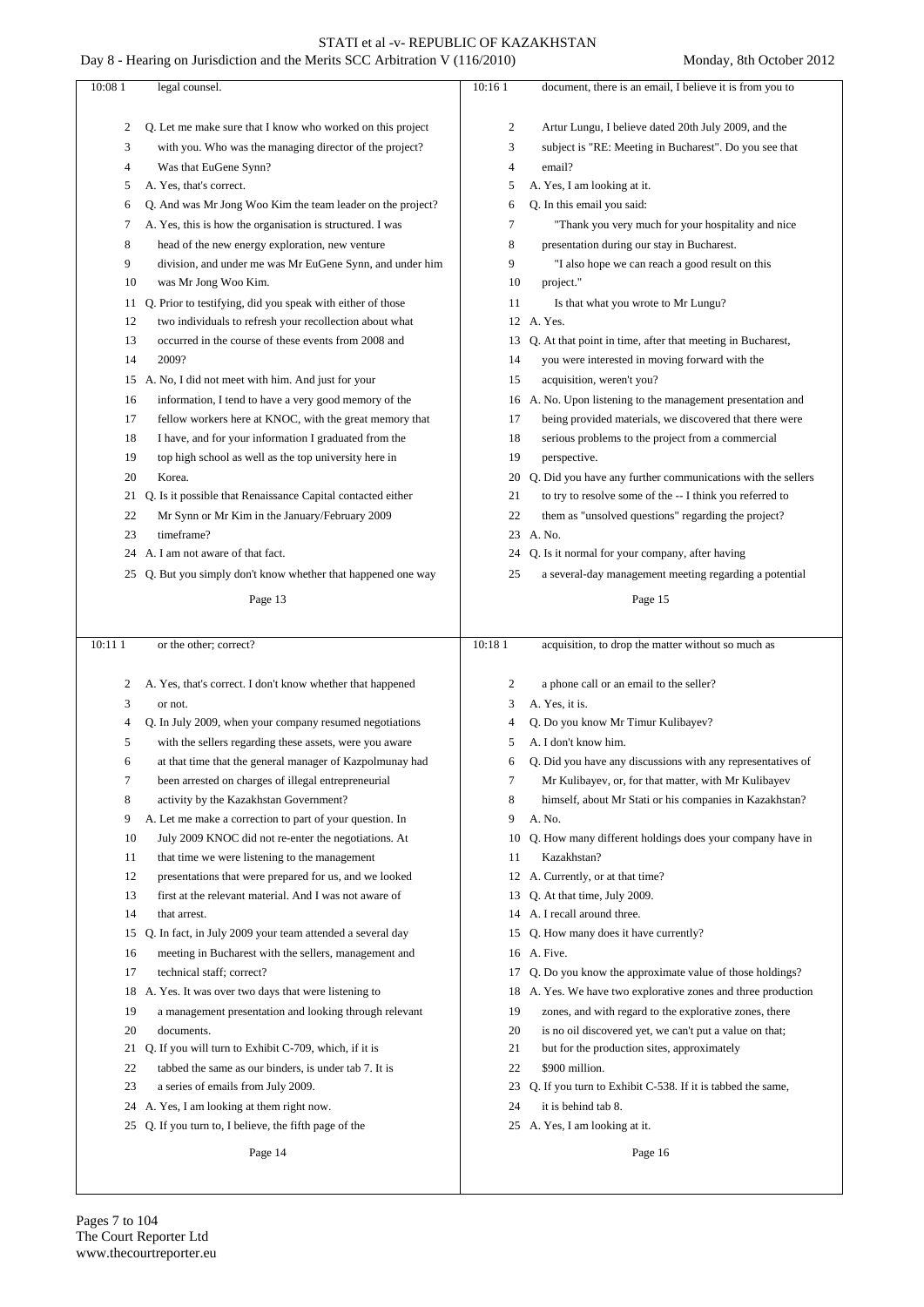**Page 13**

10:08 1 legal counsel.

2 Q. Let me make sure that I know who worked on this project
3 with you. Who was the managing director of the project?
4 Was that EuGene Synn?
5 A. Yes, that's correct.
6 Q. And was Mr Jong Woo Kim the team leader on the project?
7 A. Yes, this is how the organisation is structured. I was
8 head of the new energy exploration, new venture
9 division, and under me was Mr EuGene Synn, and under him
10 was Mr Jong Woo Kim.
11 Q. Prior to testifying, did you speak with either of those
12 two individuals to refresh your recollection about what
13 occurred in the course of these events from 2008 and
14 2009?
15 A. No, I did not meet with him. And just for your
16 information, I tend to have a very good memory of the
17 fellow workers here at KNOC, with the great memory that
18 I have, and for your information I graduated from the
19 top high school as well as the top university here in
20 Korea.
21 Q. Is it possible that Renaissance Capital contacted either
22 Mr Synn or Mr Kim in the January/February 2009
23 timeframe?
24 A. I am not aware of that fact.
25 Q. But you simply don't know whether that happened one way

**Page 14**

10:11 1 or the other; correct?

2 A. Yes, that's correct. I don't know whether that happened
3 or not.
4 Q. In July 2009, when your company resumed negotiations
5 with the sellers regarding these assets, were you aware
6 at that time that the general manager of Kazpolmunay had
7 been arrested on charges of illegal entrepreneurial
8 activity by the Kazakhstan Government?
9 A. Let me make a correction to part of your question. In
10 July 2009 KNOC did not re-enter the negotiations. At
11 that time we were listening to the management
12 presentations that were prepared for us, and we looked
13 first at the relevant material. And I was not aware of
14 that arrest.
15 Q. In fact, in July 2009 your team attended a several day
16 meeting in Bucharest with the sellers, management and
17 technical staff; correct?
18 A. Yes. It was over two days that were listening to
19 a management presentation and looking through relevant
20 documents.
21 Q. If you will turn to Exhibit C-709, which, if it is
22 tabbed the same as our binders, is under tab 7. It is
23 a series of emails from July 2009.
24 A. Yes, I am looking at them right now.
25 Q. If you turn to, I believe, the fifth page of the

**Page 15**

10:16 1 document, there is an email, I believe it is from you to

2 Artur Lungu, I believe dated 20th July 2009, and the
3 subject is "RE: Meeting in Bucharest". Do you see that
4 email?
5 A. Yes, I am looking at it.
6 Q. In this email you said:
7 "Thank you very much for your hospitality and nice
8 presentation during our stay in Bucharest.
9 "I also hope we can reach a good result on this
10 project."
11 Is that what you wrote to Mr Lungu?
12 A. Yes.
13 Q. At that point in time, after that meeting in Bucharest,
14 you were interested in moving forward with the
15 acquisition, weren't you?
16 A. No. Upon listening to the management presentation and
17 being provided materials, we discovered that there were
18 serious problems to the project from a commercial
19 perspective.
20 Q. Did you have any further communications with the sellers
21 to try to resolve some of the -- I think you referred to
22 them as "unsolved questions" regarding the project?
23 A. No.
24 Q. Is it normal for your company, after having
25 a several-day management meeting regarding a potential

**Page 16**

10:18 1 acquisition, to drop the matter without so much as

2 a phone call or an email to the seller?
3 A. Yes, it is.
4 Q. Do you know Mr Timur Kulibayev?
5 A. I don't know him.
6 Q. Did you have any discussions with any representatives of
7 Mr Kulibayev, or, for that matter, with Mr Kulibayev
8 himself, about Mr Stati or his companies in Kazakhstan?
9 A. No.
10 Q. How many different holdings does your company have in
11 Kazakhstan?
12 A. Currently, or at that time?
13 Q. At that time, July 2009.
14 A. I recall around three.
15 Q. How many does it have currently?
16 A. Five.
17 Q. Do you know the approximate value of those holdings?
18 A. Yes. We have two explorative zones and three production
19 zones, and with regard to the explorative zones, there
20 is no oil discovered yet, we can't put a value on that;
21 but for the production sites, approximately
22 $900 million.
23 Q. If you turn to Exhibit C-538. If it is tabbed the same,
24 it is behind tab 8.
25 A. Yes, I am looking at it.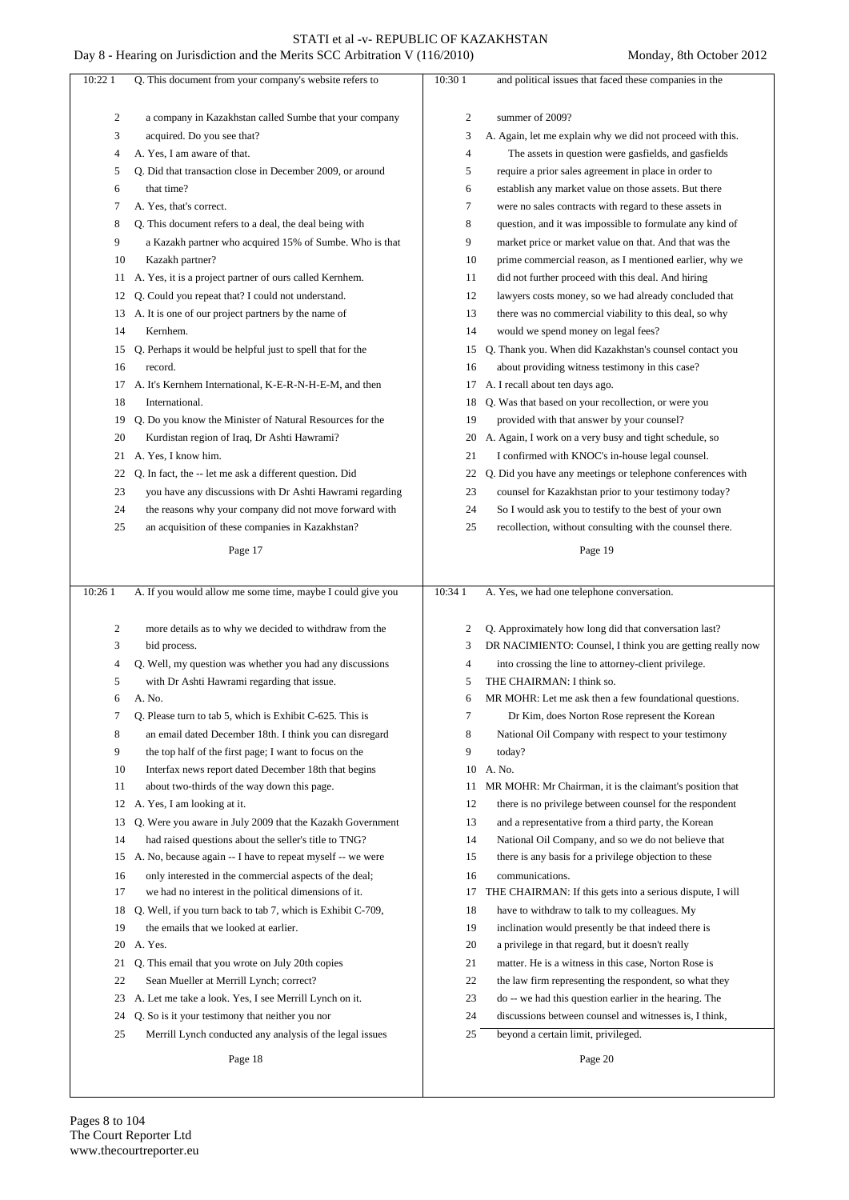10:22 1 Q. This document from your company's website refers to
2 a company in Kazakhstan called Sumbe that your company
3 acquired. Do you see that?
4 A. Yes, I am aware of that.
5 Q. Did that transaction close in December 2009, or around
6 that time?
7 A. Yes, that's correct.
8 Q. This document refers to a deal, the deal being with
9 a Kazakh partner who acquired 15% of Sumbe. Who is that
10 Kazakh partner?
11 A. Yes, it is a project partner of ours called Kernhem.
12 Q. Could you repeat that? I could not understand.
13 A. It is one of our project partners by the name of
14 Kernhem.
15 Q. Perhaps it would be helpful just to spell that for the
16 record.
17 A. It's Kernhem International, K-E-R-N-H-E-M, and then
18 International.
19 Q. Do you know the Minister of Natural Resources for the
20 Kurdistan region of Iraq, Dr Ashti Hawrami?
21 A. Yes, I know him.
22 Q. In fact, the -- let me ask a different question. Did
23 you have any discussions with Dr Ashti Hawrami regarding
24 the reasons why your company did not move forward with
25 an acquisition of these companies in Kazakhstan?

Page 17

10:26 1 A. If you would allow me some time, maybe I could give you
2 more details as to why we decided to withdraw from the
3 bid process.
4 Q. Well, my question was whether you had any discussions
5 with Dr Ashti Hawrami regarding that issue.
6 A. No.
7 Q. Please turn to tab 5, which is Exhibit C-625. This is
8 an email dated December 18th. I think you can disregard
9 the top half of the first page; I want to focus on the
10 Interfax news report dated December 18th that begins
11 about two-thirds of the way down this page.
12 A. Yes, I am looking at it.
13 Q. Were you aware in July 2009 that the Kazakh Government
14 had raised questions about the seller's title to TNG?
15 A. No, because again -- I have to repeat myself -- we were
16 only interested in the commercial aspects of the deal;
17 we had no interest in the political dimensions of it.
18 Q. Well, if you turn back to tab 7, which is Exhibit C-709,
19 the emails that we looked at earlier.
20 A. Yes.
21 Q. This email that you wrote on July 20th copies
22 Sean Mueller at Merrill Lynch; correct?
23 A. Let me take a look. Yes, I see Merrill Lynch on it.
24 Q. So is it your testimony that neither you nor
25 Merrill Lynch conducted any analysis of the legal issues

Page 18

10:30 1 and political issues that faced these companies in the
2 summer of 2009?
3 A. Again, let me explain why we did not proceed with this.
4 The assets in question were gasfields, and gasfields
5 require a prior sales agreement in place in order to
6 establish any market value on those assets. But there
7 were no sales contracts with regard to these assets in
8 question, and it was impossible to formulate any kind of
9 market price or market value on that. And that was the
10 prime commercial reason, as I mentioned earlier, why we
11 did not further proceed with this deal. And hiring
12 lawyers costs money, so we had already concluded that
13 there was no commercial viability to this deal, so why
14 would we spend money on legal fees?
15 Q. Thank you. When did Kazakhstan's counsel contact you
16 about providing witness testimony in this case?
17 A. I recall about ten days ago.
18 Q. Was that based on your recollection, or were you
19 provided with that answer by your counsel?
20 A. Again, I work on a very busy and tight schedule, so
21 I confirmed with KNOC's in-house legal counsel.
22 Q. Did you have any meetings or telephone conferences with
23 counsel for Kazakhstan prior to your testimony today?
24 So I would ask you to testify to the best of your own
25 recollection, without consulting with the counsel there.

Page 19

10:34 1 A. Yes, we had one telephone conversation.
2 Q. Approximately how long did that conversation last?
3 DR NACIMIENTO: Counsel, I think you are getting really now
4 into crossing the line to attorney-client privilege.
5 THE CHAIRMAN: I think so.
6 MR MOHR: Let me ask then a few foundational questions.
7 Dr Kim, does Norton Rose represent the Korean
8 National Oil Company with respect to your testimony
9 today?
10 A. No.
11 MR MOHR: Mr Chairman, it is the claimant's position that
12 there is no privilege between counsel for the respondent
13 and a representative from a third party, the Korean
14 National Oil Company, and so we do not believe that
15 there is any basis for a privilege objection to these
16 communications.
17 THE CHAIRMAN: If this gets into a serious dispute, I will
18 have to withdraw to talk to my colleagues. My
19 inclination would presently be that indeed there is
20 a privilege in that regard, but it doesn't really
21 matter. He is a witness in this case, Norton Rose is
22 the law firm representing the respondent, so what they
23 do -- we had this question earlier in the hearing. The
24 discussions between counsel and witnesses is, I think,
25 beyond a certain limit, privileged.

Page 20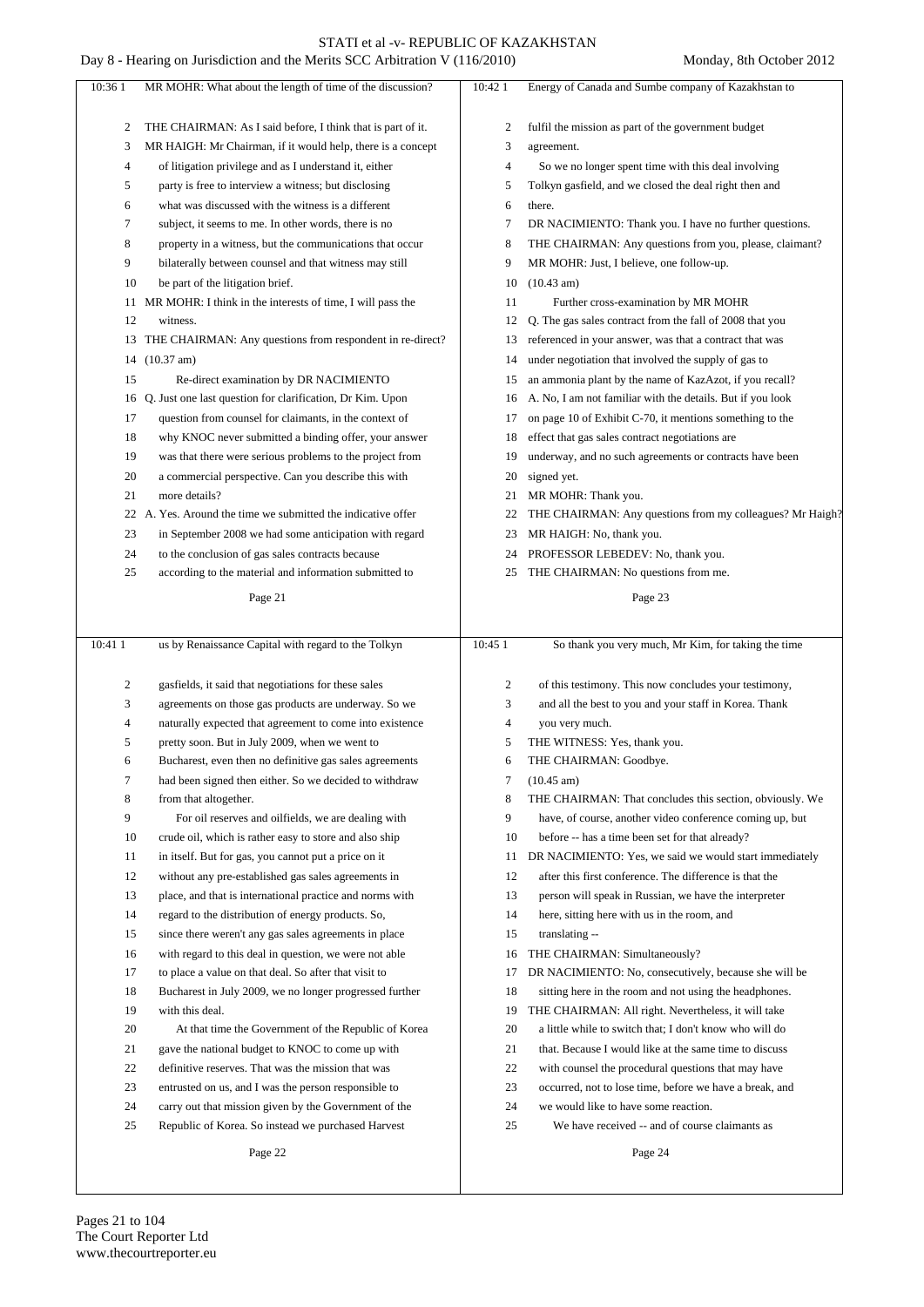MR MOHR: What about the length of time of the discussion?

THE CHAIRMAN: As I said before, I think that is part of it.

MR HAIGH: Mr Chairman, if it would help, there is a concept of litigation privilege and as I understand it, either party is free to interview a witness; but disclosing what was discussed with the witness is a different subject, it seems to me. In other words, there is no property in a witness, but the communications that occur bilaterally between counsel and that witness may still be part of the litigation brief.

MR MOHR: I think in the interests of time, I will pass the witness.

THE CHAIRMAN: Any questions from respondent in re-direct?

(10.37 am)

Re-direct examination by DR NACIMIENTO

Q. Just one last question for clarification, Dr Kim. Upon question from counsel for claimants, in the context of why KNOC never submitted a binding offer, your answer was that there were serious problems to the project from a commercial perspective. Can you describe this with more details?

A. Yes. Around the time we submitted the indicative offer in September 2008 we had some anticipation with regard to the conclusion of gas sales contracts because according to the material and information submitted to us by Renaissance Capital with regard to the Tolkyn gasfields, it said that negotiations for these sales agreements on those gas products are underway. So we naturally expected that agreement to come into existence pretty soon. But in July 2009, when we went to Bucharest, even then no definitive gas sales agreements had been signed then either. So we decided to withdraw from that altogether.

For oil reserves and oilfields, we are dealing with crude oil, which is rather easy to store and also ship in itself. But for gas, you cannot put a price on it without any pre-established gas sales agreements in place, and that is international practice and norms with regard to the distribution of energy products. So, since there weren't any gas sales agreements in place with regard to this deal in question, we were not able to place a value on that deal. So after that visit to Bucharest in July 2009, we no longer progressed further with this deal.

At that time the Government of the Republic of Korea gave the national budget to KNOC to come up with definitive reserves. That was the mission that was entrusted on us, and I was the person responsible to carry out that mission given by the Government of the Republic of Korea. So instead we purchased Harvest Energy of Canada and Sumbe company of Kazakhstan to fulfil the mission as part of the government budget agreement.

So we no longer spent time with this deal involving Tolkyn gasfield, and we closed the deal right then and there.

DR NACIMIENTO: Thank you. I have no further questions.

THE CHAIRMAN: Any questions from you, please, claimant?

MR MOHR: Just, I believe, one follow-up.

(10.43 am)

Further cross-examination by MR MOHR

Q. The gas sales contract from the fall of 2008 that you referenced in your answer, was that a contract that was under negotiation that involved the supply of gas to an ammonia plant by the name of KazAzot, if you recall?

A. No, I am not familiar with the details. But if you look on page 10 of Exhibit C-70, it mentions something to the effect that gas sales contract negotiations are underway, and no such agreements or contracts have been signed yet.

MR MOHR: Thank you.

THE CHAIRMAN: Any questions from my colleagues? Mr Haigh?

MR HAIGH: No, thank you.

PROFESSOR LEBEDEV: No, thank you.

THE CHAIRMAN: No questions from me.

So thank you very much, Mr Kim, for taking the time of this testimony. This now concludes your testimony, and all the best to you and your staff in Korea. Thank you very much.

THE WITNESS: Yes, thank you.

THE CHAIRMAN: Goodbye.

(10.45 am)

THE CHAIRMAN: That concludes this section, obviously. We have, of course, another video conference coming up, but before -- has a time been set for that already?

DR NACIMIENTO: Yes, we said we would start immediately after this first conference. The difference is that the person will speak in Russian, we have the interpreter here, sitting here with us in the room, and translating --

THE CHAIRMAN: Simultaneously?

DR NACIMIENTO: No, consecutively, because she will be sitting here in the room and not using the headphones.

THE CHAIRMAN: All right. Nevertheless, it will take a little while to switch that; I don't know who will do that. Because I would like at the same time to discuss with counsel the procedural questions that may have occurred, not to lose time, before we have a break, and we would like to have some reaction.

We have received -- and of course claimants as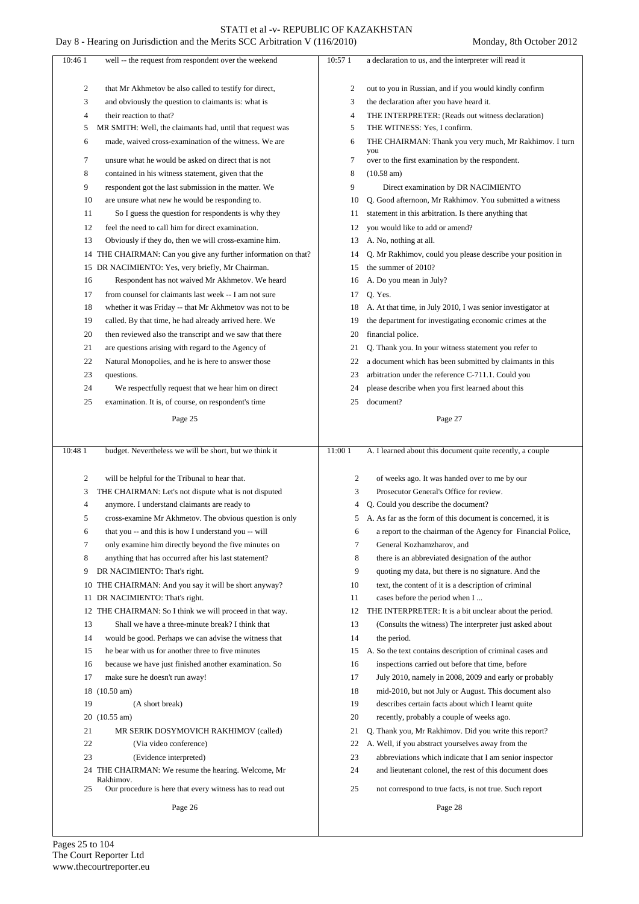well -- the request from respondent over the weekend that Mr Akhmetov be also called to testify for direct, and obviously the question to claimants is: what is their reaction to that?

MR SMITH: Well, the claimants had, until that request was made, waived cross-examination of the witness. We are unsure what he would be asked on direct that is not contained in his witness statement, given that the respondent got the last submission in the matter. We are unsure what new he would be responding to.

So I guess the question for respondents is why they feel the need to call him for direct examination. Obviously if they do, then we will cross-examine him.

THE CHAIRMAN: Can you give any further information on that?

DR NACIMIENTO: Yes, very briefly, Mr Chairman.

Respondent has not waived Mr Akhmetov. We heard from counsel for claimants last week -- I am not sure whether it was Friday -- that Mr Akhmetov was not to be called. By that time, he had already arrived here. We then reviewed also the transcript and we saw that there are questions arising with regard to the Agency of Natural Monopolies, and he is here to answer those questions.

We respectfully request that we hear him on direct examination. It is, of course, on respondent's time budget. Nevertheless we will be short, but we think it will be helpful for the Tribunal to hear that.

THE CHAIRMAN: Let's not dispute what is not disputed anymore. I understand claimants are ready to cross-examine Mr Akhmetov. The obvious question is only that you -- and this is how I understand you -- will only examine him directly beyond the five minutes on anything that has occurred after his last statement?

DR NACIMIENTO: That's right.

THE CHAIRMAN: And you say it will be short anyway?

DR NACIMIENTO: That's right.

THE CHAIRMAN: So I think we will proceed in that way.

Shall we have a three-minute break? I think that would be good. Perhaps we can advise the witness that he bear with us for another three to five minutes because we have just finished another examination. So make sure he doesn't run away!

(10.50 am)

(A short break)

(10.55 am)

MR SERIK DOSYMOVICH RAKHIMOV (called)

(Via video conference)

(Evidence interpreted)

THE CHAIRMAN: We resume the hearing. Welcome, Mr Rakhimov.

Our procedure is here that every witness has to read out a declaration to us, and the interpreter will read it out to you in Russian, and if you would kindly confirm the declaration after you have heard it.

THE INTERPRETER: (Reads out witness declaration)

THE WITNESS: Yes, I confirm.

THE CHAIRMAN: Thank you very much, Mr Rakhimov. I turn you over to the first examination by the respondent.

(10.58 am)

Direct examination by DR NACIMIENTO

Q. Good afternoon, Mr Rakhimov. You submitted a witness statement in this arbitration. Is there anything that you would like to add or amend?

A. No, nothing at all.

Q. Mr Rakhimov, could you please describe your position in the summer of 2010?

A. Do you mean in July?

Q. Yes.

A. At that time, in July 2010, I was senior investigator at the department for investigating economic crimes at the financial police.

Q. Thank you. In your witness statement you refer to a document which has been submitted by claimants in this arbitration under the reference C-711.1. Could you please describe when you first learned about this document?

A. I learned about this document quite recently, a couple of weeks ago. It was handed over to me by our Prosecutor General's Office for review.

Q. Could you describe the document?

A. As far as the form of this document is concerned, it is a report to the chairman of the Agency for Financial Police, General Kozhamzharov, and there is an abbreviated designation of the author quoting my data, but there is no signature. And the text, the content of it is a description of criminal cases before the period when I ...

THE INTERPRETER: It is a bit unclear about the period. (Consults the witness) The interpreter just asked about the period.

A. So the text contains description of criminal cases and inspections carried out before that time, before July 2010, namely in 2008, 2009 and early or probably mid-2010, but not July or August. This document also describes certain facts about which I learnt quite recently, probably a couple of weeks ago.

Q. Thank you, Mr Rakhimov. Did you write this report?

A. Well, if you abstract yourselves away from the abbreviations which indicate that I am senior inspector and lieutenant colonel, the rest of this document does not correspond to true facts, is not true. Such report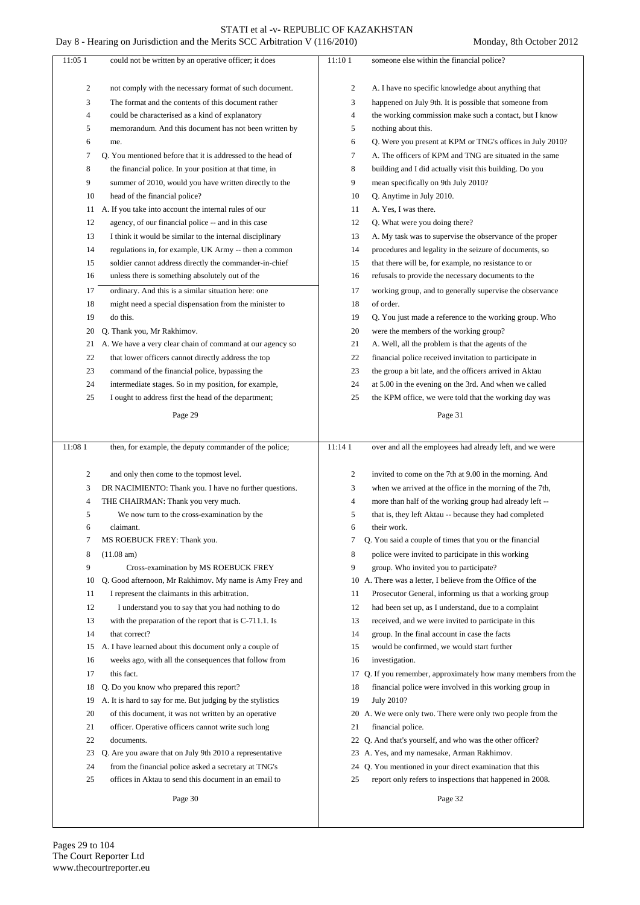could not be written by an operative officer; it does not comply with the necessary format of such document. The format and the contents of this document rather could be characterised as a kind of explanatory memorandum. And this document has not been written by me.

Q. You mentioned before that it is addressed to the head of the financial police. In your position at that time, in summer of 2010, would you have written directly to the head of the financial police?

A. If you take into account the internal rules of our agency, of our financial police -- and in this case I think it would be similar to the internal disciplinary regulations in, for example, UK Army -- then a common soldier cannot address directly the commander-in-chief unless there is something absolutely out of the ordinary. And this is a similar situation here: one might need a special dispensation from the minister to do this.

Q. Thank you, Mr Rakhimov.

A. We have a very clear chain of command at our agency so that lower officers cannot directly address the top command of the financial police, bypassing the intermediate stages. So in my position, for example, I ought to address first the head of the department; then, for example, the deputy commander of the police; and only then come to the topmost level.

DR NACIMIENTO: Thank you. I have no further questions.

THE CHAIRMAN: Thank you very much.

We now turn to the cross-examination by the claimant.

MS ROEBUCK FREY: Thank you.

(11.08 am)

Cross-examination by MS ROEBUCK FREY

Q. Good afternoon, Mr Rakhimov. My name is Amy Frey and I represent the claimants in this arbitration.

I understand you to say that you had nothing to do with the preparation of the report that is C-711.1. Is that correct?

A. I have learned about this document only a couple of weeks ago, with all the consequences that follow from this fact.

Q. Do you know who prepared this report?

A. It is hard to say for me. But judging by the stylistics of this document, it was not written by an operative officer. Operative officers cannot write such long documents.

Q. Are you aware that on July 9th 2010 a representative from the financial police asked a secretary at TNG's offices in Aktau to send this document in an email to someone else within the financial police?

A. I have no specific knowledge about anything that happened on July 9th. It is possible that someone from the working commission make such a contact, but I know nothing about this.

Q. Were you present at KPM or TNG's offices in July 2010?

A. The officers of KPM and TNG are situated in the same building and I did actually visit this building. Do you mean specifically on 9th July 2010?

Q. Anytime in July 2010.

A. Yes, I was there.

Q. What were you doing there?

A. My task was to supervise the observance of the proper procedures and legality in the seizure of documents, so that there will be, for example, no resistance to or refusals to provide the necessary documents to the working group, and to generally supervise the observance of order.

Q. You just made a reference to the working group. Who were the members of the working group?

A. Well, all the problem is that the agents of the financial police received invitation to participate in the group a bit late, and the officers arrived in Aktau at 5.00 in the evening on the 3rd. And when we called the KPM office, we were told that the working day was over and all the employees had already left, and we were invited to come on the 7th at 9.00 in the morning. And when we arrived at the office in the morning of the 7th, more than half of the working group had already left -- that is, they left Aktau -- because they had completed their work.

Q. You said a couple of times that you or the financial police were invited to participate in this working group. Who invited you to participate?

A. There was a letter, I believe from the Office of the Prosecutor General, informing us that a working group had been set up, as I understand, due to a complaint received, and we were invited to participate in this group. In the final account in case the facts would be confirmed, we would start further investigation.

Q. If you remember, approximately how many members from the financial police were involved in this working group in July 2010?

A. We were only two. There were only two people from the financial police.

Q. And that's yourself, and who was the other officer?

A. Yes, and my namesake, Arman Rakhimov.

Q. You mentioned in your direct examination that this report only refers to inspections that happened in 2008.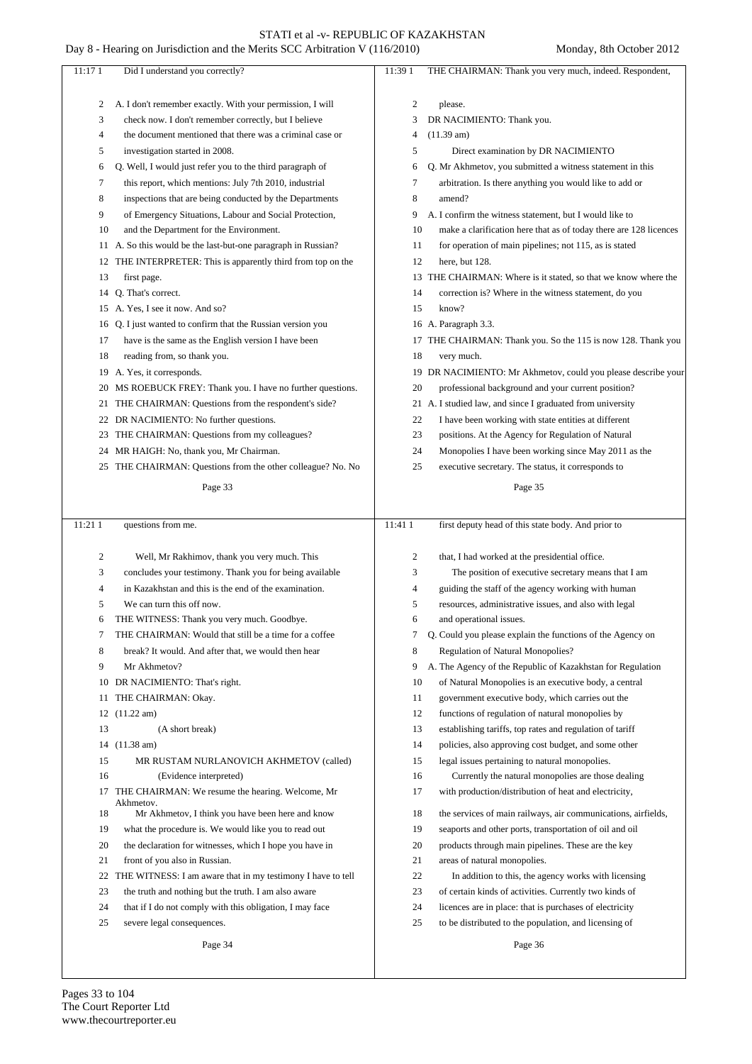**Page 33**

11:17 1 Did I understand you correctly?

2 A. I don't remember exactly. With your permission, I will
3 check now. I don't remember correctly, but I believe
4 the document mentioned that there was a criminal case or
5 investigation started in 2008.
6 Q. Well, I would just refer you to the third paragraph of
7 this report, which mentions: July 7th 2010, industrial
8 inspections that are being conducted by the Departments
9 of Emergency Situations, Labour and Social Protection,
10 and the Department for the Environment.
11 A. So this would be the last-but-one paragraph in Russian?
12 THE INTERPRETER: This is apparently third from top on the
13 first page.
14 Q. That's correct.
15 A. Yes, I see it now. And so?
16 Q. I just wanted to confirm that the Russian version you
17 have is the same as the English version I have been
18 reading from, so thank you.
19 A. Yes, it corresponds.
20 MS ROEBUCK FREY: Thank you. I have no further questions.
21 THE CHAIRMAN: Questions from the respondent's side?
22 DR NACIMIENTO: No further questions.
23 THE CHAIRMAN: Questions from my colleagues?
24 MR HAIGH: No, thank you, Mr Chairman.
25 THE CHAIRMAN: Questions from the other colleague? No. No

**Page 34**

11:21 1 questions from me.

2 Well, Mr Rakhimov, thank you very much. This
3 concludes your testimony. Thank you for being available
4 in Kazakhstan and this is the end of the examination.
5 We can turn this off now.
6 THE WITNESS: Thank you very much. Goodbye.
7 THE CHAIRMAN: Would that still be a time for a coffee
8 break? It would. And after that, we would then hear
9 Mr Akhmetov?
10 DR NACIMIENTO: That's right.
11 THE CHAIRMAN: Okay.
12 (11.22 am)
13 (A short break)
14 (11.38 am)
15 MR RUSTAM NURLANOVICH AKHMETOV (called)
16 (Evidence interpreted)
17 THE CHAIRMAN: We resume the hearing. Welcome, Mr Akhmetov.
18 Mr Akhmetov, I think you have been here and know
19 what the procedure is. We would like you to read out
20 the declaration for witnesses, which I hope you have in
21 front of you also in Russian.
22 THE WITNESS: I am aware that in my testimony I have to tell
23 the truth and nothing but the truth. I am also aware
24 that if I do not comply with this obligation, I may face
25 severe legal consequences.

**Page 35**

11:39 1 THE CHAIRMAN: Thank you very much, indeed. Respondent,

2 please.
3 DR NACIMIENTO: Thank you.
4 (11.39 am)
5 Direct examination by DR NACIMIENTO
6 Q. Mr Akhmetov, you submitted a witness statement in this
7 arbitration. Is there anything you would like to add or
8 amend?
9 A. I confirm the witness statement, but I would like to
10 make a clarification here that as of today there are 128 licences
11 for operation of main pipelines; not 115, as is stated
12 here, but 128.
13 THE CHAIRMAN: Where is it stated, so that we know where the
14 correction is? Where in the witness statement, do you
15 know?
16 A. Paragraph 3.3.
17 THE CHAIRMAN: Thank you. So the 115 is now 128. Thank you
18 very much.
19 DR NACIMIENTO: Mr Akhmetov, could you please describe your
20 professional background and your current position?
21 A. I studied law, and since I graduated from university
22 I have been working with state entities at different
23 positions. At the Agency for Regulation of Natural
24 Monopolies I have been working since May 2011 as the
25 executive secretary. The status, it corresponds to

**Page 36**

11:41 1 first deputy head of this state body. And prior to

2 that, I had worked at the presidential office.
3 The position of executive secretary means that I am
4 guiding the staff of the agency working with human
5 resources, administrative issues, and also with legal
6 and operational issues.
7 Q. Could you please explain the functions of the Agency on
8 Regulation of Natural Monopolies?
9 A. The Agency of the Republic of Kazakhstan for Regulation
10 of Natural Monopolies is an executive body, a central
11 government executive body, which carries out the
12 functions of regulation of natural monopolies by
13 establishing tariffs, top rates and regulation of tariff
14 policies, also approving cost budget, and some other
15 legal issues pertaining to natural monopolies.
16 Currently the natural monopolies are those dealing
17 with production/distribution of heat and electricity,
18 the services of main railways, air communications, airfields,
19 seaports and other ports, transportation of oil and oil
20 products through main pipelines. These are the key
21 areas of natural monopolies.
22 In addition to this, the agency works with licensing
23 of certain kinds of activities. Currently two kinds of
24 licences are in place: that is purchases of electricity
25 to be distributed to the population, and licensing of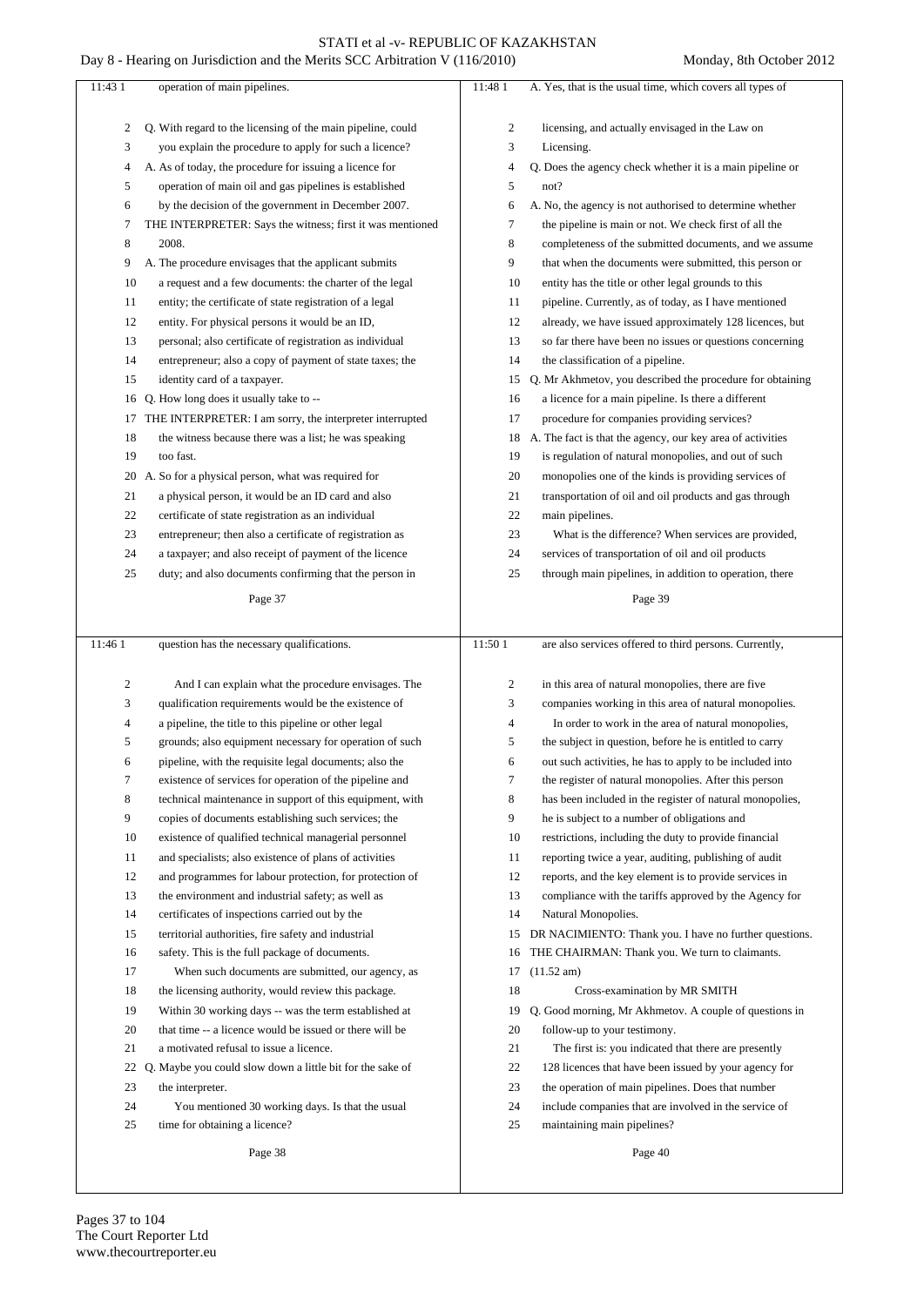**Page 37**

11:43 1 operation of main pipelines.

2 Q. With regard to the licensing of the main pipeline, could
3 you explain the procedure to apply for such a licence?
4 A. As of today, the procedure for issuing a licence for
5 operation of main oil and gas pipelines is established
6 by the decision of the government in December 2007.
7 THE INTERPRETER: Says the witness; first it was mentioned
8 2008.
9 A. The procedure envisages that the applicant submits
10 a request and a few documents: the charter of the legal
11 entity; the certificate of state registration of a legal
12 entity. For physical persons it would be an ID,
13 personal; also certificate of registration as individual
14 entrepreneur; also a copy of payment of state taxes; the
15 identity card of a taxpayer.
16 Q. How long does it usually take to --
17 THE INTERPRETER: I am sorry, the interpreter interrupted
18 the witness because there was a list; he was speaking
19 too fast.
20 A. So for a physical person, what was required for
21 a physical person, it would be an ID card and also
22 certificate of state registration as an individual
23 entrepreneur; then also a certificate of registration as
24 a taxpayer; and also receipt of payment of the licence
25 duty; and also documents confirming that the person in

**Page 38**

11:46 1 question has the necessary qualifications.

2 And I can explain what the procedure envisages. The
3 qualification requirements would be the existence of
4 a pipeline, the title to this pipeline or other legal
5 grounds; also equipment necessary for operation of such
6 pipeline, with the requisite legal documents; also the
7 existence of services for operation of the pipeline and
8 technical maintenance in support of this equipment, with
9 copies of documents establishing such services; the
10 existence of qualified technical managerial personnel
11 and specialists; also existence of plans of activities
12 and programmes for labour protection, for protection of
13 the environment and industrial safety; as well as
14 certificates of inspections carried out by the
15 territorial authorities, fire safety and industrial
16 safety. This is the full package of documents.
17 When such documents are submitted, our agency, as
18 the licensing authority, would review this package.
19 Within 30 working days -- was the term established at
20 that time -- a licence would be issued or there will be
21 a motivated refusal to issue a licence.
22 Q. Maybe you could slow down a little bit for the sake of
23 the interpreter.
24 You mentioned 30 working days. Is that the usual
25 time for obtaining a licence?

**Page 39**

11:48 1 A. Yes, that is the usual time, which covers all types of

2 licensing, and actually envisaged in the Law on
3 Licensing.
4 Q. Does the agency check whether it is a main pipeline or
5 not?
6 A. No, the agency is not authorised to determine whether
7 the pipeline is main or not. We check first of all the
8 completeness of the submitted documents, and we assume
9 that when the documents were submitted, this person or
10 entity has the title or other legal grounds to this
11 pipeline. Currently, as of today, as I have mentioned
12 already, we have issued approximately 128 licences, but
13 so far there have been no issues or questions concerning
14 the classification of a pipeline.
15 Q. Mr Akhmetov, you described the procedure for obtaining
16 a licence for a main pipeline. Is there a different
17 procedure for companies providing services?
18 A. The fact is that the agency, our key area of activities
19 is regulation of natural monopolies, and out of such
20 monopolies one of the kinds is providing services of
21 transportation of oil and oil products and gas through
22 main pipelines.
23 What is the difference? When services are provided,
24 services of transportation of oil and oil products
25 through main pipelines, in addition to operation, there

**Page 40**

11:50 1 are also services offered to third persons. Currently,

2 in this area of natural monopolies, there are five
3 companies working in this area of natural monopolies.
4 In order to work in the area of natural monopolies,
5 the subject in question, before he is entitled to carry
6 out such activities, he has to apply to be included into
7 the register of natural monopolies. After this person
8 has been included in the register of natural monopolies,
9 he is subject to a number of obligations and
10 restrictions, including the duty to provide financial
11 reporting twice a year, auditing, publishing of audit
12 reports, and the key element is to provide services in
13 compliance with the tariffs approved by the Agency for
14 Natural Monopolies.
15 DR NACIMIENTO: Thank you. I have no further questions.
16 THE CHAIRMAN: Thank you. We turn to claimants.
17 (11.52 am)
18 Cross-examination by MR SMITH
19 Q. Good morning, Mr Akhmetov. A couple of questions in
20 follow-up to your testimony.
21 The first is: you indicated that there are presently
22 128 licences that have been issued by your agency for
23 the operation of main pipelines. Does that number
24 include companies that are involved in the service of
25 maintaining main pipelines?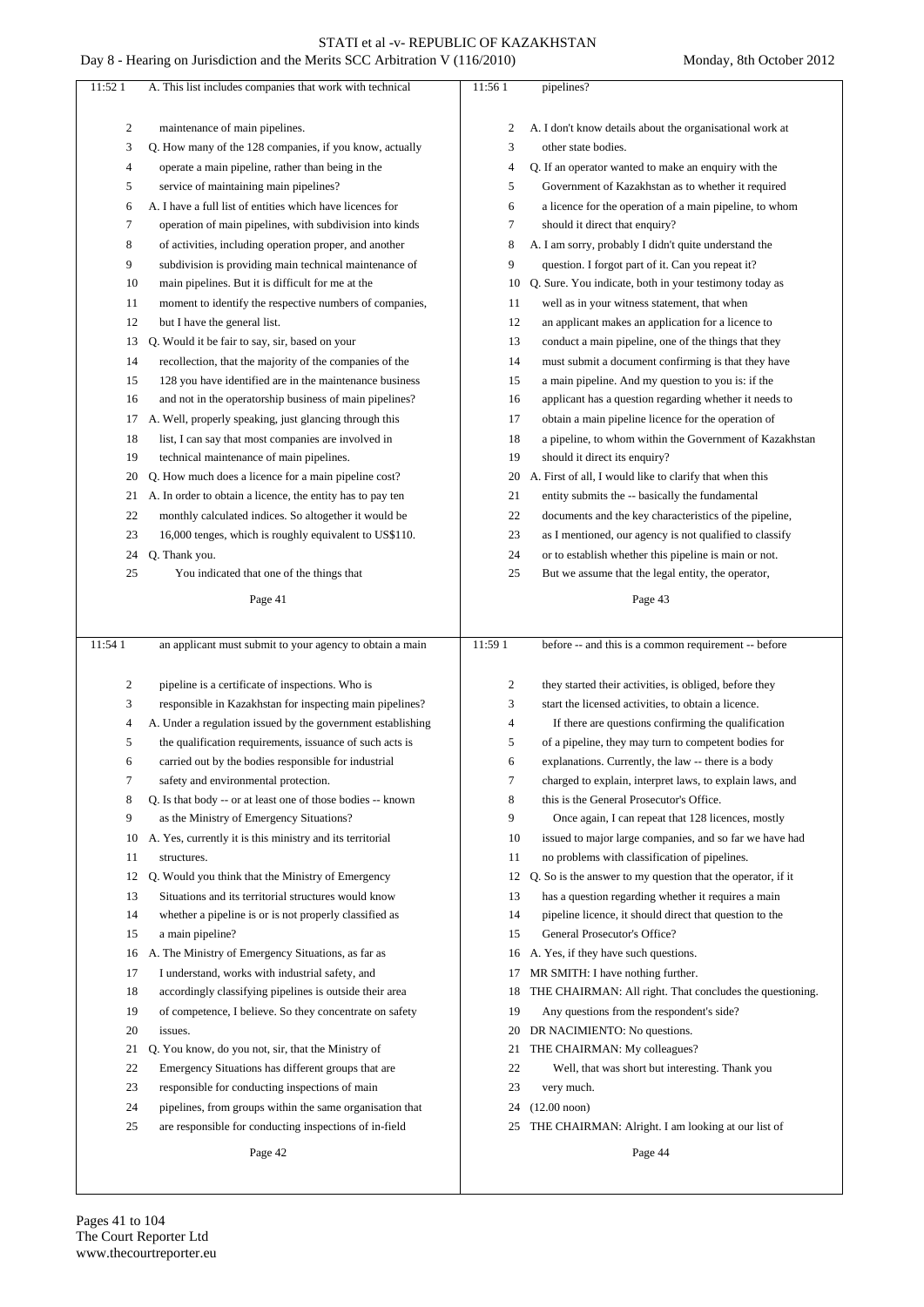A. This list includes companies that work with technical maintenance of main pipelines.

Q. How many of the 128 companies, if you know, actually operate a main pipeline, rather than being in the service of maintaining main pipelines?

A. I have a full list of entities which have licences for operation of main pipelines, with subdivision into kinds of activities, including operation proper, and another subdivision is providing main technical maintenance of main pipelines. But it is difficult for me at the moment to identify the respective numbers of companies, but I have the general list.

Q. Would it be fair to say, sir, based on your recollection, that the majority of the companies of the 128 you have identified are in the maintenance business and not in the operatorship business of main pipelines?

A. Well, properly speaking, just glancing through this list, I can say that most companies are involved in technical maintenance of main pipelines.

Q. How much does a licence for a main pipeline cost?

A. In order to obtain a licence, the entity has to pay ten monthly calculated indices. So altogether it would be 16,000 tenges, which is roughly equivalent to US$110.

Q. Thank you.

You indicated that one of the things that an applicant must submit to your agency to obtain a main pipeline is a certificate of inspections. Who is responsible in Kazakhstan for inspecting main pipelines?

A. Under a regulation issued by the government establishing the qualification requirements, issuance of such acts is carried out by the bodies responsible for industrial safety and environmental protection.

Q. Is that body -- or at least one of those bodies -- known as the Ministry of Emergency Situations?

A. Yes, currently it is this ministry and its territorial structures.

Q. Would you think that the Ministry of Emergency Situations and its territorial structures would know whether a pipeline is or is not properly classified as a main pipeline?

A. The Ministry of Emergency Situations, as far as I understand, works with industrial safety, and accordingly classifying pipelines is outside their area of competence, I believe. So they concentrate on safety issues.

Q. You know, do you not, sir, that the Ministry of Emergency Situations has different groups that are responsible for conducting inspections of main pipelines, from groups within the same organisation that are responsible for conducting inspections of in-field pipelines?

A. I don't know details about the organisational work at other state bodies.

Q. If an operator wanted to make an enquiry with the Government of Kazakhstan as to whether it required a licence for the operation of a main pipeline, to whom should it direct that enquiry?

A. I am sorry, probably I didn't quite understand the question. I forgot part of it. Can you repeat it?

Q. Sure. You indicate, both in your testimony today as well as in your witness statement, that when an applicant makes an application for a licence to conduct a main pipeline, one of the things that they must submit a document confirming is that they have a main pipeline. And my question to you is: if the applicant has a question regarding whether it needs to obtain a main pipeline licence for the operation of a pipeline, to whom within the Government of Kazakhstan should it direct its enquiry?

A. First of all, I would like to clarify that when this entity submits the -- basically the fundamental documents and the key characteristics of the pipeline, as I mentioned, our agency is not qualified to classify or to establish whether this pipeline is main or not. But we assume that the legal entity, the operator, before -- and this is a common requirement -- before they started their activities, is obliged, before they start the licensed activities, to obtain a licence.

If there are questions confirming the qualification of a pipeline, they may turn to competent bodies for explanations. Currently, the law -- there is a body charged to explain, interpret laws, to explain laws, and this is the General Prosecutor's Office.

Once again, I can repeat that 128 licences, mostly issued to major large companies, and so far we have had no problems with classification of pipelines.

Q. So is the answer to my question that the operator, if it has a question regarding whether it requires a main pipeline licence, it should direct that question to the General Prosecutor's Office?

A. Yes, if they have such questions.

MR SMITH: I have nothing further.

THE CHAIRMAN: All right. That concludes the questioning. Any questions from the respondent's side?

DR NACIMIENTO: No questions.

THE CHAIRMAN: My colleagues?

Well, that was short but interesting. Thank you very much.

(12.00 noon)

THE CHAIRMAN: Alright. I am looking at our list of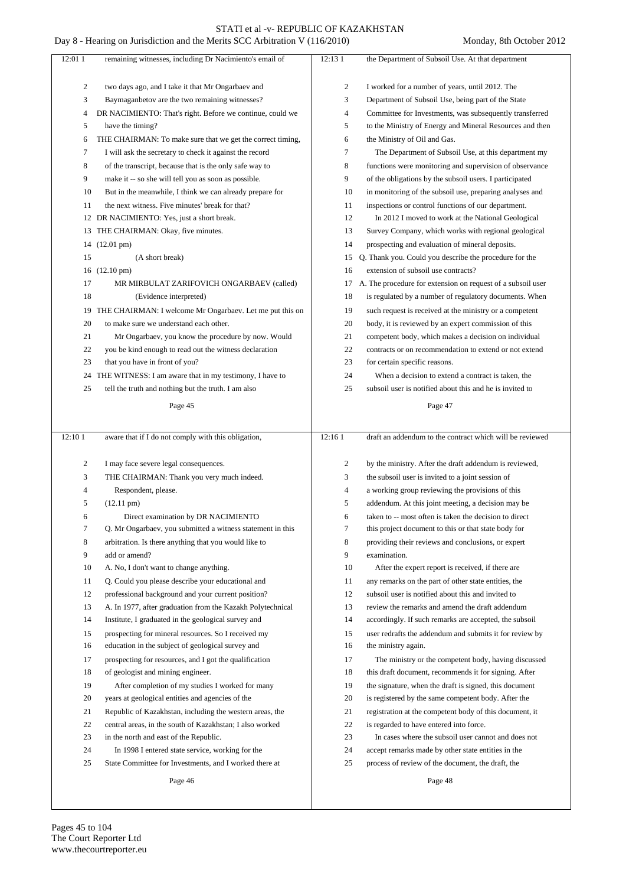remaining witnesses, including Dr Nacimiento's email of two days ago, and I take it that Mr Ongarbaev and Baymaganbetov are the two remaining witnesses?

DR NACIMIENTO: That's right. Before we continue, could we have the timing?

THE CHAIRMAN: To make sure that we get the correct timing, I will ask the secretary to check it against the record of the transcript, because that is the only safe way to make it -- so she will tell you as soon as possible.

But in the meanwhile, I think we can already prepare for the next witness. Five minutes' break for that?

DR NACIMIENTO: Yes, just a short break.

THE CHAIRMAN: Okay, five minutes.

(12.01 pm)

(A short break)

(12.10 pm)

MR MIRBULAT ZARIFOVICH ONGARBAEV (called)

(Evidence interpreted)

THE CHAIRMAN: I welcome Mr Ongarbaev. Let me put this on to make sure we understand each other.

Mr Ongarbaev, you know the procedure by now. Would you be kind enough to read out the witness declaration that you have in front of you?

THE WITNESS: I am aware that in my testimony, I have to tell the truth and nothing but the truth. I am also aware that if I do not comply with this obligation, I may face severe legal consequences.

THE CHAIRMAN: Thank you very much indeed.

Respondent, please.

(12.11 pm)

Direct examination by DR NACIMIENTO

Q. Mr Ongarbaev, you submitted a witness statement in this arbitration. Is there anything that you would like to add or amend?

A. No, I don't want to change anything.

Q. Could you please describe your educational and professional background and your current position?

A. In 1977, after graduation from the Kazakh Polytechnical Institute, I graduated in the geological survey and prospecting for mineral resources. So I received my education in the subject of geological survey and prospecting for resources, and I got the qualification of geologist and mining engineer.

After completion of my studies I worked for many years at geological entities and agencies of the Republic of Kazakhstan, including the western areas, the central areas, in the south of Kazakhstan; I also worked in the north and east of the Republic.

In 1998 I entered state service, working for the State Committee for Investments, and I worked there at the Department of Subsoil Use. At that department I worked for a number of years, until 2012. The Department of Subsoil Use, being part of the State Committee for Investments, was subsequently transferred to the Ministry of Energy and Mineral Resources and then the Ministry of Oil and Gas.

The Department of Subsoil Use, at this department my functions were monitoring and supervision of observance of the obligations by the subsoil users. I participated in monitoring of the subsoil use, preparing analyses and inspections or control functions of our department.

In 2012 I moved to work at the National Geological Survey Company, which works with regional geological prospecting and evaluation of mineral deposits.

Q. Thank you. Could you describe the procedure for the extension of subsoil use contracts?

A. The procedure for extension on request of a subsoil user is regulated by a number of regulatory documents. When such request is received at the ministry or a competent body, it is reviewed by an expert commission of this competent body, which makes a decision on individual contracts or on recommendation to extend or not extend for certain specific reasons.

When a decision to extend a contract is taken, the subsoil user is notified about this and he is invited to draft an addendum to the contract which will be reviewed by the ministry. After the draft addendum is reviewed, the subsoil user is invited to a joint session of a working group reviewing the provisions of this addendum. At this joint meeting, a decision may be taken to -- most often is taken the decision to direct this project document to this or that state body for providing their reviews and conclusions, or expert examination.

After the expert report is received, if there are any remarks on the part of other state entities, the subsoil user is notified about this and invited to review the remarks and amend the draft addendum accordingly. If such remarks are accepted, the subsoil user redrafts the addendum and submits it for review by the ministry again.

The ministry or the competent body, having discussed this draft document, recommends it for signing. After the signature, when the draft is signed, this document is registered by the same competent body. After the registration at the competent body of this document, it is regarded to have entered into force.

In cases where the subsoil user cannot and does not accept remarks made by other state entities in the process of review of the document, the draft, the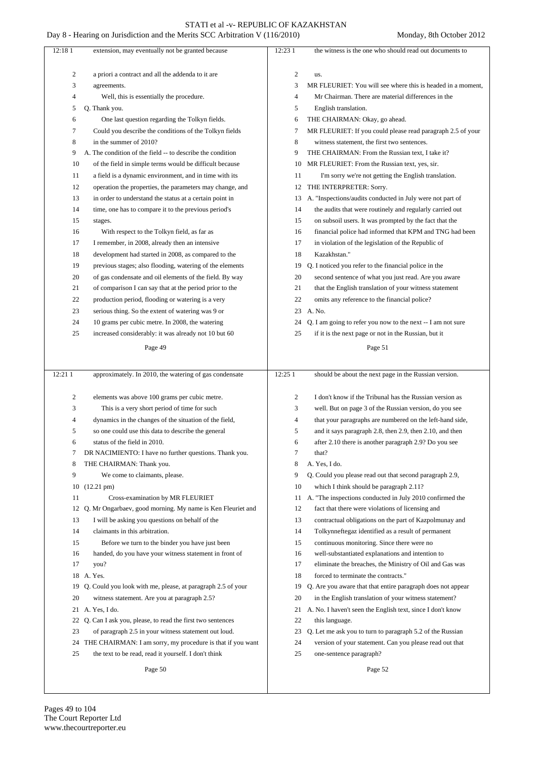**Page 49**

12:18 1 extension, may eventually not be granted because
2 a priori a contract and all the addenda to it are
3 agreements.
4 Well, this is essentially the procedure.
5 Q. Thank you.
6 One last question regarding the Tolkyn fields.
7 Could you describe the conditions of the Tolkyn fields
8 in the summer of 2010?
9 A. The condition of the field -- to describe the condition
10 of the field in simple terms would be difficult because
11 a field is a dynamic environment, and in time with its
12 operation the properties, the parameters may change, and
13 in order to understand the status at a certain point in
14 time, one has to compare it to the previous period's
15 stages.
16 With respect to the Tolkyn field, as far as
17 I remember, in 2008, already then an intensive
18 development had started in 2008, as compared to the
19 previous stages; also flooding, watering of the elements
20 of gas condensate and oil elements of the field. By way
21 of comparison I can say that at the period prior to the
22 production period, flooding or watering is a very
23 serious thing. So the extent of watering was 9 or
24 10 grams per cubic metre. In 2008, the watering
25 increased considerably: it was already not 10 but 60

**Page 50**

12:21 1 approximately. In 2010, the watering of gas condensate
2 elements was above 100 grams per cubic metre.
3 This is a very short period of time for such
4 dynamics in the changes of the situation of the field,
5 so one could use this data to describe the general
6 status of the field in 2010.
7 DR NACIMIENTO: I have no further questions. Thank you.
8 THE CHAIRMAN: Thank you.
9 We come to claimants, please.
10 (12.21 pm)
11 Cross-examination by MR FLEURIET
12 Q. Mr Ongarbaev, good morning. My name is Ken Fleuriet and
13 I will be asking you questions on behalf of the
14 claimants in this arbitration.
15 Before we turn to the binder you have just been
16 handed, do you have your witness statement in front of
17 you?
18 A. Yes.
19 Q. Could you look with me, please, at paragraph 2.5 of your
20 witness statement. Are you at paragraph 2.5?
21 A. Yes, I do.
22 Q. Can I ask you, please, to read the first two sentences
23 of paragraph 2.5 in your witness statement out loud.
24 THE CHAIRMAN: I am sorry, my procedure is that if you want
25 the text to be read, read it yourself. I don't think

**Page 51**

12:23 1 the witness is the one who should read out documents to
2 us.
3 MR FLEURIET: You will see where this is headed in a moment,
4 Mr Chairman. There are material differences in the
5 English translation.
6 THE CHAIRMAN: Okay, go ahead.
7 MR FLEURIET: If you could please read paragraph 2.5 of your
8 witness statement, the first two sentences.
9 THE CHAIRMAN: From the Russian text, I take it?
10 MR FLEURIET: From the Russian text, yes, sir.
11 I'm sorry we're not getting the English translation.
12 THE INTERPRETER: Sorry.
13 A. "Inspections/audits conducted in July were not part of
14 the audits that were routinely and regularly carried out
15 on subsoil users. It was prompted by the fact that the
16 financial police had informed that KPM and TNG had been
17 in violation of the legislation of the Republic of
18 Kazakhstan."
19 Q. I noticed you refer to the financial police in the
20 second sentence of what you just read. Are you aware
21 that the English translation of your witness statement
22 omits any reference to the financial police?
23 A. No.
24 Q. I am going to refer you now to the next -- I am not sure
25 if it is the next page or not in the Russian, but it

**Page 52**

12:25 1 should be about the next page in the Russian version.
2 I don't know if the Tribunal has the Russian version as
3 well. But on page 3 of the Russian version, do you see
4 that your paragraphs are numbered on the left-hand side,
5 and it says paragraph 2.8, then 2.9, then 2.10, and then
6 after 2.10 there is another paragraph 2.9? Do you see
7 that?
8 A. Yes, I do.
9 Q. Could you please read out that second paragraph 2.9,
10 which I think should be paragraph 2.11?
11 A. "The inspections conducted in July 2010 confirmed the
12 fact that there were violations of licensing and
13 contractual obligations on the part of Kazpolmunay and
14 Tolkynneftegaz identified as a result of permanent
15 continuous monitoring. Since there were no
16 well-substantiated explanations and intention to
17 eliminate the breaches, the Ministry of Oil and Gas was
18 forced to terminate the contracts."
19 Q. Are you aware that that entire paragraph does not appear
20 in the English translation of your witness statement?
21 A. No. I haven't seen the English text, since I don't know
22 this language.
23 Q. Let me ask you to turn to paragraph 5.2 of the Russian
24 version of your statement. Can you please read out that
25 one-sentence paragraph?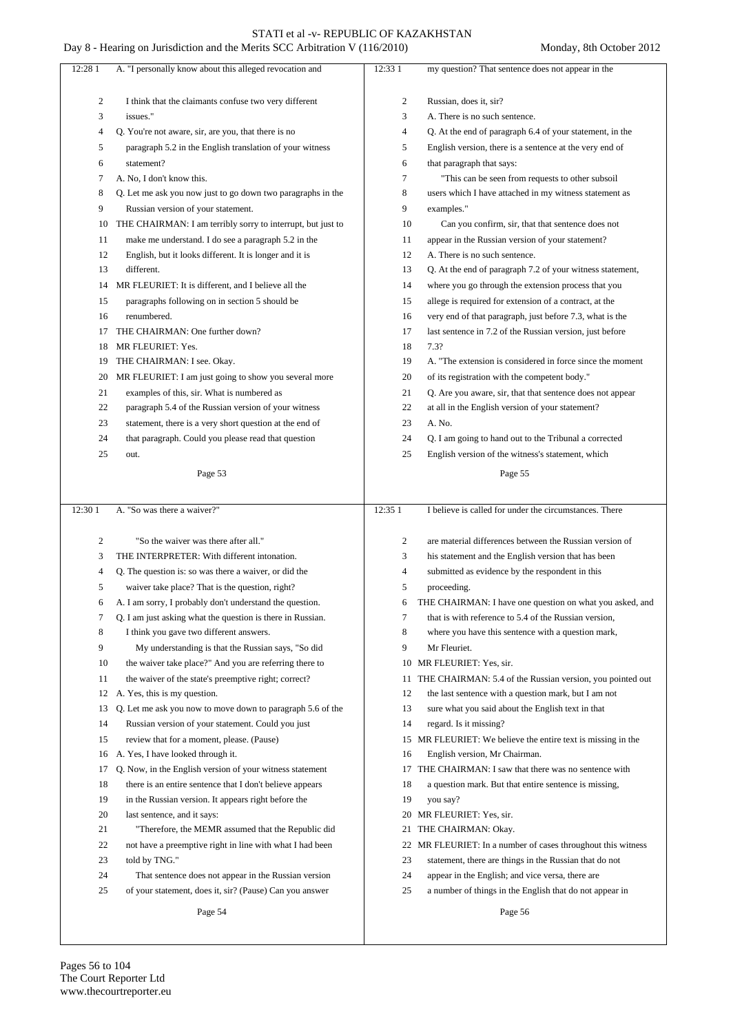**Page 53**

A. "I personally know about this alleged revocation and I think that the claimants confuse two very different issues."

Q. You're not aware, sir, are you, that there is no paragraph 5.2 in the English translation of your witness statement?

A. No, I don't know this.

Q. Let me ask you now just to go down two paragraphs in the Russian version of your statement.

THE CHAIRMAN: I am terribly sorry to interrupt, but just to make me understand. I do see a paragraph 5.2 in the English, but it looks different. It is longer and it is different.

MR FLEURIET: It is different, and I believe all the paragraphs following on in section 5 should be renumbered.

THE CHAIRMAN: One further down?

MR FLEURIET: Yes.

THE CHAIRMAN: I see. Okay.

MR FLEURIET: I am just going to show you several more examples of this, sir. What is numbered as paragraph 5.4 of the Russian version of your witness statement, there is a very short question at the end of that paragraph. Could you please read that question out.

**Page 54**

A. "So was there a waiver?"

"So the waiver was there after all."

THE INTERPRETER: With different intonation.

Q. The question is: so was there a waiver, or did the waiver take place? That is the question, right?

A. I am sorry, I probably don't understand the question.

Q. I am just asking what the question is there in Russian. I think you gave two different answers.

My understanding is that the Russian says, "So did the waiver take place?" And you are referring there to the waiver of the state's preemptive right; correct?

A. Yes, this is my question.

Q. Let me ask you now to move down to paragraph 5.6 of the Russian version of your statement. Could you just review that for a moment, please. (Pause)

A. Yes, I have looked through it.

Q. Now, in the English version of your witness statement there is an entire sentence that I don't believe appears in the Russian version. It appears right before the last sentence, and it says:

"Therefore, the MEMR assumed that the Republic did not have a preemptive right in line with what I had been told by TNG."

That sentence does not appear in the Russian version of your statement, does it, sir? (Pause) Can you answer

**Page 55**

my question? That sentence does not appear in the Russian, does it, sir?

A. There is no such sentence.

Q. At the end of paragraph 6.4 of your statement, in the English version, there is a sentence at the very end of that paragraph that says:

"This can be seen from requests to other subsoil users which I have attached in my witness statement as examples."

Can you confirm, sir, that that sentence does not appear in the Russian version of your statement?

A. There is no such sentence.

Q. At the end of paragraph 7.2 of your witness statement, where you go through the extension process that you allege is required for extension of a contract, at the very end of that paragraph, just before 7.3, what is the last sentence in 7.2 of the Russian version, just before 7.3?

A. "The extension is considered in force since the moment of its registration with the competent body."

Q. Are you aware, sir, that that sentence does not appear at all in the English version of your statement?

A. No.

Q. I am going to hand out to the Tribunal a corrected English version of the witness's statement, which

**Page 56**

I believe is called for under the circumstances. There are material differences between the Russian version of his statement and the English version that has been submitted as evidence by the respondent in this proceeding.

THE CHAIRMAN: I have one question on what you asked, and that is with reference to 5.4 of the Russian version, where you have this sentence with a question mark, Mr Fleuriet.

MR FLEURIET: Yes, sir.

THE CHAIRMAN: 5.4 of the Russian version, you pointed out the last sentence with a question mark, but I am not sure what you said about the English text in that regard. Is it missing?

MR FLEURIET: We believe the entire text is missing in the English version, Mr Chairman.

THE CHAIRMAN: I saw that there was no sentence with a question mark. But that entire sentence is missing, you say?

MR FLEURIET: Yes, sir.

THE CHAIRMAN: Okay.

MR FLEURIET: In a number of cases throughout this witness statement, there are things in the Russian that do not appear in the English; and vice versa, there are a number of things in the English that do not appear in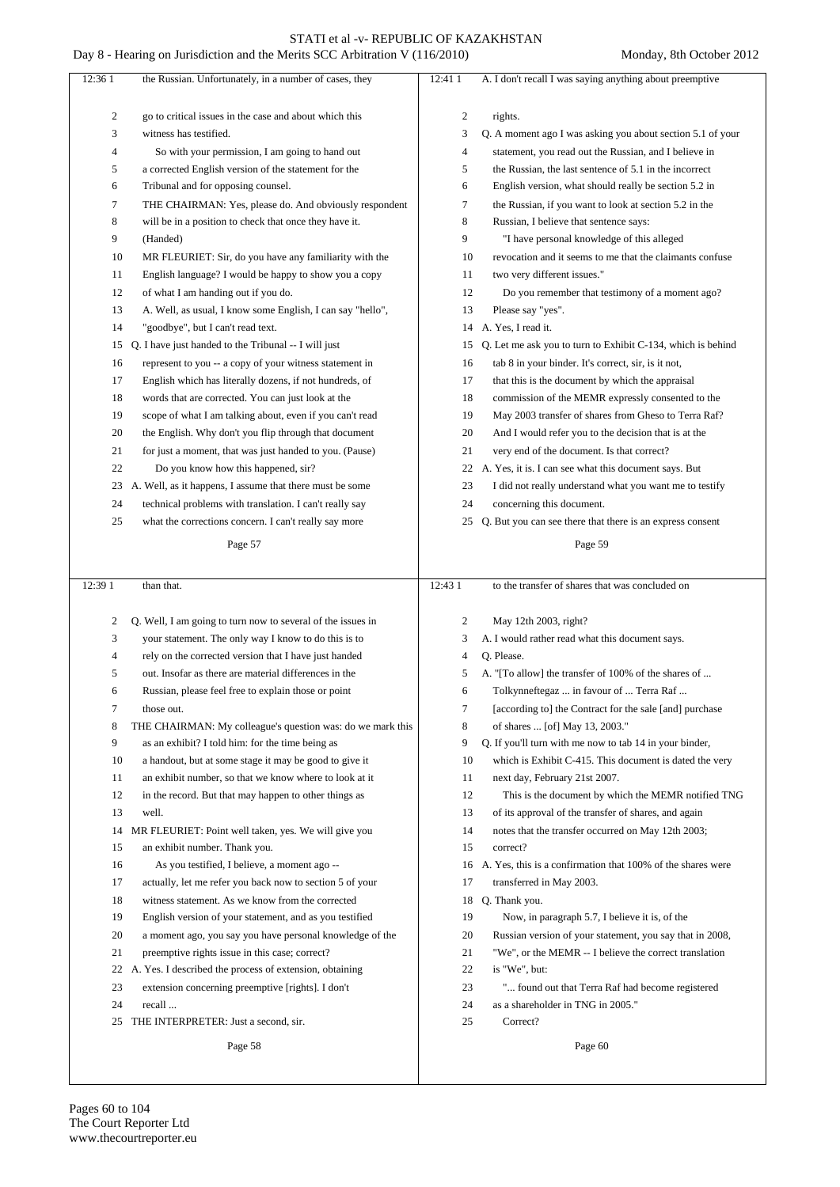Page 57

the Russian. Unfortunately, in a number of cases, they go to critical issues in the case and about which this witness has testified.

So with your permission, I am going to hand out a corrected English version of the statement for the Tribunal and for opposing counsel.

THE CHAIRMAN: Yes, please do. And obviously respondent will be in a position to check that once they have it.

(Handed)

MR FLEURIET: Sir, do you have any familiarity with the English language? I would be happy to show you a copy of what I am handing out if you do.

A. Well, as usual, I know some English, I can say "hello", "goodbye", but I can't read text.

Q. I have just handed to the Tribunal -- I will just represent to you -- a copy of your witness statement in English which has literally dozens, if not hundreds, of words that are corrected. You can just look at the scope of what I am talking about, even if you can't read the English. Why don't you flip through that document for just a moment, that was just handed to you. (Pause)

Do you know how this happened, sir?

A. Well, as it happens, I assume that there must be some technical problems with translation. I can't really say what the corrections concern. I can't really say more than that.

Page 58

Q. Well, I am going to turn now to several of the issues in your statement. The only way I know to do this is to rely on the corrected version that I have just handed out. Insofar as there are material differences in the Russian, please feel free to explain those or point those out.

THE CHAIRMAN: My colleague's question was: do we mark this as an exhibit? I told him: for the time being as a handout, but at some stage it may be good to give it an exhibit number, so that we know where to look at it in the record. But that may happen to other things as well.

MR FLEURIET: Point well taken, yes. We will give you an exhibit number. Thank you.

As you testified, I believe, a moment ago -- actually, let me refer you back now to section 5 of your witness statement. As we know from the corrected English version of your statement, and as you testified a moment ago, you say you have personal knowledge of the preemptive rights issue in this case; correct?

A. Yes. I described the process of extension, obtaining extension concerning preemptive [rights]. I don't recall ...

THE INTERPRETER: Just a second, sir.

Page 59

A. I don't recall I was saying anything about preemptive rights.

Q. A moment ago I was asking you about section 5.1 of your statement, you read out the Russian, and I believe in the Russian, the last sentence of 5.1 in the incorrect English version, what should really be section 5.2 in the Russian, if you want to look at section 5.2 in the Russian, I believe that sentence says:

"I have personal knowledge of this alleged revocation and it seems to me that the claimants confuse two very different issues."

Do you remember that testimony of a moment ago? Please say "yes".

A. Yes, I read it.

Q. Let me ask you to turn to Exhibit C-134, which is behind tab 8 in your binder. It's correct, sir, is it not, that this is the document by which the appraisal commission of the MEMR expressly consented to the May 2003 transfer of shares from Gheso to Terra Raf? And I would refer you to the decision that is at the very end of the document. Is that correct?

A. Yes, it is. I can see what this document says. But I did not really understand what you want me to testify concerning this document.

Q. But you can see there that there is an express consent to the transfer of shares that was concluded on May 12th 2003, right?

Page 60

A. I would rather read what this document says.

Q. Please.

A. "[To allow] the transfer of 100% of the shares of ... Tolkynneftegaz ... in favour of ... Terra Raf ... [according to] the Contract for the sale [and] purchase of shares ... [of] May 13, 2003."

Q. If you'll turn with me now to tab 14 in your binder, which is Exhibit C-415. This document is dated the very next day, February 21st 2007.

This is the document by which the MEMR notified TNG of its approval of the transfer of shares, and again notes that the transfer occurred on May 12th 2003; correct?

A. Yes, this is a confirmation that 100% of the shares were transferred in May 2003.

Q. Thank you.

Now, in paragraph 5.7, I believe it is, of the Russian version of your statement, you say that in 2008, "We", or the MEMR -- I believe the correct translation is "We", but:

"... found out that Terra Raf had become registered as a shareholder in TNG in 2005."

Correct?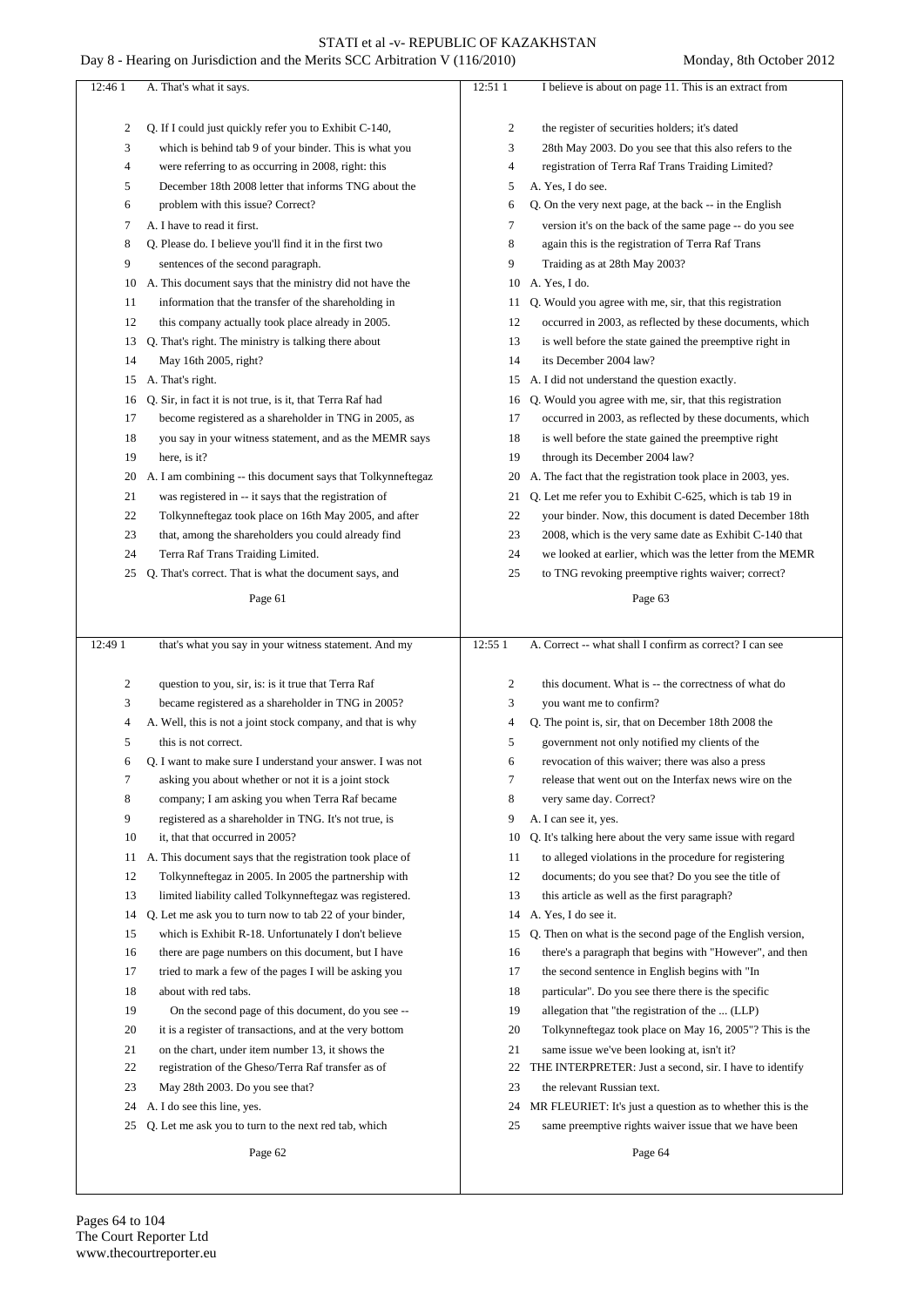Page 61

12:46 1 A. That's what it says.

2 Q. If I could just quickly refer you to Exhibit C-140,
3 which is behind tab 9 of your binder. This is what you
4 were referring to as occurring in 2008, right: this
5 December 18th 2008 letter that informs TNG about the
6 problem with this issue? Correct?
7 A. I have to read it first.
8 Q. Please do. I believe you'll find it in the first two
9 sentences of the second paragraph.
10 A. This document says that the ministry did not have the
11 information that the transfer of the shareholding in
12 this company actually took place already in 2005.
13 Q. That's right. The ministry is talking there about
14 May 16th 2005, right?
15 A. That's right.
16 Q. Sir, in fact it is not true, is it, that Terra Raf had
17 become registered as a shareholder in TNG in 2005, as
18 you say in your witness statement, and as the MEMR says
19 here, is it?
20 A. I am combining -- this document says that Tolkynneftegaz
21 was registered in -- it says that the registration of
22 Tolkynneftegaz took place on 16th May 2005, and after
23 that, among the shareholders you could already find
24 Terra Raf Trans Traiding Limited.
25 Q. That's correct. That is what the document says, and

Page 62

12:49 1 that's what you say in your witness statement. And my
2 question to you, sir, is: is it true that Terra Raf
3 became registered as a shareholder in TNG in 2005?
4 A. Well, this is not a joint stock company, and that is why
5 this is not correct.
6 Q. I want to make sure I understand your answer. I was not
7 asking you about whether or not it is a joint stock
8 company; I am asking you when Terra Raf became
9 registered as a shareholder in TNG. It's not true, is
10 it, that that occurred in 2005?
11 A. This document says that the registration took place of
12 Tolkynneftegaz in 2005. In 2005 the partnership with
13 limited liability called Tolkynneftegaz was registered.
14 Q. Let me ask you to turn now to tab 22 of your binder,
15 which is Exhibit R-18. Unfortunately I don't believe
16 there are page numbers on this document, but I have
17 tried to mark a few of the pages I will be asking you
18 about with red tabs.
19 On the second page of this document, do you see --
20 it is a register of transactions, and at the very bottom
21 on the chart, under item number 13, it shows the
22 registration of the Gheso/Terra Raf transfer as of
23 May 28th 2003. Do you see that?
24 A. I do see this line, yes.
25 Q. Let me ask you to turn to the next red tab, which

Page 63

12:51 1 I believe is about on page 11. This is an extract from
2 the register of securities holders; it's dated
3 28th May 2003. Do you see that this also refers to the
4 registration of Terra Raf Trans Traiding Limited?
5 A. Yes, I do see.
6 Q. On the very next page, at the back -- in the English
7 version it's on the back of the same page -- do you see
8 again this is the registration of Terra Raf Trans
9 Traiding as at 28th May 2003?
10 A. Yes, I do.
11 Q. Would you agree with me, sir, that this registration
12 occurred in 2003, as reflected by these documents, which
13 is well before the state gained the preemptive right in
14 its December 2004 law?
15 A. I did not understand the question exactly.
16 Q. Would you agree with me, sir, that this registration
17 occurred in 2003, as reflected by these documents, which
18 is well before the state gained the preemptive right
19 through its December 2004 law?
20 A. The fact that the registration took place in 2003, yes.
21 Q. Let me refer you to Exhibit C-625, which is tab 19 in
22 your binder. Now, this document is dated December 18th
23 2008, which is the very same date as Exhibit C-140 that
24 we looked at earlier, which was the letter from the MEMR
25 to TNG revoking preemptive rights waiver; correct?

Page 64

12:55 1 A. Correct -- what shall I confirm as correct? I can see
2 this document. What is -- the correctness of what do
3 you want me to confirm?
4 Q. The point is, sir, that on December 18th 2008 the
5 government not only notified my clients of the
6 revocation of this waiver; there was also a press
7 release that went out on the Interfax news wire on the
8 very same day. Correct?
9 A. I can see it, yes.
10 Q. It's talking here about the very same issue with regard
11 to alleged violations in the procedure for registering
12 documents; do you see that? Do you see the title of
13 this article as well as the first paragraph?
14 A. Yes, I do see it.
15 Q. Then on what is the second page of the English version,
16 there's a paragraph that begins with "However", and then
17 the second sentence in English begins with "In
18 particular". Do you see there there is the specific
19 allegation that "the registration of the ... (LLP)
20 Tolkynneftegaz took place on May 16, 2005"? This is the
21 same issue we've been looking at, isn't it?
22 THE INTERPRETER: Just a second, sir. I have to identify
23 the relevant Russian text.
24 MR FLEURIET: It's just a question as to whether this is the
25 same preemptive rights waiver issue that we have been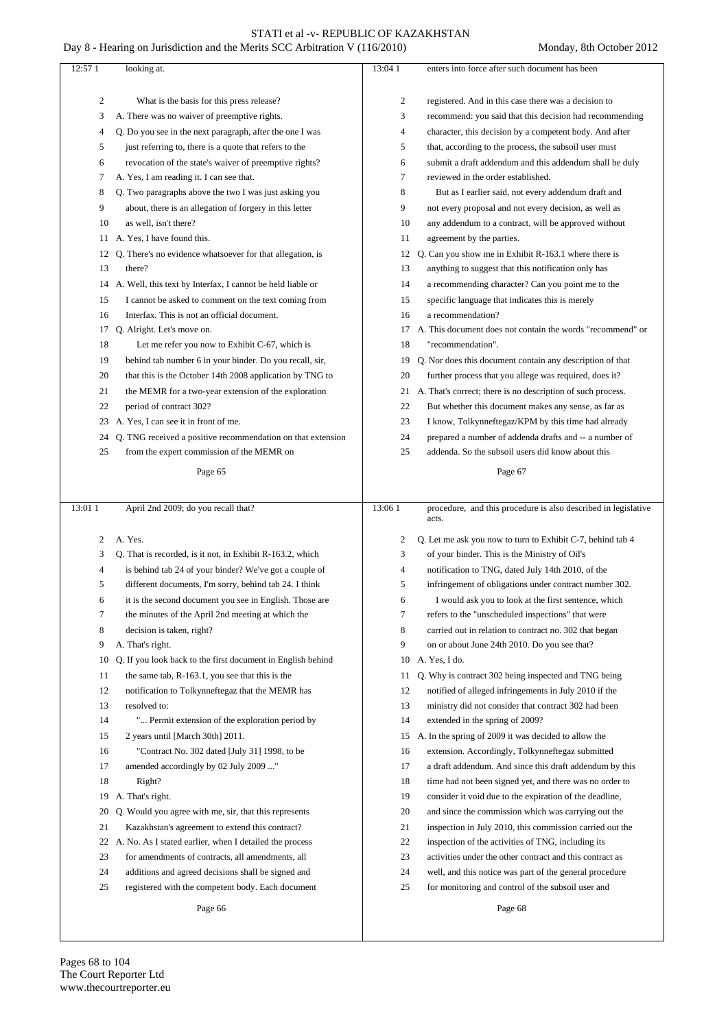looking at.

What is the basis for this press release?

A. There was no waiver of preemptive rights.

Q. Do you see in the next paragraph, after the one I was just referring to, there is a quote that refers to the revocation of the state's waiver of preemptive rights?

A. Yes, I am reading it. I can see that.

Q. Two paragraphs above the two I was just asking you about, there is an allegation of forgery in this letter as well, isn't there?

A. Yes, I have found this.

Q. There's no evidence whatsoever for that allegation, is there?

A. Well, this text by Interfax, I cannot be held liable or I cannot be asked to comment on the text coming from Interfax. This is not an official document.

Q. Alright. Let's move on.

Let me refer you now to Exhibit C-67, which is behind tab number 6 in your binder. Do you recall, sir, that this is the October 14th 2008 application by TNG to the MEMR for a two-year extension of the exploration period of contract 302?

A. Yes, I can see it in front of me.

Q. TNG received a positive recommendation on that extension from the expert commission of the MEMR on April 2nd 2009; do you recall that?

A. Yes.

Q. That is recorded, is it not, in Exhibit R-163.2, which is behind tab 24 of your binder? We've got a couple of different documents, I'm sorry, behind tab 24. I think it is the second document you see in English. Those are the minutes of the April 2nd meeting at which the decision is taken, right?

A. That's right.

Q. If you look back to the first document in English behind the same tab, R-163.1, you see that this is the notification to Tolkynneftegaz that the MEMR has resolved to:

"... Permit extension of the exploration period by 2 years until [March 30th] 2011.

"Contract No. 302 dated [July 31] 1998, to be amended accordingly by 02 July 2009 ..."

Right?

A. That's right.

Q. Would you agree with me, sir, that this represents Kazakhstan's agreement to extend this contract?

A. No. As I stated earlier, when I detailed the process for amendments of contracts, all amendments, all additions and agreed decisions shall be signed and registered with the competent body. Each document enters into force after such document has been registered. And in this case there was a decision to recommend: you said that this decision had recommending character, this decision by a competent body. And after that, according to the process, the subsoil user must submit a draft addendum and this addendum shall be duly reviewed in the order established.

But as I earlier said, not every addendum draft and not every proposal and not every decision, as well as any addendum to a contract, will be approved without agreement by the parties.

Q. Can you show me in Exhibit R-163.1 where there is anything to suggest that this notification only has a recommending character? Can you point me to the specific language that indicates this is merely a recommendation?

A. This document does not contain the words "recommend" or "recommendation".

Q. Nor does this document contain any description of that further process that you allege was required, does it?

A. That's correct; there is no description of such process. But whether this document makes any sense, as far as I know, Tolkynneftegaz/KPM by this time had already prepared a number of addenda drafts and -- a number of addenda. So the subsoil users did know about this procedure, and this procedure is also described in legislative acts.

Q. Let me ask you now to turn to Exhibit C-7, behind tab 4 of your binder. This is the Ministry of Oil's notification to TNG, dated July 14th 2010, of the infringement of obligations under contract number 302.

I would ask you to look at the first sentence, which refers to the "unscheduled inspections" that were carried out in relation to contract no. 302 that began on or about June 24th 2010. Do you see that?

A. Yes, I do.

Q. Why is contract 302 being inspected and TNG being notified of alleged infringements in July 2010 if the ministry did not consider that contract 302 had been extended in the spring of 2009?

A. In the spring of 2009 it was decided to allow the extension. Accordingly, Tolkynneftegaz submitted a draft addendum. And since this draft addendum by this time had not been signed yet, and there was no order to consider it void due to the expiration of the deadline, and since the commission which was carrying out the inspection in July 2010, this commission carried out the inspection of the activities of TNG, including its activities under the other contract and this contract as well, and this notice was part of the general procedure for monitoring and control of the subsoil user and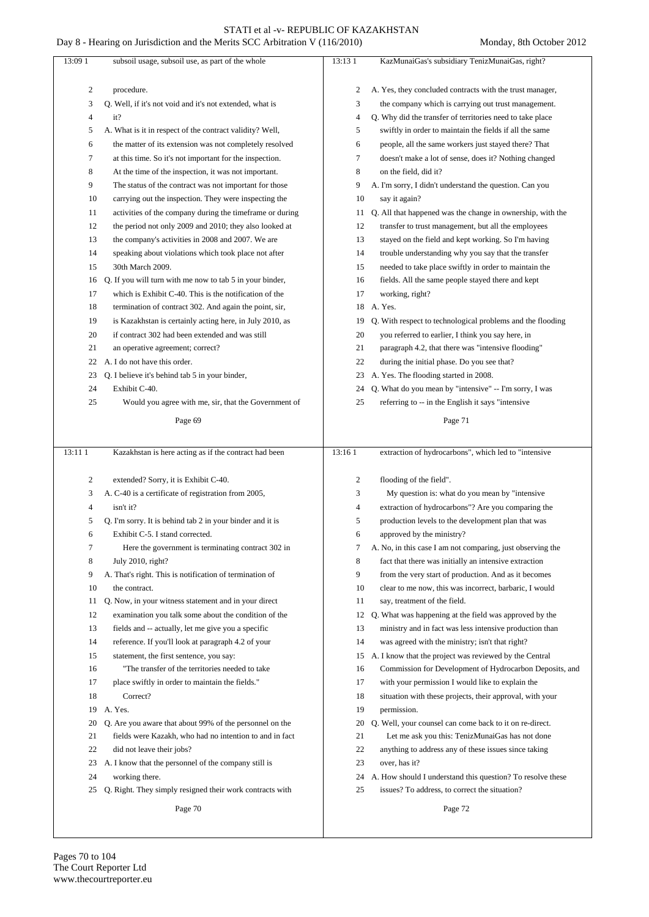Page 69

13:09 1 subsoil usage, subsoil use, as part of the whole
2 procedure.
3 Q. Well, if it's not void and it's not extended, what is
4 it?
5 A. What is it in respect of the contract validity? Well,
6 the matter of its extension was not completely resolved
7 at this time. So it's not important for the inspection.
8 At the time of the inspection, it was not important.
9 The status of the contract was not important for those
10 carrying out the inspection. They were inspecting the
11 activities of the company during the timeframe or during
12 the period not only 2009 and 2010; they also looked at
13 the company's activities in 2008 and 2007. We are
14 speaking about violations which took place not after
15 30th March 2009.
16 Q. If you will turn with me now to tab 5 in your binder,
17 which is Exhibit C-40. This is the notification of the
18 termination of contract 302. And again the point, sir,
19 is Kazakhstan is certainly acting here, in July 2010, as
20 if contract 302 had been extended and was still
21 an operative agreement; correct?
22 A. I do not have this order.
23 Q. I believe it's behind tab 5 in your binder,
24 Exhibit C-40.
25 Would you agree with me, sir, that the Government of

Page 70

13:11 1 Kazakhstan is here acting as if the contract had been
2 extended? Sorry, it is Exhibit C-40.
3 A. C-40 is a certificate of registration from 2005,
4 isn't it?
5 Q. I'm sorry. It is behind tab 2 in your binder and it is
6 Exhibit C-5. I stand corrected.
7 Here the government is terminating contract 302 in
8 July 2010, right?
9 A. That's right. This is notification of termination of
10 the contract.
11 Q. Now, in your witness statement and in your direct
12 examination you talk some about the condition of the
13 fields and -- actually, let me give you a specific
14 reference. If you'll look at paragraph 4.2 of your
15 statement, the first sentence, you say:
16 "The transfer of the territories needed to take
17 place swiftly in order to maintain the fields."
18 Correct?
19 A. Yes.
20 Q. Are you aware that about 99% of the personnel on the
21 fields were Kazakh, who had no intention to and in fact
22 did not leave their jobs?
23 A. I know that the personnel of the company still is
24 working there.
25 Q. Right. They simply resigned their work contracts with

Page 71

13:13 1 KazMunaiGas's subsidiary TenizMunaiGas, right?
2 A. Yes, they concluded contracts with the trust manager,
3 the company which is carrying out trust management.
4 Q. Why did the transfer of territories need to take place
5 swiftly in order to maintain the fields if all the same
6 people, all the same workers just stayed there? That
7 doesn't make a lot of sense, does it? Nothing changed
8 on the field, did it?
9 A. I'm sorry, I didn't understand the question. Can you
10 say it again?
11 Q. All that happened was the change in ownership, with the
12 transfer to trust management, but all the employees
13 stayed on the field and kept working. So I'm having
14 trouble understanding why you say that the transfer
15 needed to take place swiftly in order to maintain the
16 fields. All the same people stayed there and kept
17 working, right?
18 A. Yes.
19 Q. With respect to technological problems and the flooding
20 you referred to earlier, I think you say here, in
21 paragraph 4.2, that there was "intensive flooding"
22 during the initial phase. Do you see that?
23 A. Yes. The flooding started in 2008.
24 Q. What do you mean by "intensive" -- I'm sorry, I was
25 referring to -- in the English it says "intensive

Page 72

13:16 1 extraction of hydrocarbons", which led to "intensive
2 flooding of the field".
3 My question is: what do you mean by "intensive
4 extraction of hydrocarbons"? Are you comparing the
5 production levels to the development plan that was
6 approved by the ministry?
7 A. No, in this case I am not comparing, just observing the
8 fact that there was initially an intensive extraction
9 from the very start of production. And as it becomes
10 clear to me now, this was incorrect, barbaric, I would
11 say, treatment of the field.
12 Q. What was happening at the field was approved by the
13 ministry and in fact was less intensive production than
14 was agreed with the ministry; isn't that right?
15 A. I know that the project was reviewed by the Central
16 Commission for Development of Hydrocarbon Deposits, and
17 with your permission I would like to explain the
18 situation with these projects, their approval, with your
19 permission.
20 Q. Well, your counsel can come back to it on re-direct.
21 Let me ask you this: TenizMunaiGas has not done
22 anything to address any of these issues since taking
23 over, has it?
24 A. How should I understand this question? To resolve these
25 issues? To address, to correct the situation?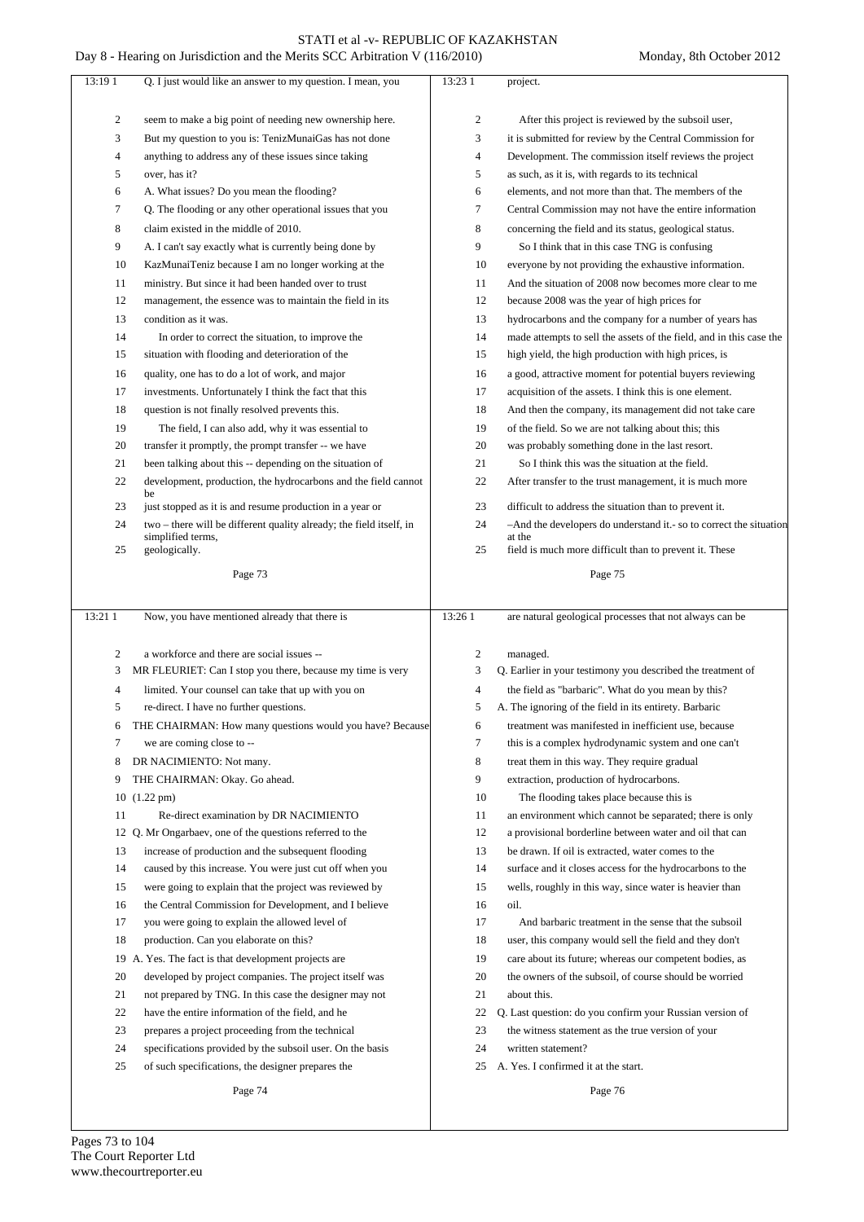Q. I just would like an answer to my question. I mean, you seem to make a big point of needing new ownership here. But my question to you is: TenizMunaiGas has not done anything to address any of these issues since taking over, has it?

A. What issues? Do you mean the flooding?

Q. The flooding or any other operational issues that you claim existed in the middle of 2010.

A. I can't say exactly what is currently being done by KazMunaiTeniz because I am no longer working at the ministry. But since it had been handed over to trust management, the essence was to maintain the field in its condition as it was.

In order to correct the situation, to improve the situation with flooding and deterioration of the quality, one has to do a lot of work, and major investments. Unfortunately I think the fact that this question is not finally resolved prevents this.

The field, I can also add, why it was essential to transfer it promptly, the prompt transfer -- we have been talking about this -- depending on the situation of development, production, the hydrocarbons and the field cannot be just stopped as it is and resume production in a year or two – there will be different quality already; the field itself, in simplified terms, geologically.

Now, you have mentioned already that there is a workforce and there are social issues --

MR FLEURIET: Can I stop you there, because my time is very limited. Your counsel can take that up with you on re-direct. I have no further questions.

THE CHAIRMAN: How many questions would you have? Because we are coming close to --

DR NACIMIENTO: Not many.

THE CHAIRMAN: Okay. Go ahead.

(1.22 pm)

Re-direct examination by DR NACIMIENTO

Q. Mr Ongarbaev, one of the questions referred to the increase of production and the subsequent flooding caused by this increase. You were just cut off when you were going to explain that the project was reviewed by the Central Commission for Development, and I believe you were going to explain the allowed level of production. Can you elaborate on this?

A. Yes. The fact is that development projects are developed by project companies. The project itself was not prepared by TNG. In this case the designer may not have the entire information of the field, and he prepares a project proceeding from the technical specifications provided by the subsoil user. On the basis of such specifications, the designer prepares the project.

After this project is reviewed by the subsoil user, it is submitted for review by the Central Commission for Development. The commission itself reviews the project as such, as it is, with regards to its technical elements, and not more than that. The members of the Central Commission may not have the entire information concerning the field and its status, geological status.

So I think that in this case TNG is confusing everyone by not providing the exhaustive information. And the situation of 2008 now becomes more clear to me because 2008 was the year of high prices for hydrocarbons and the company for a number of years has made attempts to sell the assets of the field, and in this case the high yield, the high production with high prices, is a good, attractive moment for potential buyers reviewing acquisition of the assets. I think this is one element. And then the company, its management did not take care of the field. So we are not talking about this; this was probably something done in the last resort.

So I think this was the situation at the field. After transfer to the trust management, it is much more difficult to address the situation than to prevent it. –And the developers do understand it.- so to correct the situation at the field is much more difficult than to prevent it. These are natural geological processes that not always can be managed.

Q. Earlier in your testimony you described the treatment of the field as "barbaric". What do you mean by this?

A. The ignoring of the field in its entirety. Barbaric treatment was manifested in inefficient use, because this is a complex hydrodynamic system and one can't treat them in this way. They require gradual extraction, production of hydrocarbons.

The flooding takes place because this is an environment which cannot be separated; there is only a provisional borderline between water and oil that can be drawn. If oil is extracted, water comes to the surface and it closes access for the hydrocarbons to the wells, roughly in this way, since water is heavier than oil.

And barbaric treatment in the sense that the subsoil user, this company would sell the field and they don't care about its future; whereas our competent bodies, as the owners of the subsoil, of course should be worried about this.

Q. Last question: do you confirm your Russian version of the witness statement as the true version of your written statement?

A. Yes. I confirmed it at the start.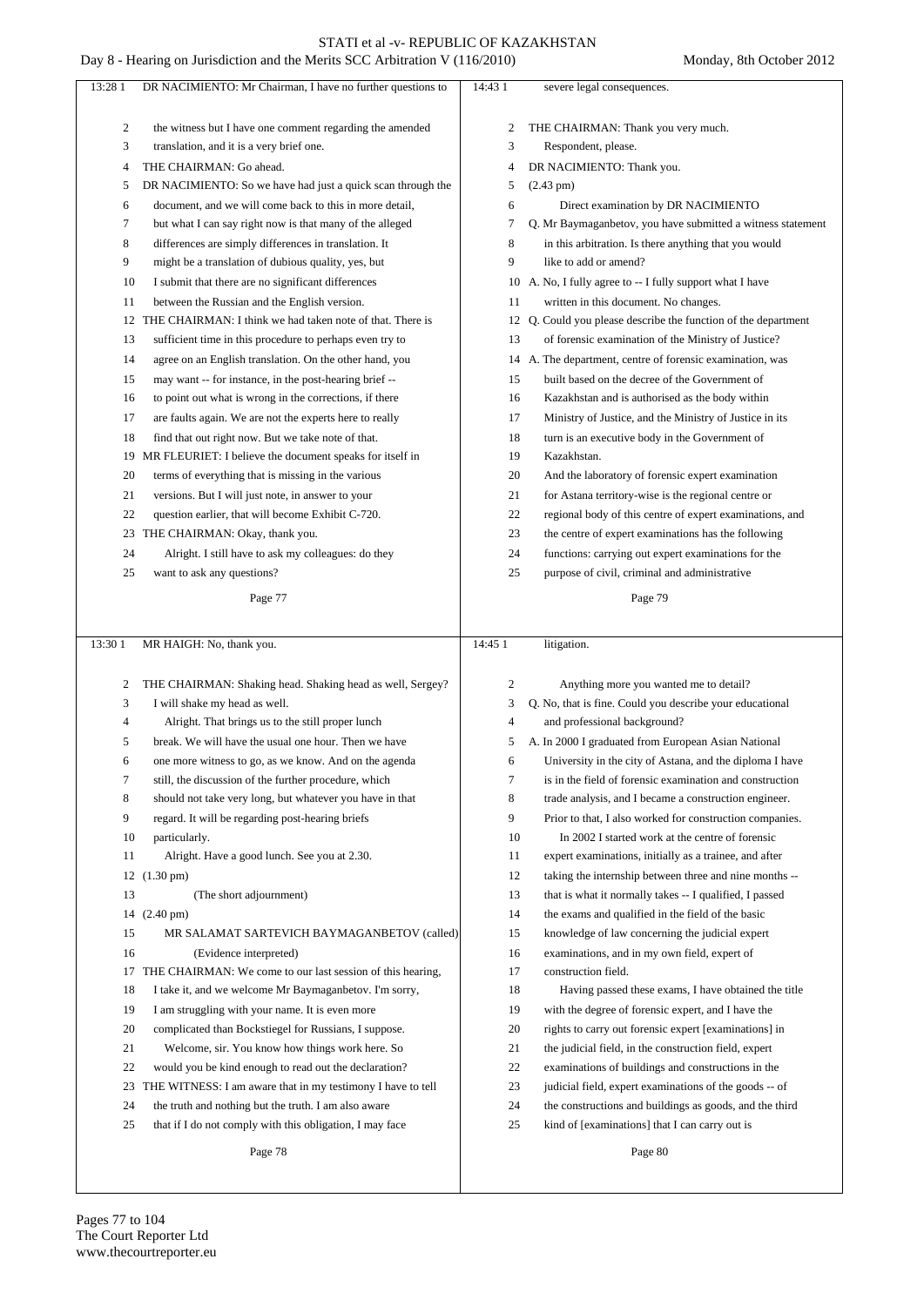DR NACIMIENTO: Mr Chairman, I have no further questions to the witness but I have one comment regarding the amended translation, and it is a very brief one.

THE CHAIRMAN: Go ahead.

DR NACIMIENTO: So we have had just a quick scan through the document, and we will come back to this in more detail, but what I can say right now is that many of the alleged differences are simply differences in translation. It might be a translation of dubious quality, yes, but I submit that there are no significant differences between the Russian and the English version.

THE CHAIRMAN: I think we had taken note of that. There is sufficient time in this procedure to perhaps even try to agree on an English translation. On the other hand, you may want -- for instance, in the post-hearing brief -- to point out what is wrong in the corrections, if there are faults again. We are not the experts here to really find that out right now. But we take note of that.

MR FLEURIET: I believe the document speaks for itself in terms of everything that is missing in the various versions. But I will just note, in answer to your question earlier, that will become Exhibit C-720.

THE CHAIRMAN: Okay, thank you.

Alright. I still have to ask my colleagues: do they want to ask any questions?

MR HAIGH: No, thank you.

THE CHAIRMAN: Shaking head. Shaking head as well, Sergey? I will shake my head as well.

Alright. That brings us to the still proper lunch break. We will have the usual one hour. Then we have one more witness to go, as we know. And on the agenda still, the discussion of the further procedure, which should not take very long, but whatever you have in that regard. It will be regarding post-hearing briefs particularly.

Alright. Have a good lunch. See you at 2.30.

(1.30 pm)

(The short adjournment)

(2.40 pm)

MR SALAMAT SARTEVICH BAYMAGANBETOV (called)

(Evidence interpreted)

THE CHAIRMAN: We come to our last session of this hearing, I take it, and we welcome Mr Baymaganbetov. I'm sorry, I am struggling with your name. It is even more complicated than Bockstiegel for Russians, I suppose.

Welcome, sir. You know how things work here. So would you be kind enough to read out the declaration?

THE WITNESS: I am aware that in my testimony I have to tell the truth and nothing but the truth. I am also aware that if I do not comply with this obligation, I may face severe legal consequences.

THE CHAIRMAN: Thank you very much.

Respondent, please.

DR NACIMIENTO: Thank you.

(2.43 pm)

Direct examination by DR NACIMIENTO

Q. Mr Baymaganbetov, you have submitted a witness statement in this arbitration. Is there anything that you would like to add or amend?

A. No, I fully agree to -- I fully support what I have written in this document. No changes.

Q. Could you please describe the function of the department of forensic examination of the Ministry of Justice?

A. The department, centre of forensic examination, was built based on the decree of the Government of Kazakhstan and is authorised as the body within Ministry of Justice, and the Ministry of Justice in its turn is an executive body in the Government of Kazakhstan.

And the laboratory of forensic expert examination for Astana territory-wise is the regional centre or regional body of this centre of expert examinations, and the centre of expert examinations has the following functions: carrying out expert examinations for the purpose of civil, criminal and administrative litigation.

Anything more you wanted me to detail?

Q. No, that is fine. Could you describe your educational and professional background?

A. In 2000 I graduated from European Asian National University in the city of Astana, and the diploma I have is in the field of forensic examination and construction trade analysis, and I became a construction engineer. Prior to that, I also worked for construction companies.

In 2002 I started work at the centre of forensic expert examinations, initially as a trainee, and after taking the internship between three and nine months -- that is what it normally takes -- I qualified, I passed the exams and qualified in the field of the basic knowledge of law concerning the judicial expert examinations, and in my own field, expert of construction field.

Having passed these exams, I have obtained the title with the degree of forensic expert, and I have the rights to carry out forensic expert [examinations] in the judicial field, in the construction field, expert examinations of buildings and constructions in the judicial field, expert examinations of the goods -- of the constructions and buildings as goods, and the third kind of [examinations] that I can carry out is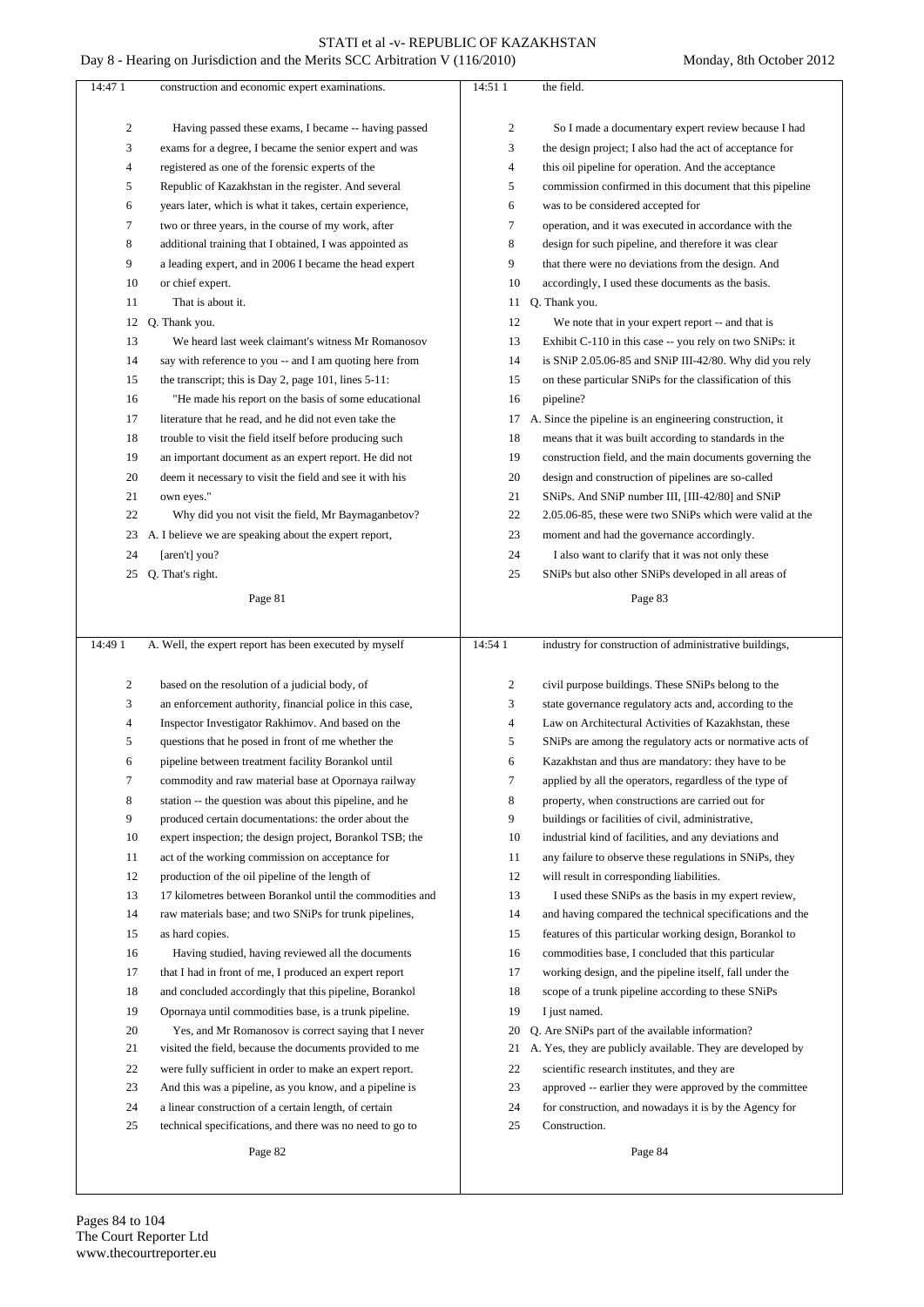construction and economic expert examinations.

Having passed these exams, I became -- having passed exams for a degree, I became the senior expert and was registered as one of the forensic experts of the Republic of Kazakhstan in the register. And several years later, which is what it takes, certain experience, two or three years, in the course of my work, after additional training that I obtained, I was appointed as a leading expert, and in 2006 I became the head expert or chief expert.

That is about it.

Q. Thank you.

We heard last week claimant's witness Mr Romanosov say with reference to you -- and I am quoting here from the transcript; this is Day 2, page 101, lines 5-11:

"He made his report on the basis of some educational literature that he read, and he did not even take the trouble to visit the field itself before producing such an important document as an expert report. He did not deem it necessary to visit the field and see it with his own eyes."

Why did you not visit the field, Mr Baymaganbetov?

A. I believe we are speaking about the expert report, [aren't] you?

Q. That's right.

A. Well, the expert report has been executed by myself based on the resolution of a judicial body, of an enforcement authority, financial police in this case, Inspector Investigator Rakhimov. And based on the questions that he posed in front of me whether the pipeline between treatment facility Borankol until commodity and raw material base at Opornaya railway station -- the question was about this pipeline, and he produced certain documentations: the order about the expert inspection; the design project, Borankol TSB; the act of the working commission on acceptance for production of the oil pipeline of the length of 17 kilometres between Borankol until the commodities and raw materials base; and two SNiPs for trunk pipelines, as hard copies.

Having studied, having reviewed all the documents that I had in front of me, I produced an expert report and concluded accordingly that this pipeline, Borankol Opornaya until commodities base, is a trunk pipeline.

Yes, and Mr Romanosov is correct saying that I never visited the field, because the documents provided to me were fully sufficient in order to make an expert report. And this was a pipeline, as you know, and a pipeline is a linear construction of a certain length, of certain technical specifications, and there was no need to go to the field.

So I made a documentary expert review because I had the design project; I also had the act of acceptance for this oil pipeline for operation. And the acceptance commission confirmed in this document that this pipeline was to be considered accepted for operation, and it was executed in accordance with the design for such pipeline, and therefore it was clear that there were no deviations from the design. And accordingly, I used these documents as the basis.

Q. Thank you.

We note that in your expert report -- and that is Exhibit C-110 in this case -- you rely on two SNiPs: it is SNiP 2.05.06-85 and SNiP III-42/80. Why did you rely on these particular SNiPs for the classification of this pipeline?

A. Since the pipeline is an engineering construction, it means that it was built according to standards in the construction field, and the main documents governing the design and construction of pipelines are so-called SNiPs. And SNiP number III, [III-42/80] and SNiP 2.05.06-85, these were two SNiPs which were valid at the moment and had the governance accordingly.

I also want to clarify that it was not only these SNiPs but also other SNiPs developed in all areas of industry for construction of administrative buildings, civil purpose buildings. These SNiPs belong to the state governance regulatory acts and, according to the Law on Architectural Activities of Kazakhstan, these SNiPs are among the regulatory acts or normative acts of Kazakhstan and thus are mandatory: they have to be applied by all the operators, regardless of the type of property, when constructions are carried out for buildings or facilities of civil, administrative, industrial kind of facilities, and any deviations and any failure to observe these regulations in SNiPs, they will result in corresponding liabilities.

I used these SNiPs as the basis in my expert review, and having compared the technical specifications and the features of this particular working design, Borankol to commodities base, I concluded that this particular working design, and the pipeline itself, fall under the scope of a trunk pipeline according to these SNiPs I just named.

Q. Are SNiPs part of the available information?

A. Yes, they are publicly available. They are developed by scientific research institutes, and they are approved -- earlier they were approved by the committee for construction, and nowadays it is by the Agency for Construction.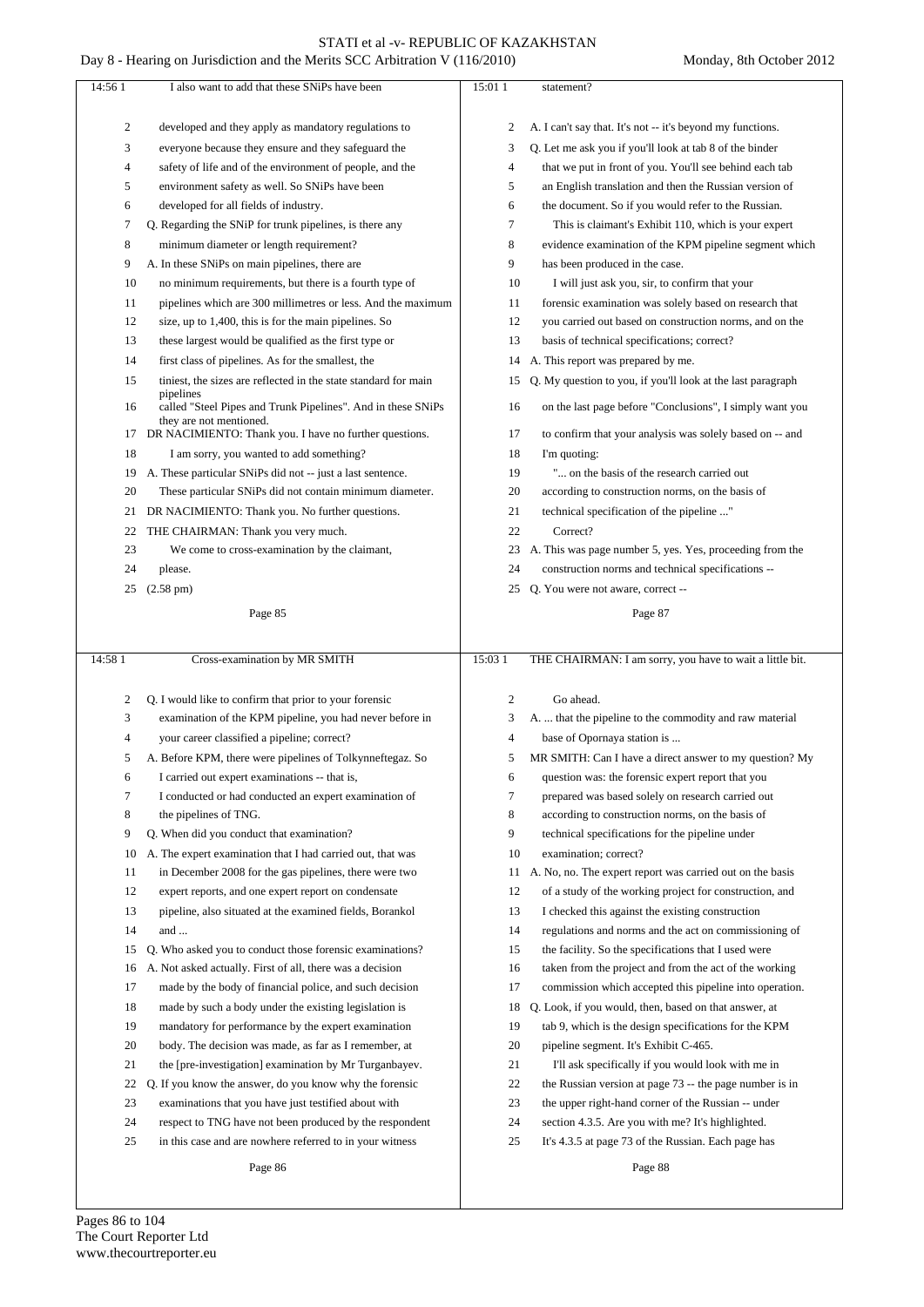## Page 85

14:56

I also want to add that these SNiPs have been developed and they apply as mandatory regulations to everyone because they ensure and they safeguard the safety of life and of the environment of people, and the environment safety as well. So SNiPs have been developed for all fields of industry.

Q. Regarding the SNiP for trunk pipelines, is there any minimum diameter or length requirement?

A. In these SNiPs on main pipelines, there are no minimum requirements, but there is a fourth type of pipelines which are 300 millimetres or less. And the maximum size, up to 1,400, this is for the main pipelines. So these largest would be qualified as the first type or first class of pipelines. As for the smallest, the tiniest, the sizes are reflected in the state standard for main pipelines called "Steel Pipes and Trunk Pipelines". And in these SNiPs they are not mentioned.

DR NACIMIENTO: Thank you. I have no further questions.

I am sorry, you wanted to add something?

A. These particular SNiPs did not -- just a last sentence. These particular SNiPs did not contain minimum diameter.

DR NACIMIENTO: Thank you. No further questions.

THE CHAIRMAN: Thank you very much.

We come to cross-examination by the claimant, please.

(2.58 pm)

## Page 86

14:58

### Cross-examination by MR SMITH

Q. I would like to confirm that prior to your forensic examination of the KPM pipeline, you had never before in your career classified a pipeline; correct?

A. Before KPM, there were pipelines of Tolkynneftegaz. So I carried out expert examinations -- that is, I conducted or had conducted an expert examination of the pipelines of TNG.

Q. When did you conduct that examination?

A. The expert examination that I had carried out, that was in December 2008 for the gas pipelines, there were two expert reports, and one expert report on condensate pipeline, also situated at the examined fields, Borankol and ...

Q. Who asked you to conduct those forensic examinations?

A. Not asked actually. First of all, there was a decision made by the body of financial police, and such decision made by such a body under the existing legislation is mandatory for performance by the expert examination body. The decision was made, as far as I remember, at the [pre-investigation] examination by Mr Turganbayev.

Q. If you know the answer, do you know why the forensic examinations that you have just testified about with respect to TNG have not been produced by the respondent in this case and are nowhere referred to in your witness

## Page 87

15:01

statement?

A. I can't say that. It's not -- it's beyond my functions.

Q. Let me ask you if you'll look at tab 8 of the binder that we put in front of you. You'll see behind each tab an English translation and then the Russian version of the document. So if you would refer to the Russian.

This is claimant's Exhibit 110, which is your expert evidence examination of the KPM pipeline segment which has been produced in the case.

I will just ask you, sir, to confirm that your forensic examination was solely based on research that you carried out based on construction norms, and on the basis of technical specifications; correct?

A. This report was prepared by me.

Q. My question to you, if you'll look at the last paragraph on the last page before "Conclusions", I simply want you to confirm that your analysis was solely based on -- and I'm quoting:

"... on the basis of the research carried out according to construction norms, on the basis of technical specification of the pipeline ..."

Correct?

A. This was page number 5, yes. Yes, proceeding from the construction norms and technical specifications --

Q. You were not aware, correct --

## Page 88

15:03

THE CHAIRMAN: I am sorry, you have to wait a little bit.

Go ahead.

A. ... that the pipeline to the commodity and raw material base of Opornaya station is ...

MR SMITH: Can I have a direct answer to my question? My question was: the forensic expert report that you prepared was based solely on research carried out according to construction norms, on the basis of technical specifications for the pipeline under examination; correct?

A. No, no. The expert report was carried out on the basis of a study of the working project for construction, and I checked this against the existing construction regulations and norms and the act on commissioning of the facility. So the specifications that I used were taken from the project and from the act of the working commission which accepted this pipeline into operation.

Q. Look, if you would, then, based on that answer, at tab 9, which is the design specifications for the KPM pipeline segment. It's Exhibit C-465.

I'll ask specifically if you would look with me in the Russian version at page 73 -- the page number is in the upper right-hand corner of the Russian -- under section 4.3.5. Are you with me? It's highlighted. It's 4.3.5 at page 73 of the Russian. Each page has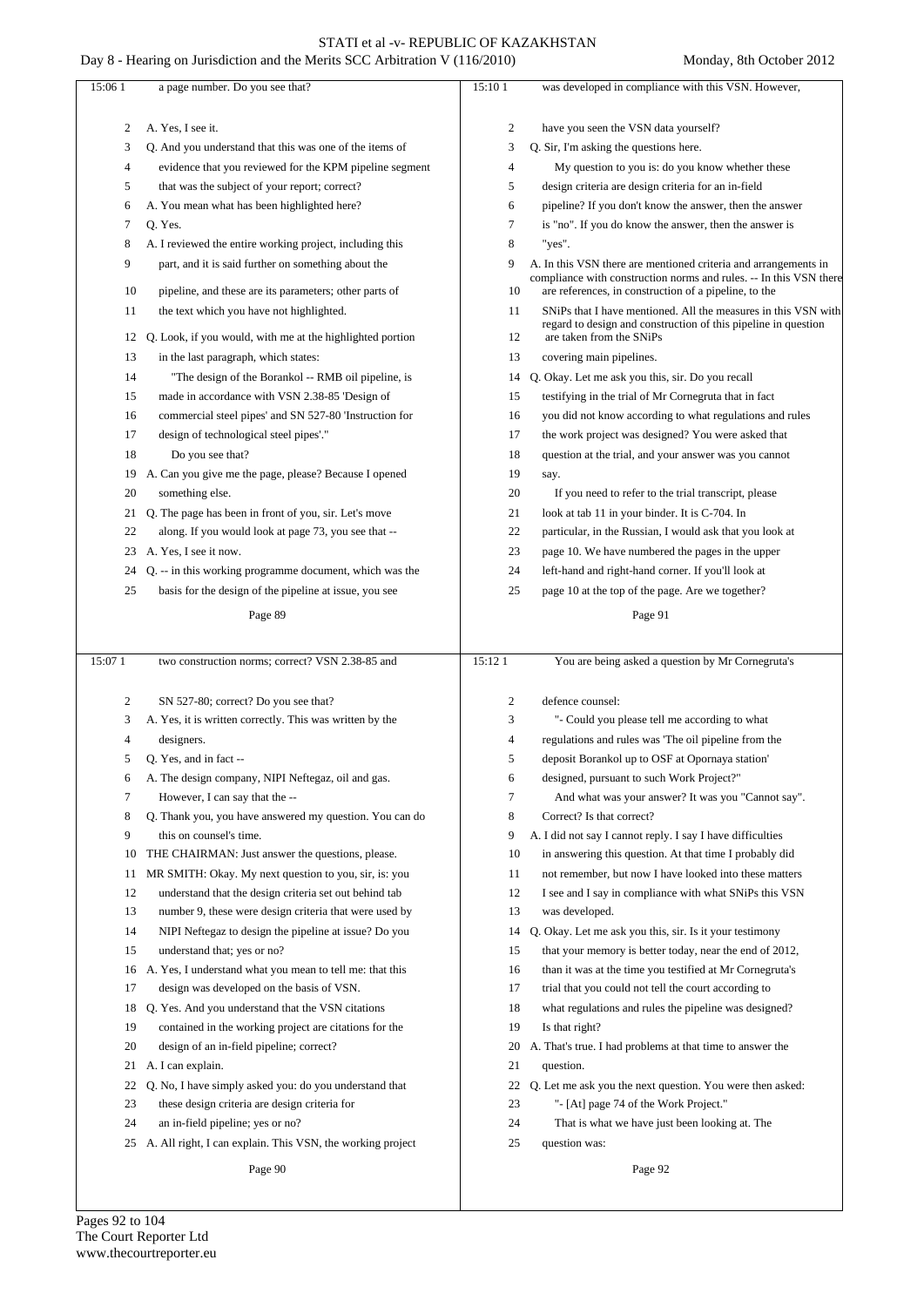**Page 89**

15:06 1 a page number. Do you see that?

2 A. Yes, I see it.

3 Q. And you understand that this was one of the items of

4 evidence that you reviewed for the KPM pipeline segment

5 that was the subject of your report; correct?

6 A. You mean what has been highlighted here?

7 Q. Yes.

8 A. I reviewed the entire working project, including this

9 part, and it is said further on something about the

10 pipeline, and these are its parameters; other parts of

11 the text which you have not highlighted.

12 Q. Look, if you would, with me at the highlighted portion

13 in the last paragraph, which states:

14 "The design of the Borankol -- RMB oil pipeline, is

15 made in accordance with VSN 2.38-85 'Design of

16 commercial steel pipes' and SN 527-80 'Instruction for

17 design of technological steel pipes'."

18 Do you see that?

19 A. Can you give me the page, please? Because I opened

20 something else.

21 Q. The page has been in front of you, sir. Let's move

22 along. If you would look at page 73, you see that --

23 A. Yes, I see it now.

24 Q. -- in this working programme document, which was the

25 basis for the design of the pipeline at issue, you see

**Page 90**

15:07 1 two construction norms; correct? VSN 2.38-85 and

2 SN 527-80; correct? Do you see that?

3 A. Yes, it is written correctly. This was written by the

4 designers.

5 Q. Yes, and in fact --

6 A. The design company, NIPI Neftegaz, oil and gas.

7 However, I can say that the --

8 Q. Thank you, you have answered my question. You can do

9 this on counsel's time.

10 THE CHAIRMAN: Just answer the questions, please.

11 MR SMITH: Okay. My next question to you, sir, is: you

12 understand that the design criteria set out behind tab

13 number 9, these were design criteria that were used by

14 NIPI Neftegaz to design the pipeline at issue? Do you

15 understand that; yes or no?

16 A. Yes, I understand what you mean to tell me: that this

17 design was developed on the basis of VSN.

18 Q. Yes. And you understand that the VSN citations

19 contained in the working project are citations for the

20 design of an in-field pipeline; correct?

21 A. I can explain.

22 Q. No, I have simply asked you: do you understand that

23 these design criteria are design criteria for

24 an in-field pipeline; yes or no?

25 A. All right, I can explain. This VSN, the working project

**Page 91**

15:10 1 was developed in compliance with this VSN. However,

2 have you seen the VSN data yourself?

3 Q. Sir, I'm asking the questions here.

4 My question to you is: do you know whether these

5 design criteria are design criteria for an in-field

6 pipeline? If you don't know the answer, then the answer

7 is "no". If you do know the answer, then the answer is

8 "yes".

9 A. In this VSN there are mentioned criteria and arrangements in compliance with construction norms and rules. -- In this VSN there

10 are references, in construction of a pipeline, to the

11 SNiPs that I have mentioned. All the measures in this VSN with regard to design and construction of this pipeline in question

12 are taken from the SNiPs

13 covering main pipelines.

14 Q. Okay. Let me ask you this, sir. Do you recall

15 testifying in the trial of Mr Cornegruta that in fact

16 you did not know according to what regulations and rules

17 the work project was designed? You were asked that

18 question at the trial, and your answer was you cannot

19 say.

20 If you need to refer to the trial transcript, please

21 look at tab 11 in your binder. It is C-704. In

22 particular, in the Russian, I would ask that you look at

23 page 10. We have numbered the pages in the upper

24 left-hand and right-hand corner. If you'll look at

25 page 10 at the top of the page. Are we together?

**Page 92**

15:12 1 You are being asked a question by Mr Cornegruta's

2 defence counsel:

3 "- Could you please tell me according to what

4 regulations and rules was 'The oil pipeline from the

5 deposit Borankol up to OSF at Opornaya station'

6 designed, pursuant to such Work Project?"

7 And what was your answer? It was you "Cannot say".

8 Correct? Is that correct?

9 A. I did not say I cannot reply. I say I have difficulties

10 in answering this question. At that time I probably did

11 not remember, but now I have looked into these matters

12 I see and I say in compliance with what SNiPs this VSN

13 was developed.

14 Q. Okay. Let me ask you this, sir. Is it your testimony

15 that your memory is better today, near the end of 2012,

16 than it was at the time you testified at Mr Cornegruta's

17 trial that you could not tell the court according to

18 what regulations and rules the pipeline was designed?

19 Is that right?

20 A. That's true. I had problems at that time to answer the

21 question.

22 Q. Let me ask you the next question. You were then asked:

23 "- [At] page 74 of the Work Project."

24 That is what we have just been looking at. The

25 question was: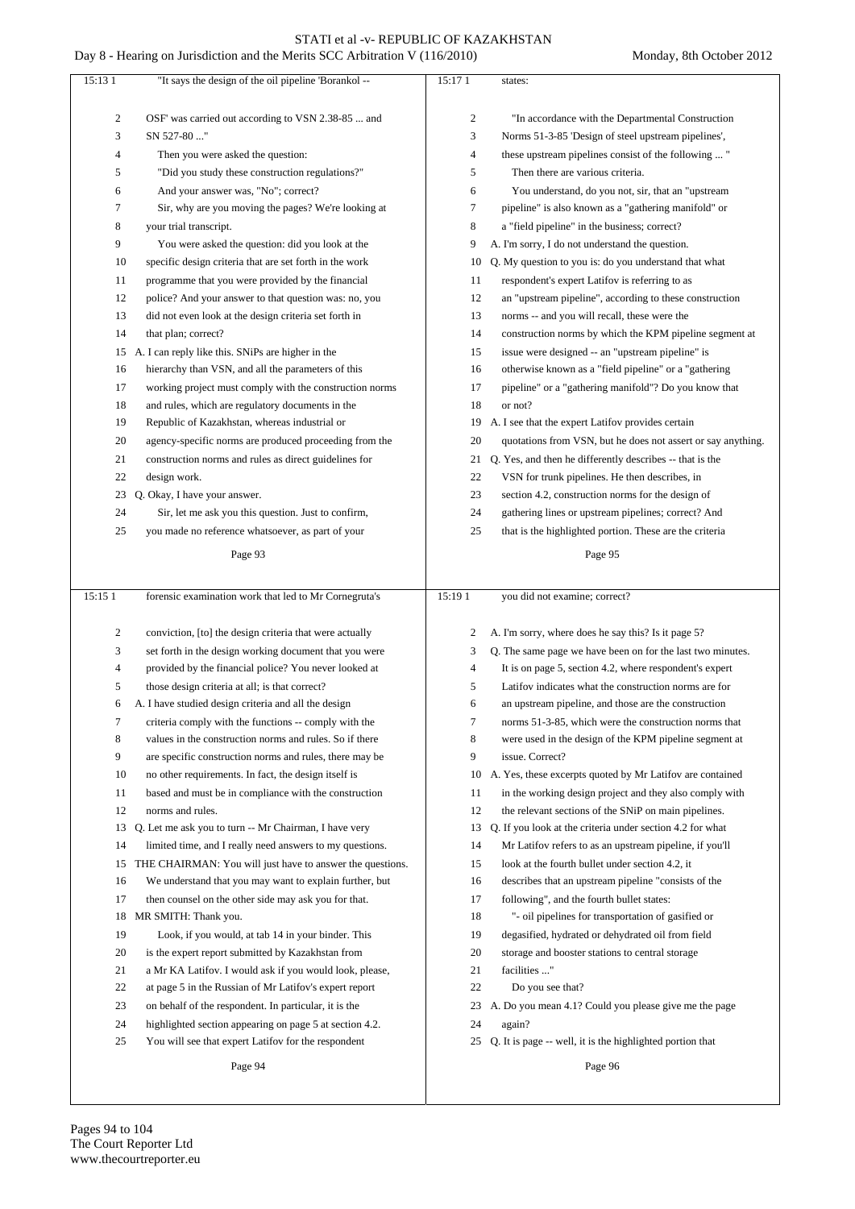"It says the design of the oil pipeline 'Borankol -- OSF' was carried out according to VSN 2.38-85 ... and SN 527-80 ..."

Then you were asked the question:

"Did you study these construction regulations?"

And your answer was, "No"; correct?

Sir, why are you moving the pages? We're looking at your trial transcript.

You were asked the question: did you look at the specific design criteria that are set forth in the work programme that you were provided by the financial police? And your answer to that question was: no, you did not even look at the design criteria set forth in that plan; correct?

A. I can reply like this. SNiPs are higher in the hierarchy than VSN, and all the parameters of this working project must comply with the construction norms and rules, which are regulatory documents in the Republic of Kazakhstan, whereas industrial or agency-specific norms are produced proceeding from the construction norms and rules as direct guidelines for design work.

Q. Okay, I have your answer.

Sir, let me ask you this question. Just to confirm, you made no reference whatsoever, as part of your forensic examination work that led to Mr Cornegruta's conviction, [to] the design criteria that were actually set forth in the design working document that you were provided by the financial police? You never looked at those design criteria at all; is that correct?

A. I have studied design criteria and all the design criteria comply with the functions -- comply with the values in the construction norms and rules. So if there are specific construction norms and rules, there may be no other requirements. In fact, the design itself is based and must be in compliance with the construction norms and rules.

Q. Let me ask you to turn -- Mr Chairman, I have very limited time, and I really need answers to my questions.

THE CHAIRMAN: You will just have to answer the questions. We understand that you may want to explain further, but then counsel on the other side may ask you for that.

MR SMITH: Thank you.

Look, if you would, at tab 14 in your binder. This is the expert report submitted by Kazakhstan from a Mr KA Latifov. I would ask if you would look, please, at page 5 in the Russian of Mr Latifov's expert report on behalf of the respondent. In particular, it is the highlighted section appearing on page 5 at section 4.2. You will see that expert Latifov for the respondent states:

"In accordance with the Departmental Construction Norms 51-3-85 'Design of steel upstream pipelines', these upstream pipelines consist of the following ... "

Then there are various criteria.

You understand, do you not, sir, that an "upstream pipeline" is also known as a "gathering manifold" or a "field pipeline" in the business; correct?

A. I'm sorry, I do not understand the question.

Q. My question to you is: do you understand that what respondent's expert Latifov is referring to as an "upstream pipeline", according to these construction norms -- and you will recall, these were the construction norms by which the KPM pipeline segment at issue were designed -- an "upstream pipeline" is otherwise known as a "field pipeline" or a "gathering pipeline" or a "gathering manifold"? Do you know that or not?

A. I see that the expert Latifov provides certain quotations from VSN, but he does not assert or say anything.

Q. Yes, and then he differently describes -- that is the VSN for trunk pipelines. He then describes, in section 4.2, construction norms for the design of gathering lines or upstream pipelines; correct? And that is the highlighted portion. These are the criteria you did not examine; correct?

A. I'm sorry, where does he say this? Is it page 5?

Q. The same page we have been on for the last two minutes. It is on page 5, section 4.2, where respondent's expert Latifov indicates what the construction norms are for an upstream pipeline, and those are the construction norms 51-3-85, which were the construction norms that were used in the design of the KPM pipeline segment at issue. Correct?

A. Yes, these excerpts quoted by Mr Latifov are contained in the working design project and they also comply with the relevant sections of the SNiP on main pipelines.

Q. If you look at the criteria under section 4.2 for what Mr Latifov refers to as an upstream pipeline, if you'll look at the fourth bullet under section 4.2, it describes that an upstream pipeline "consists of the following", and the fourth bullet states:

"- oil pipelines for transportation of gasified or degasified, hydrated or dehydrated oil from field storage and booster stations to central storage facilities ..."

Do you see that?

A. Do you mean 4.1? Could you please give me the page again?

Q. It is page -- well, it is the highlighted portion that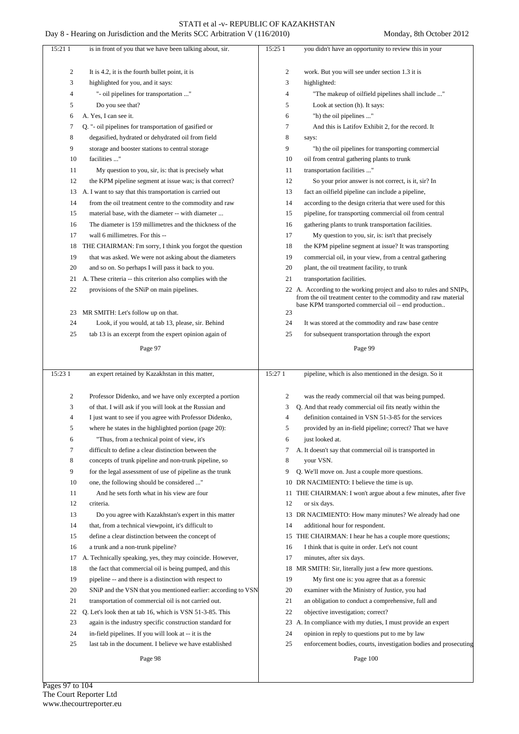is in front of you that we have been talking about, sir.

It is 4.2, it is the fourth bullet point, it is highlighted for you, and it says:

"- oil pipelines for transportation ..."

Do you see that?

A. Yes, I can see it.

Q. "- oil pipelines for transportation of gasified or degasified, hydrated or dehydrated oil from field storage and booster stations to central storage facilities ..."

My question to you, sir, is: that is precisely what the KPM pipeline segment at issue was; is that correct?

A. I want to say that this transportation is carried out from the oil treatment centre to the commodity and raw material base, with the diameter -- with diameter ... The diameter is 159 millimetres and the thickness of the wall 6 millimetres. For this --

THE CHAIRMAN: I'm sorry, I think you forgot the question that was asked. We were not asking about the diameters and so on. So perhaps I will pass it back to you.

A. These criteria -- this criterion also complies with the provisions of the SNiP on main pipelines.

MR SMITH: Let's follow up on that.

Look, if you would, at tab 13, please, sir. Behind tab 13 is an excerpt from the expert opinion again of an expert retained by Kazakhstan in this matter, Professor Didenko, and we have only excerpted a portion of that. I will ask if you will look at the Russian and I just want to see if you agree with Professor Didenko, where he states in the highlighted portion (page 20):

"Thus, from a technical point of view, it's difficult to define a clear distinction between the concepts of trunk pipeline and non-trunk pipeline, so for the legal assessment of use of pipeline as the trunk one, the following should be considered ..."

And he sets forth what in his view are four criteria.

Do you agree with Kazakhstan's expert in this matter that, from a technical viewpoint, it's difficult to define a clear distinction between the concept of a trunk and a non-trunk pipeline?

A. Technically speaking, yes, they may coincide. However, the fact that commercial oil is being pumped, and this pipeline -- and there is a distinction with respect to SNiP and the VSN that you mentioned earlier: according to VSN transportation of commercial oil is not carried out.

Q. Let's look then at tab 16, which is VSN 51-3-85. This again is the industry specific construction standard for in-field pipelines. If you will look at -- it is the last tab in the document. I believe we have established you didn't have an opportunity to review this in your work. But you will see under section 1.3 it is highlighted:

"The makeup of oilfield pipelines shall include ..."

Look at section (h). It says:

"h) the oil pipelines ..."

And this is Latifov Exhibit 2, for the record. It says:

"h) the oil pipelines for transporting commercial oil from central gathering plants to trunk transportation facilities ..."

So your prior answer is not correct, is it, sir? In fact an oilfield pipeline can include a pipeline, according to the design criteria that were used for this pipeline, for transporting commercial oil from central gathering plants to trunk transportation facilities.

My question to you, sir, is: isn't that precisely the KPM pipeline segment at issue? It was transporting commercial oil, in your view, from a central gathering plant, the oil treatment facility, to trunk transportation facilities.

A. According to the working project and also to rules and SNIPs, from the oil treatment center to the commodity and raw material base KPM transported commercial oil – end production..

It was stored at the commodity and raw base centre for subsequent transportation through the export pipeline, which is also mentioned in the design. So it was the ready commercial oil that was being pumped.

Q. And that ready commercial oil fits neatly within the definition contained in VSN 51-3-85 for the services provided by an in-field pipeline; correct? That we have just looked at.

A. It doesn't say that commercial oil is transported in your VSN.

Q. We'll move on. Just a couple more questions.

DR NACIMIENTO: I believe the time is up.

THE CHAIRMAN: I won't argue about a few minutes, after five or six days.

DR NACIMIENTO: How many minutes? We already had one additional hour for respondent.

THE CHAIRMAN: I hear he has a couple more questions; I think that is quite in order. Let's not count minutes, after six days.

MR SMITH: Sir, literally just a few more questions.

My first one is: you agree that as a forensic examiner with the Ministry of Justice, you had an obligation to conduct a comprehensive, full and objective investigation; correct?

A. In compliance with my duties, I must provide an expert opinion in reply to questions put to me by law enforcement bodies, courts, investigation bodies and prosecuting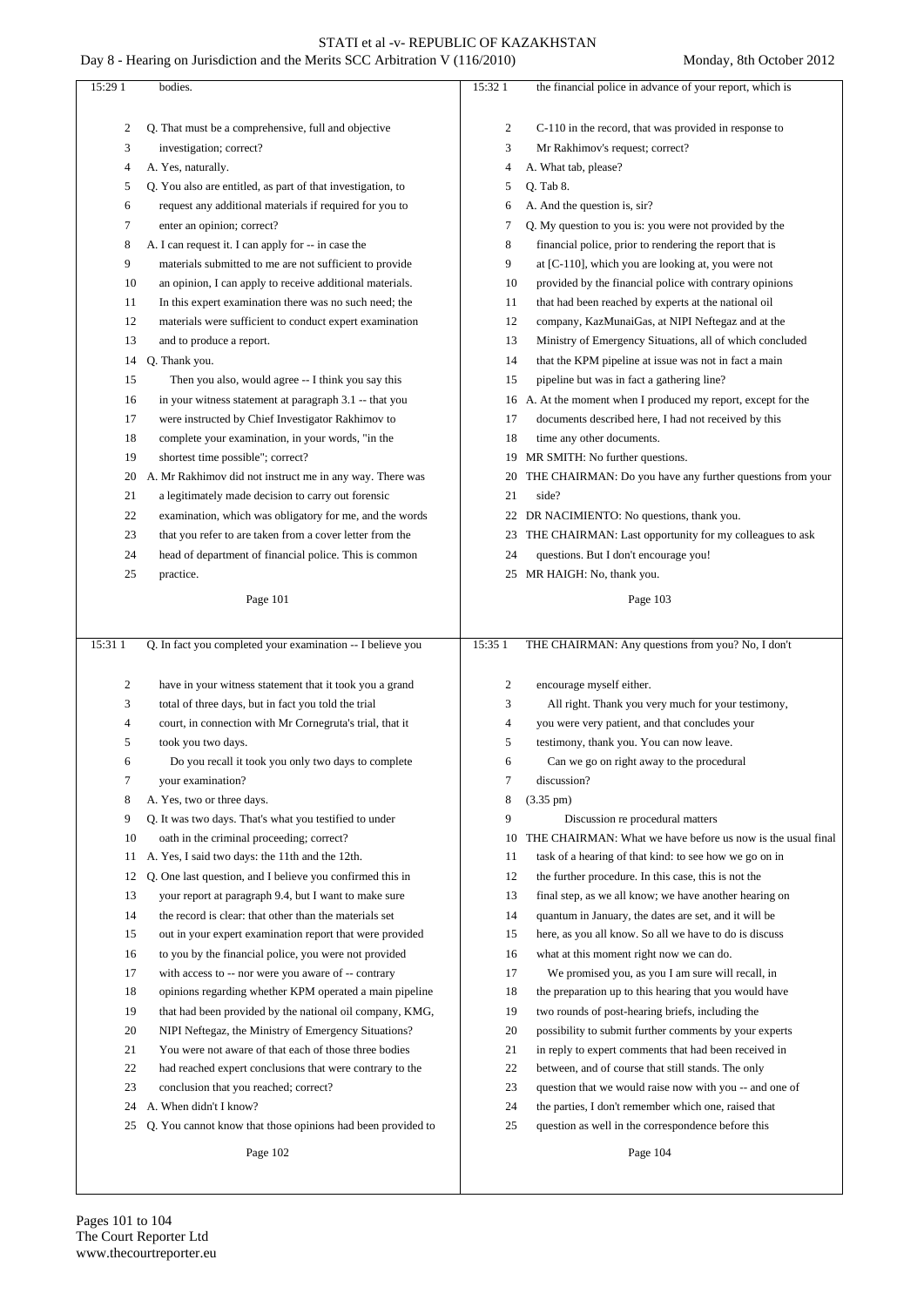15:29 1 bodies.

2 Q. That must be a comprehensive, full and objective
3 investigation; correct?
4 A. Yes, naturally.
5 Q. You also are entitled, as part of that investigation, to
6 request any additional materials if required for you to
7 enter an opinion; correct?
8 A. I can request it. I can apply for -- in case the
9 materials submitted to me are not sufficient to provide
10 an opinion, I can apply to receive additional materials.
11 In this expert examination there was no such need; the
12 materials were sufficient to conduct expert examination
13 and to produce a report.
14 Q. Thank you.
15 Then you also, would agree -- I think you say this
16 in your witness statement at paragraph 3.1 -- that you
17 were instructed by Chief Investigator Rakhimov to
18 complete your examination, in your words, "in the
19 shortest time possible"; correct?
20 A. Mr Rakhimov did not instruct me in any way. There was
21 a legitimately made decision to carry out forensic
22 examination, which was obligatory for me, and the words
23 that you refer to are taken from a cover letter from the
24 head of department of financial police. This is common
25 practice.

Page 101

15:31 1 Q. In fact you completed your examination -- I believe you
2 have in your witness statement that it took you a grand
3 total of three days, but in fact you told the trial
4 court, in connection with Mr Cornegruta's trial, that it
5 took you two days.
6 Do you recall it took you only two days to complete
7 your examination?
8 A. Yes, two or three days.
9 Q. It was two days. That's what you testified to under
10 oath in the criminal proceeding; correct?
11 A. Yes, I said two days: the 11th and the 12th.
12 Q. One last question, and I believe you confirmed this in
13 your report at paragraph 9.4, but I want to make sure
14 the record is clear: that other than the materials set
15 out in your expert examination report that were provided
16 to you by the financial police, you were not provided
17 with access to -- nor were you aware of -- contrary
18 opinions regarding whether KPM operated a main pipeline
19 that had been provided by the national oil company, KMG,
20 NIPI Neftegaz, the Ministry of Emergency Situations?
21 You were not aware of that each of those three bodies
22 had reached expert conclusions that were contrary to the
23 conclusion that you reached; correct?
24 A. When didn't I know?
25 Q. You cannot know that those opinions had been provided to

Page 102

15:32 1 the financial police in advance of your report, which is
2 C-110 in the record, that was provided in response to
3 Mr Rakhimov's request; correct?
4 A. What tab, please?
5 Q. Tab 8.
6 A. And the question is, sir?
7 Q. My question to you is: you were not provided by the
8 financial police, prior to rendering the report that is
9 at [C-110], which you are looking at, you were not
10 provided by the financial police with contrary opinions
11 that had been reached by experts at the national oil
12 company, KazMunaiGas, at NIPI Neftegaz and at the
13 Ministry of Emergency Situations, all of which concluded
14 that the KPM pipeline at issue was not in fact a main
15 pipeline but was in fact a gathering line?
16 A. At the moment when I produced my report, except for the
17 documents described here, I had not received by this
18 time any other documents.
19 MR SMITH: No further questions.
20 THE CHAIRMAN: Do you have any further questions from your
21 side?
22 DR NACIMIENTO: No questions, thank you.
23 THE CHAIRMAN: Last opportunity for my colleagues to ask
24 questions. But I don't encourage you!
25 MR HAIGH: No, thank you.

Page 103

15:35 1 THE CHAIRMAN: Any questions from you? No, I don't
2 encourage myself either.
3 All right. Thank you very much for your testimony,
4 you were very patient, and that concludes your
5 testimony, thank you. You can now leave.
6 Can we go on right away to the procedural
7 discussion?
8 (3.35 pm)
9 Discussion re procedural matters
10 THE CHAIRMAN: What we have before us now is the usual final
11 task of a hearing of that kind: to see how we go on in
12 the further procedure. In this case, this is not the
13 final step, as we all know; we have another hearing on
14 quantum in January, the dates are set, and it will be
15 here, as you all know. So all we have to do is discuss
16 what at this moment right now we can do.
17 We promised you, as you I am sure will recall, in
18 the preparation up to this hearing that you would have
19 two rounds of post-hearing briefs, including the
20 possibility to submit further comments by your experts
21 in reply to expert comments that had been received in
22 between, and of course that still stands. The only
23 question that we would raise now with you -- and one of
24 the parties, I don't remember which one, raised that
25 question as well in the correspondence before this

Page 104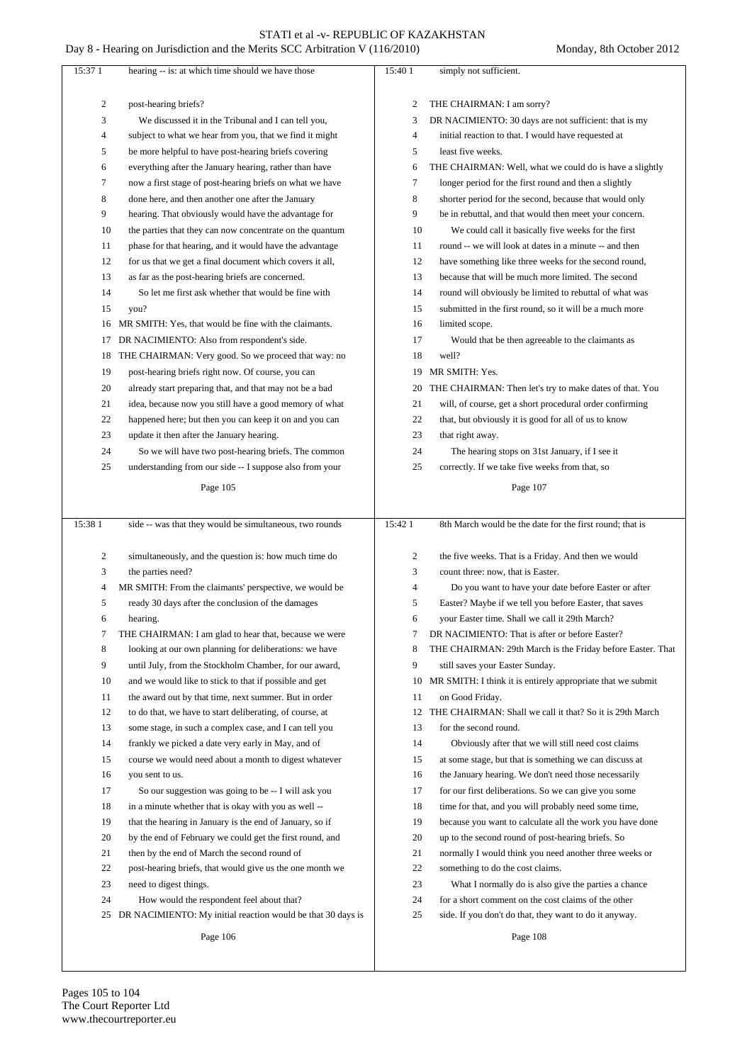hearing -- is: at which time should we have those post-hearing briefs?

We discussed it in the Tribunal and I can tell you, subject to what we hear from you, that we find it might be more helpful to have post-hearing briefs covering everything after the January hearing, rather than have now a first stage of post-hearing briefs on what we have done here, and then another one after the January hearing. That obviously would have the advantage for the parties that they can now concentrate on the quantum phase for that hearing, and it would have the advantage for us that we get a final document which covers it all, as far as the post-hearing briefs are concerned.

So let me first ask whether that would be fine with you?

MR SMITH: Yes, that would be fine with the claimants.

DR NACIMIENTO: Also from respondent's side.

THE CHAIRMAN: Very good. So we proceed that way: no post-hearing briefs right now. Of course, you can already start preparing that, and that may not be a bad idea, because now you still have a good memory of what happened here; but then you can keep it on and you can update it then after the January hearing.

So we will have two post-hearing briefs. The common understanding from our side -- I suppose also from your side -- was that they would be simultaneous, two rounds simultaneously, and the question is: how much time do the parties need?

MR SMITH: From the claimants' perspective, we would be ready 30 days after the conclusion of the damages hearing.

THE CHAIRMAN: I am glad to hear that, because we were looking at our own planning for deliberations: we have until July, from the Stockholm Chamber, for our award, and we would like to stick to that if possible and get the award out by that time, next summer. But in order to do that, we have to start deliberating, of course, at some stage, in such a complex case, and I can tell you frankly we picked a date very early in May, and of course we would need about a month to digest whatever you sent to us.

So our suggestion was going to be -- I will ask you in a minute whether that is okay with you as well -- that the hearing in January is the end of January, so if by the end of February we could get the first round, and then by the end of March the second round of post-hearing briefs, that would give us the one month we need to digest things.

How would the respondent feel about that?

DR NACIMIENTO: My initial reaction would be that 30 days is simply not sufficient.

THE CHAIRMAN: I am sorry?

DR NACIMIENTO: 30 days are not sufficient: that is my initial reaction to that. I would have requested at least five weeks.

THE CHAIRMAN: Well, what we could do is have a slightly longer period for the first round and then a slightly shorter period for the second, because that would only be in rebuttal, and that would then meet your concern.

We could call it basically five weeks for the first round -- we will look at dates in a minute -- and then have something like three weeks for the second round, because that will be much more limited. The second round will obviously be limited to rebuttal of what was submitted in the first round, so it will be a much more limited scope.

Would that be then agreeable to the claimants as well?

MR SMITH: Yes.

THE CHAIRMAN: Then let's try to make dates of that. You will, of course, get a short procedural order confirming that, but obviously it is good for all of us to know that right away.

The hearing stops on 31st January, if I see it correctly. If we take five weeks from that, so 8th March would be the date for the first round; that is the five weeks. That is a Friday. And then we would count three: now, that is Easter.

Do you want to have your date before Easter or after Easter? Maybe if we tell you before Easter, that saves your Easter time. Shall we call it 29th March?

DR NACIMIENTO: That is after or before Easter?

THE CHAIRMAN: 29th March is the Friday before Easter. That still saves your Easter Sunday.

MR SMITH: I think it is entirely appropriate that we submit on Good Friday.

THE CHAIRMAN: Shall we call it that? So it is 29th March for the second round.

Obviously after that we will still need cost claims at some stage, but that is something we can discuss at the January hearing. We don't need those necessarily for our first deliberations. So we can give you some time for that, and you will probably need some time, because you want to calculate all the work you have done up to the second round of post-hearing briefs. So normally I would think you need another three weeks or something to do the cost claims.

What I normally do is also give the parties a chance for a short comment on the cost claims of the other side. If you don't do that, they want to do it anyway.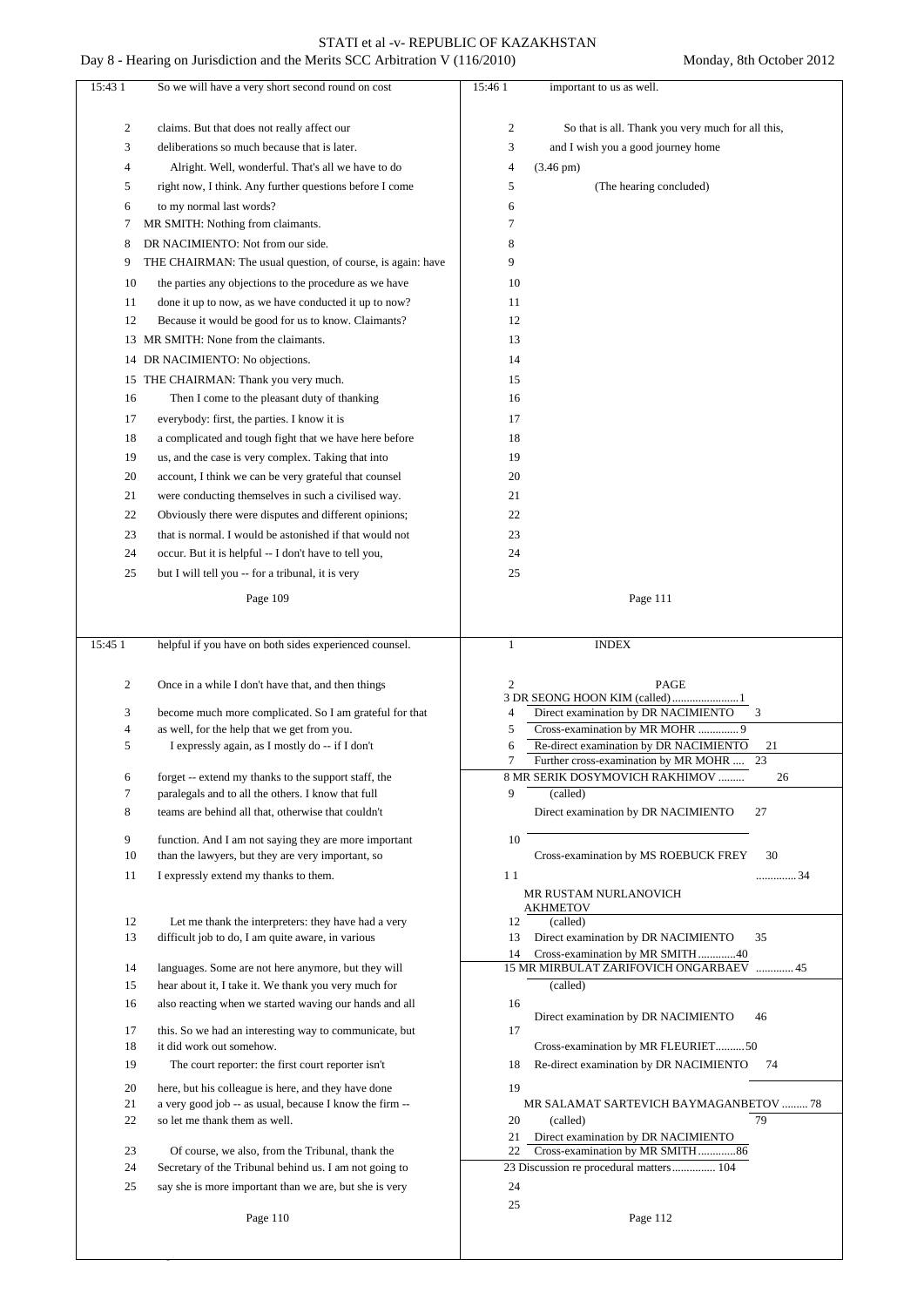Page 109

15:43 1 So we will have a very short second round on cost
2 claims. But that does not really affect our
3 deliberations so much because that is later.
4 Alright. Well, wonderful. That's all we have to do
5 right now, I think. Any further questions before I come
6 to my normal last words?
7 MR SMITH: Nothing from claimants.
8 DR NACIMIENTO: Not from our side.
9 THE CHAIRMAN: The usual question, of course, is again: have
10 the parties any objections to the procedure as we have
11 done it up to now, as we have conducted it up to now?
12 Because it would be good for us to know. Claimants?
13 MR SMITH: None from the claimants.
14 DR NACIMIENTO: No objections.
15 THE CHAIRMAN: Thank you very much.
16 Then I come to the pleasant duty of thanking
17 everybody: first, the parties. I know it is
18 a complicated and tough fight that we have here before
19 us, and the case is very complex. Taking that into
20 account, I think we can be very grateful that counsel
21 were conducting themselves in such a civilised way.
22 Obviously there were disputes and different opinions;
23 that is normal. I would be astonished if that would not
24 occur. But it is helpful -- I don't have to tell you,
25 but I will tell you -- for a tribunal, it is very

Page 110

15:45 1 helpful if you have on both sides experienced counsel.
2 Once in a while I don't have that, and then things
3 become much more complicated. So I am grateful for that
4 as well, for the help that we get from you.
5 I expressly again, as I mostly do -- if I don't
6 forget -- extend my thanks to the support staff, the
7 paralegals and to all the others. I know that full
8 teams are behind all that, otherwise that couldn't
9 function. And I am not saying they are more important
10 than the lawyers, but they are very important, so
11 I expressly extend my thanks to them.
12 Let me thank the interpreters: they have had a very
13 difficult job to do, I am quite aware, in various
14 languages. Some are not here anymore, but they will
15 hear about it, I take it. We thank you very much for
16 also reacting when we started waving our hands and all
17 this. So we had an interesting way to communicate, but
18 it did work out somehow.
19 The court reporter: the first court reporter isn't
20 here, but his colleague is here, and they have done
21 a very good job -- as usual, because I know the firm --
22 so let me thank them as well.
23 Of course, we also, from the Tribunal, thank the
24 Secretary of the Tribunal behind us. I am not going to
25 say she is more important than we are, but she is very

Page 111

15:46 1 important to us as well.
2 So that is all. Thank you very much for all this,
3 and I wish you a good journey home
4 (3.46 pm)
5 (The hearing concluded)
6–25

Page 112

1 INDEX

2 PAGE

| | Page |
|---|---|
| 3 DR SEONG HOON KIM (called) | 1 |
| 4 Direct examination by DR NACIMIENTO | 3 |
| 5 Cross-examination by MR MOHR | 9 |
| 6 Re-direct examination by DR NACIMIENTO | 21 |
| 7 Further cross-examination by MR MOHR | 23 |
| 8 MR SERIK DOSYMOVICH RAKHIMOV (called) | 26 |
| 9 Direct examination by DR NACIMIENTO | 27 |
| 10 Cross-examination by MS ROEBUCK FREY | 30 |
| 11 MR RUSTAM NURLANOVICH AKHMETOV (called) | 34 |
| 13 Direct examination by DR NACIMIENTO | 35 |
| 14 Cross-examination by MR SMITH | 40 |
| 15 MR MIRBULAT ZARIFOVICH ONGARBAEV (called) | 45 |
| 16 Direct examination by DR NACIMIENTO | 46 |
| 17 Cross-examination by MR FLEURIET | 50 |
| 18 Re-direct examination by DR NACIMIENTO | 74 |
| 19 MR SALAMAT SARTEVICH BAYMAGANBETOV (called) | 78 |
| 21 Direct examination by DR NACIMIENTO | 79 |
| 22 Cross-examination by MR SMITH | 86 |
| 23 Discussion re procedural matters | 104 |

24
25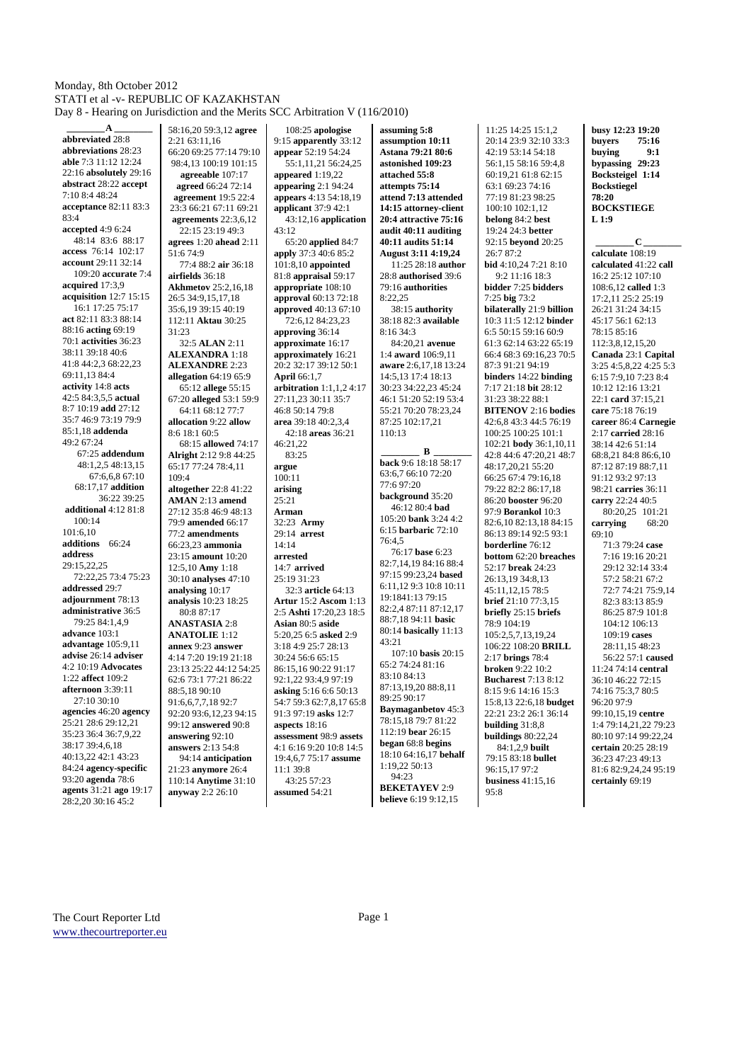Monday, 8th October 2012
STATI et al -v- REPUBLIC OF KAZAKHSTAN
Day 8 - Hearing on Jurisdiction and the Merits SCC Arbitration V (116/2010)

**A**

**abbreviated** 28:8
**abbreviations** 28:23
**able** 7:3 11:12 12:24 22:16
**absolutely** 29:16
**abstract** 28:22
**accept** 7:10 8:4 48:24
**acceptance** 82:11 83:3 83:4
**accepted** 4:9 6:24 48:14 83:6 88:17
**access** 76:14 102:17
**account** 29:11 32:14 109:20
**accurate** 7:4
**acquired** 17:3,9
**acquisition** 12:7 15:15 16:1 17:25 75:17
**act** 82:11 83:3 88:14 88:16
**acting** 69:19 70:1
**activities** 36:23 38:11 39:18 40:6 41:8 44:2,3 68:22,23 69:11,13 84:4
**activity** 14:8
**acts** 42:5 84:3,5,5
**actual** 8:7 10:19
**add** 27:12 35:7 46:9 73:19 79:9 85:1,18
**addenda** 49:2 67:24 67:25
**addendum** 48:1,2,5 48:13,15 67:6,6,8 67:10 68:17,17
**addition** 36:22 39:25
**additional** 4:12 81:8 100:14 101:6,10
**additions** 66:24
**address** 29:15,22,25 72:22,25 73:4 75:23
**addressed** 29:7
**adjournment** 78:13
**administrative** 36:5 79:25 84:1,4,9
**advance** 103:1
**advantage** 105:9,11
**advise** 26:14
**adviser** 4:2 10:19
**Advocates** 1:22
**affect** 109:2
**afternoon** 3:39:11 27:10 30:10
**agencies** 46:20
**agency** 25:21 28:6 29:12,21 35:23 36:4 36:7,9,22 38:17 39:4,6,18 40:13,22 42:1 43:23 84:24
**agency-specific** 93:20
**agenda** 78:6
**agents** 31:21
**ago** 19:17 28:2,20 30:16 45:2 58:16,20 59:3,12
**agree** 2:21 63:11,16 66:20 69:25 77:14 79:10 98:4,13 100:19 101:15
**agreeable** 107:17
**agreed** 66:24 72:14
**agreement** 19:5 22:4 23:3 66:21 67:11 69:21
**agreements** 22:3,6,12 22:15 23:19 49:3
**agrees** 1:20
**ahead** 2:11 51:6 74:9 77:4 88:2
**air** 36:18
**airfields** 36:18
**Akhmetov** 25:2,16,18 26:5 34:9,15,17,18 35:6,19 39:15 40:19 112:11
**Aktau** 30:25 31:23 32:5
**ALAN** 2:11
**ALEXANDRA** 1:18
**ALEXANDRE** 2:23
**allegation** 64:19 65:9 65:12
**allege** 55:15 67:20
**alleged** 53:1 59:9 64:11 68:12 77:7
**allocation** 9:22
**allow** 8:6 18:1 60:5 68:15
**allowed** 74:17
**Alright** 2:12 9:8 44:25 65:17 77:24 78:4,11 109:4
**altogether** 22:8 41:22
**AMAN** 2:13
**amend** 27:12 35:8 46:9 48:13 79:9
**amended** 66:17 77:2
**amendments** 66:23,23
**ammonia** 23:15
**amount** 10:20 12:5,10
**Amy** 1:18 30:10,30
**analyses** 47:10
**analysing** 10:17
**analysis** 10:23 18:25 80:8 87:17
**ANASTASIA** 2:8
**ANATOLIE** 1:12
**annex** 9:23
**answer** 4:14 7:20 19:19 21:18 23:13 25:22 44:12 54:25 62:6 73:1 77:21 86:22 88:5,18 90:10 91:6,6,7,7,18 92:7 92:20 93:6,12,23 94:15 99:12
**answered** 90:8
**answering** 92:10
**answers** 2:13 54:8 94:14
**anticipation** 21:23
**anymore** 26:4 110:14
**Anytime** 31:10
**anyway** 2:2 26:10 108:25
**apologise** 9:15
**apparently** 33:12
**appear** 52:19 54:24 55:1,11,21 56:24,25
**appeared** 1:19,22
**appearing** 2:1 94:24
**appears** 4:13 54:18,19
**applicant** 37:9 42:1 43:12,16
**application** 43:12 65:20
**applied** 84:7
**apply** 37:3 40:6 85:2 101:8,10
**appointed** 81:8
**appraisal** 59:17
**appropriate** 108:10
**approval** 60:13 72:18
**approved** 40:13 67:10 72:6,12 84:23,23
**approving** 36:14
**approximate** 16:17
**approximately** 16:21 20:2 32:17 39:12 50:1
**April** 66:1,7
**arbitration** 1:1,1,2 4:17 27:11,23 30:11 35:7 46:8 50:14 79:8
**area** 39:18 40:2,3,4 42:18
**areas** 36:21 46:21,22 83:25
**argue** 100:11
**arising** 25:21
**Arman** 32:23
**Army** 29:14
**arrest** 14:14
**arrested** 14:7
**arrived** 25:19 31:23 32:3
**article** 64:13
**Artur** 15:2
**Ascom** 1:13 2:5
**Ashti** 17:20,23 18:5
**Asian** 80:5
**aside** 5:20,25 6:5
**asked** 2:9 3:18 4:9 25:7 28:13 30:24 56:6 65:15 86:15,16 90:22 91:17 92:1,22 93:4,9 97:19
**asking** 5:16 6:6 50:13 54:7 59:3 62:7,8,17 65:8 91:3 97:19
**asks** 12:7
**aspects** 18:16
**assessment** 98:9
**assets** 4:1 6:16 9:20 10:8 14:5 19:4,6,7 75:17
**assume** 11:1 39:8 43:25 57:23
**assumed** 54:21
**assuming** 5:8
**assumption** 10:11
**Astana** 79:21 80:6
**astonished** 109:23
**attached** 55:8
**attempts** 75:14
**attend** 7:13
**attended** 14:15
**attorney-client** 20:4
**attractive** 75:16
**audit** 40:11
**auditing** 40:11
**audits** 51:14
**August** 3:11 4:19,24 11:25 28:18
**author** 28:8
**authorised** 39:6 79:16
**authorities** 8:22,25 38:15
**authority** 38:18 82:3
**available** 8:16 34:3 84:20,21
**avenue** 1:4
**award** 106:9,11
**aware** 2:6,17,18 13:24 14:5,13 17:4 18:13 30:23 34:22,23 45:24 46:1 51:20 52:19 53:4 55:21 70:20 78:23,24 87:25 102:17,21 110:13

**B**

**back** 9:6 18:18 58:17 63:6,7 66:10 72:20 77:6 97:20
**background** 35:20 46:12 80:4
**bad** 105:20
**bank** 3:24 4:2 6:15
**barbaric** 72:10 76:4,5 76:17
**base** 6:23 82:7,14,19 84:16 88:4 97:15 99:23,24
**based** 6:11,12 9:3 10:8 10:11 19:1841:13 79:15 82:2,4 87:11 87:12,17 88:7,18 94:11
**basic** 80:14
**basically** 11:13 43:21 107:10
**basis** 20:15 65:2 74:24 81:16 83:10 84:13 87:13,19,20 88:8,11 89:25 90:17
**Baymaganbetov** 45:3 78:15,18 79:7 81:22 112:19
**bear** 26:15
**began** 68:8
**begins** 18:10 64:16,17
**behalf** 1:19,22 50:13 94:23
**BEKETAYEV** 2:9
**believe** 6:19 9:12,15 11:25 14:25 15:1,2 20:14 23:9 32:10 33:3 42:19 53:14 54:18 56:1,15 58:16 59:4,8 60:19,21 61:8 62:15 63:1 69:23 74:16 77:19 81:23 98:25 100:10 102:1,12
**belong** 84:2
**best** 92:15
**beyond** 20:25 26:7 87:2
**bid** 4:10,24 7:21 8:10 9:2 11:16 18:3
**bidder** 7:25
**bidders** 7:25
**big** 73:2
**bilaterally** 21:9
**billion** 10:3 11:5 12:12
**binder** 6:5 50:15 59:16 60:9 61:3 62:14 63:22 65:19 66:4 68:3 69:16,23 70:5 87:3 91:21 94:19
**binders** 14:22
**binding** 7:17 21:18
**bit** 28:12 31:23 38:22 88:1
**BITENOV** 2:16
**bodies** 42:6,8 43:3 44:5 76:19 100:25 100:25 101:1 102:21
**body** 36:1,10,11 42:8 44:6 47:20,21 48:7 48:17,20,21 55:20 66:25 67:4 79:16,18 79:22 82:2 86:17,18 86:20
**booster** 96:20
**Borankol** 10:3 82:6,10 82:13,18 84:15 86:13 89:14 92:5 93:1
**borderline** 76:12
**bottom** 62:20
**breaches** 52:17
**break** 24:23 26:13,19 34:8,13 45:11,12,15 78:5
**brief** 21:10 77:3,15
**briefly** 25:15
**briefs** 78:9 104:19 105:2,5,7,13,19,24 106:22 108:20
**BRILL** 2:17
**brings** 78:4
**broken** 9:22 10:2
**Bucharest** 7:13 8:12 8:15 9:6 14:16 15:3 15:8,13 22:6,18
**budget** 22:21 23:2 26:1 36:14
**building** 31:8,8
**buildings** 80:22,24 84:1,2,9
**built** 79:15 83:18
**bullet** 96:15,17 97:2
**business** 41:15,16 95:8
**busy** 12:23 19:20
**buyers** 75:16
**buying** 9:1
**bypassing** 29:23
**Bocksteigel** 1:14
**Bockstiegel** 78:20
**BOCKSTIEGEL** 1:9

**C**

**calculate** 108:19
**calculated** 41:22
**call** 16:2 25:12 107:10 108:6,12
**called** 1:3 17:2,11 25:2 25:19 26:21 31:24 34:15 45:17 56:1 62:13 78:15 85:16 112:3,8,12,15,20
**Canada** 23:1
**Capital** 3:25 4:5,8,22 4:25 5:3 6:15 7:9,10 7:23 8:4 10:12 12:16 13:21 22:1
**card** 37:15,21
**care** 75:18 76:19
**career** 86:4
**Carnegie** 2:17
**carried** 28:16 38:14 42:6 51:14 68:8,21 84:8 86:6,10 87:12 87:19 88:7,11 91:12 93:2 97:13 98:21
**carries** 36:11
**carry** 22:24 40:5 80:20,25 101:21
**carrying** 68:20 69:10 71:3 79:24
**case** 7:16 19:16 20:21 29:12 32:14 33:4 57:2 58:21 67:2 72:7 74:21 75:9,14 82:3 83:13 85:9 86:25 87:9 101:8 104:12 106:13 109:19
**cases** 28:11,15 48:23 56:22 57:1
**caused** 11:24 74:14
**central** 36:10 46:22 72:15 74:16 75:3,7 80:5 96:20 97:9 99:10,15,19
**centre** 1:4 79:14,21,22 79:23 80:10 97:14 99:22,24
**certain** 20:25 28:19 36:23 47:23 49:13 81:6 82:9,24,24 95:19
**certainly** 69:19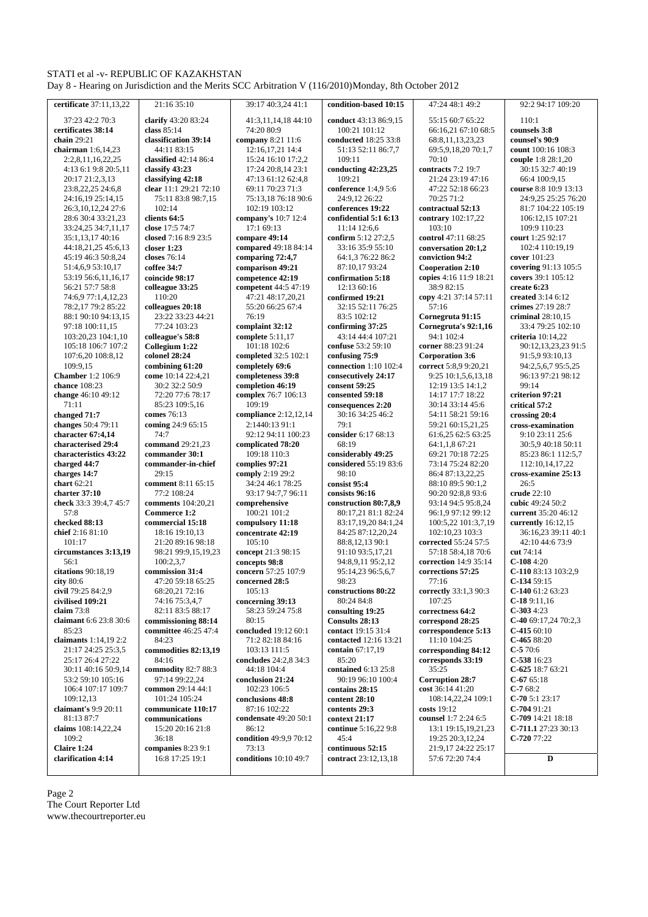**certificate** 37:11,13,22 37:23 42:2 70:3
**certificates** 38:14
**chain** 29:21
**chairman** 1:6,14,23 2:2,8,11,16,22,25 4:13 6:1 9:8 20:5,11 20:17 21:2,3,13 23:8,22,25 24:6,8 24:16,19 25:14,15 26:3,10,12,24 27:6 28:6 30:4 33:21,23 33:24,25 34:7,11,17 35:1,13,17 40:16 44:18,21,25 45:6,13 45:19 46:3 50:8,24 51:4,6,9 53:10,17 53:19 56:6,11,16,17 56:21 57:7 58:8 74:6,9 77:1,4,12,23 78:2,17 79:2 85:22 88:1 90:10 94:13,15 97:18 100:11,15 103:20,23 104:1,10 105:18 106:7 107:2 107:6,20 108:8,12 109:9,15
**Chamber** 1:2 106:9
**chance** 108:23
**change** 46:10 49:12 71:11
**changed** 71:7
**changes** 50:4 79:11
**character** 67:4,14
**characterised** 29:4
**characteristics** 43:22
**charged** 44:7
**charges** 14:7
**chart** 62:21
**charter** 37:10
**check** 33:3 39:4,7 45:7 57:8
**checked** 88:13
**chief** 2:16 81:10 101:17
**circumstances** 3:13,19 56:1
**citations** 90:18,19
**city** 80:6
**civil** 79:25 84:2,9
**civilised** 109:21
**claim** 73:8
**claimant** 6:6 23:8 30:6 85:23
**claimants** 1:14,19 2:2 21:17 24:25 25:3,5 25:17 26:4 27:22 30:11 40:16 50:9,14 53:2 59:10 105:16 106:4 107:17 109:7 109:12,13
**claimant's** 9:9 20:11 81:13 87:7
**claims** 108:14,22,24 109:2
**Claire** 1:24
**clarification** 4:14
**clarify** 43:20 83:24
**class** 85:14
**classification** 39:14 44:11 83:15
**classified** 42:14 86:4 102:14
**classify** 43:23
**classifying** 42:18
**clear** 11:1 29:21 72:10 75:11 83:8 98:7,15
**clients** 64:5
**close** 17:5 74:7
**closed** 7:16 8:9 23:5
**closer** 1:23
**closes** 76:14
**coffee** 34:7
**coincide** 98:17
**colleague** 33:25 110:20
**colleagues** 20:18 23:22 33:23 44:21 77:24 103:23
**colleague's** 58:8
**Collegium** 1:22
**colonel** 28:24
**combining** 61:20
**come** 10:14 22:4,21 30:2 32:2 50:9 72:20 77:6 78:17 85:23 109:5,16
**comes** 76:13
**coming** 24:9 65:15 74:7
**command** 29:21,23
**commander** 30:1
**commander-in-chief** 29:15
**comment** 8:11 65:15 77:2 108:24
**comments** 104:20,21
**Commerce** 1:2
**commercial** 15:18 18:16 19:10,13 21:20 89:16 98:18 98:21 99:9,15,19,23 100:2,3,7
**commission** 31:4 47:20 59:18 65:25 68:20,21 72:16 74:16 75:3,4,7 82:11 83:5 88:17
**commissioning** 88:14
**committee** 46:25 47:4 84:23
**commodities** 82:13,19 84:16
**commodity** 82:7 88:3 97:14 99:22,24
**common** 29:14 44:1 101:24 105:24
**communicate** 110:17
**communications** 15:20 20:16 21:8 36:18
**companies** 8:23 9:1 16:8 17:25 19:1 39:17 40:3,24 41:1 41:3,11,14,18 44:10 74:20 80:9
**company** 8:21 11:6 12:16,17,21 14:4 15:24 16:10 17:2,2 17:24 20:8,14 23:1 47:13 61:12 62:4,8 69:11 70:23 71:3 75:13,18 76:18 90:6 102:19 103:12
**company's** 10:7 12:4 17:1 69:13
**compare** 49:14
**compared** 49:18 84:14
**comparing** 72:4,7
**comparison** 49:21
**competence** 42:19
**competent** 44:5 47:19 47:21 48:17,20,21 55:20 66:25 67:4 76:19
**complaint** 32:12
**complete** 5:11,17 101:18 102:6
**completed** 32:5 102:1
**completely** 69:6
**completeness** 39:8
**completion** 46:19
**complex** 76:7 106:13 109:19
**compliance** 2:12,12,14 2:1440:13 91:1 92:12 94:11 100:23 93:17 94:7,7 96:11
**comprehensive** 100:21 101:2
**compulsory** 11:18
**concentrate** 42:19 105:10
**concept** 21:3 98:15
**concepts** 98:8
**concern** 57:25 107:9
**concerned** 28:5 105:13
**concerning** 39:13 58:23 59:24 75:8 80:15
**concluded** 19:12 60:1 71:2 82:18 84:16 103:13 111:5
**concludes** 24:2,8 34:3 44:18 104:4
**conclusion** 21:24 102:23 106:5
**conclusions** 48:8 87:16 102:22
**condensate** 49:20 50:1 86:12
**condition** 49:9,9 70:12 73:13
**conditions** 10:10 49:7
**condition-based** 10:15
**conduct** 43:13 86:9,15 100:21 101:12
**conducted** 18:25 33:8 51:13 52:11 86:7,7 109:11
**conducting** 42:23,25 109:21
**conference** 1:4,9 5:6 24:9,12 26:22
**conferences** 19:22
**confidential** 5:1 6:13 11:14 12:6,6
**confirm** 5:12 27:2,5 33:16 35:9 55:10 64:1,3 76:22 86:2 87:10,17 93:24
**confirmation** 5:18 12:13 60:16
**confirmed** 19:21 32:15 52:11 76:25 83:5 102:12
**confirming** 37:25 43:14 44:4 107:21
**confuse** 53:2 59:10
**confusing** 75:9
**connection** 1:10 102:4
**consecutively** 24:17
**consent** 59:25
**consented** 59:18
**consequences** 2:20 30:16 34:25 46:2 79:1
**consider** 6:17 68:13 68:19
**considerably** 49:25
**considered** 55:19 83:6 98:10
**consist** 95:4
**consists** 96:16
**construction** 80:7,8,9 80:17,21 81:1 82:24 83:17,19,20 84:1,24 84:25 87:12,20,24 88:8,12,13 90:1 91:10 93:5,17,21 94:8,9,11 95:2,12 95:14,23 96:5,6,7 98:23
**constructions** 80:22 80:24 84:8
**consulting** 19:25
**Consults** 28:13
**contact** 19:15 31:4
**contacted** 12:16 13:21
**contain** 67:17,19 85:20
**contained** 6:13 25:8 90:19 96:10 100:4
**contains** 28:15
**content** 28:10
**contents** 29:3
**context** 21:17
**continue** 5:16,22 9:8 45:4
**continuous** 52:15
**contract** 23:12,13,18 47:24 48:1 49:2 55:15 60:7 65:22 66:16,21 67:10 68:5 68:8,11,13,23,23 69:5,9,18,20 70:1,7 70:10
**contracts** 7:2 19:7 21:24 23:19 47:16 47:22 52:18 66:23 70:25 71:2
**contractual** 52:13
**contrary** 102:17,22 103:10
**control** 47:11 68:25
**conversation** 20:1,2
**conviction** 94:2
**Cooperation** 2:10
**copies** 4:16 11:9 18:21 38:9 82:15
**copy** 4:21 37:14 57:11 57:16
**Cornegruta** 91:15
**Cornegruta's** 92:1,16 94:1 102:4
**corner** 88:23 91:24
**Corporation** 3:6
**correct** 5:8,9 9:20,21 9:25 10:1,5,6,13,18 12:19 13:5 14:1,2 14:17 17:7 18:22 30:14 33:14 45:6 54:11 58:21 59:16 59:21 60:15,21,25 61:6,25 62:5 63:25 64:1,1,8 67:21 69:21 70:18 72:25 73:14 75:24 82:20 86:4 87:13,22,25 88:10 89:5 90:1,2 90:20 92:8,8 93:6 93:14 94:5 95:8,24 96:1,9 97:12 99:12 100:5,22 101:3,7,19 102:10,23 103:3
**corrected** 55:24 57:5 57:18 58:4,18 70:6
**correction** 14:9 35:14
**corrections** 57:25 77:16
**correctly** 33:1,3 90:3 107:25
**correctness** 64:2
**correspond** 28:25
**correspondence** 5:13 11:10 104:25
**corresponding** 84:12
**corresponds** 33:19 35:25
**Corruption** 28:7
**cost** 36:14 41:20 108:14,22,24 109:1
**costs** 19:12
**counsel** 1:7 2:24 6:5 13:1 19:15,19,21,23 19:25 20:3,12,24 21:9,17 24:22 25:17 57:6 72:20 74:4 92:2 94:17 109:20 110:1
**counsels** 3:8
**counsel's** 90:9
**count** 100:16 108:3
**couple** 1:8 28:1,20 30:15 32:7 40:19 66:4 100:9,15
**course** 8:8 10:9 13:13 24:9,25 25:25 76:20 81:7 104:22 105:19 106:12,15 107:21 109:9 110:23
**court** 1:25 92:17 102:4 110:19,19
**cover** 101:23
**covering** 91:13 105:5
**covers** 39:1 105:12
**create** 6:23
**created** 3:14 6:12
**crimes** 27:19 28:7
**criminal** 28:10,15 33:4 79:25 102:10
**criteria** 10:14,22 90:12,13,23,23 91:5 91:5,9 93:10,13 94:2,5,6,7 95:5,25 96:13 97:21 98:12 99:14
**criterion** 97:21
**critical** 57:2
**crossing** 20:4
**cross-examination** 9:10 23:11 25:6 30:5,9 40:18 50:11 85:23 86:1 112:5,7 112:10,14,17,22
**cross-examine** 25:13 26:5
**crude** 22:10
**cubic** 49:24 50:2
**current** 35:20 46:12
**currently** 16:12,15 36:16,23 39:11 40:1 42:10 44:6 73:9
**cut** 74:14
**C-108** 4:20
**C-110** 83:13 103:2,9
**C-134** 59:15
**C-140** 61:2 63:23
**C-18** 9:11,16
**C-303** 4:23
**C-40** 69:17,24 70:2,3
**C-415** 60:10
**C-465** 88:20
**C-5** 70:6
**C-538** 16:23
**C-625** 18:7 63:21
**C-67** 65:18
**C-7** 68:2
**C-70** 5:1 23:17
**C-704** 91:21
**C-709** 14:21 18:18
**C-711.1** 27:23 30:13
**C-720** 77:22

**D**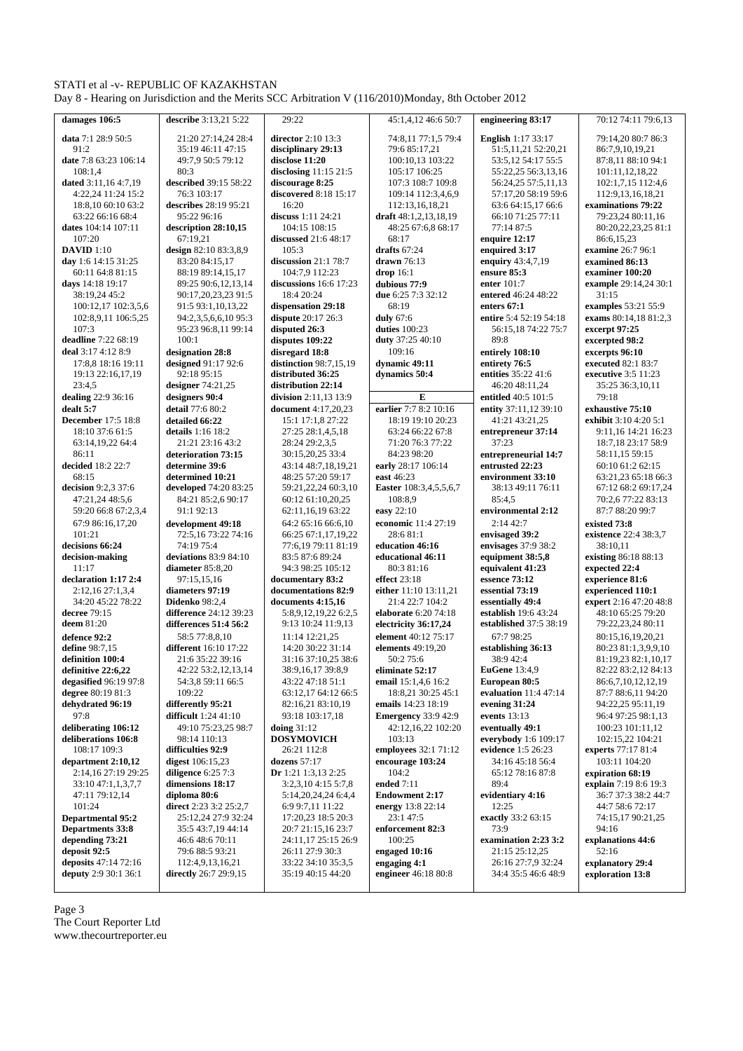STATI et al -v- REPUBLIC OF KAZAKHSTAN

Day 8 - Hearing on Jurisdiction and the Merits SCC Arbitration V (116/2010)Monday, 8th October 2012

**damages 106:5**
**data** 7:1 28:9 50:5 91:2
**date** 7:8 63:23 106:14 108:1,4
**dated** 3:11,16 4:7,19 4:22,24 11:24 15:2 18:8,10 60:10 63:2 63:22 66:16 68:4
**dates** 104:14 107:11 107:20
**DAVID** 1:10
**day** 1:6 14:15 31:25 60:11 64:8 81:15
**days** 14:18 19:17 38:19,24 45:2 100:12,17 102:3,5,6 102:8,9,11 106:5,25 107:3
**deadline** 7:22 68:19
**deal** 3:17 4:12 8:9 17:8,8 18:16 19:11 19:13 22:16,17,19 23:4,5
**dealing** 22:9 36:16
**dealt** 5:7
**December** 17:5 18:8 18:10 37:6 61:5 63:14,19,22 64:4 86:11
**decided** 18:2 22:7 68:15
**decision** 9:2,3 37:6 47:21,24 48:5,6 59:20 66:8 67:2,3,4 67:9 86:16,17,20 101:21
**decisions** 66:24
**decision-making** 11:17
**declaration 1:17 2:4** 2:12,16 27:1,3,4 34:20 45:22 78:22
**decree** 79:15
**deem** 81:20
**defence 92:2**
**define** 98:7,15
**definition 100:4**
**definitive 22:6,22**
**degasified** 96:19 97:8
**degree** 80:19 81:3
**dehydrated 96:19** 97:8
**deliberating 106:12**
**deliberations 106:8** 108:17 109:3
**department 2:10,12** 2:14,16 27:19 29:25 33:10 47:1,1,3,7,7 47:11 79:12,14 101:24
**Departmental 95:2**
**Departments 33:8**
**depending 73:21**
**deposit 92:5**
**deposits** 47:14 72:16
**deputy** 2:9 30:1 36:1
**describe** 3:13,21 5:22 21:20 27:14,24 28:4 35:19 46:11 47:15 49:7,9 50:5 79:12 80:3
**described** 39:15 58:22 76:3 103:17
**describes** 28:19 95:21 95:22 96:16
**description 28:10,15** 67:19,21
**design** 82:10 83:3,8,9 83:20 84:15,17 88:19 89:14,15,17 89:25 90:6,12,13,14 90:17,20,23,23 91:5 91:5 93:1,10,13,22 94:2,3,5,6,6,10 95:3 95:23 96:8,11 99:14 100:1
**designation 28:8**
**designed** 91:17 92:6 92:18 95:15
**designer** 74:21,25
**designers 90:4**
**detail** 77:6 80:2
**detailed 66:22**
**details** 1:16 18:2 21:21 23:16 43:2
**deterioration 73:15**
**determine 39:6**
**determined 10:21**
**developed** 74:20 83:25 84:21 85:2,6 90:17 91:1 92:13
**development 49:18** 72:5,16 73:22 74:16 74:19 75:4
**deviations** 83:9 84:10
**diameter** 85:8,20 97:15,15,16
**diameters 97:19**
**Didenko** 98:2,4
**difference** 24:12 39:23
**differences 51:4 56:2** 58:5 77:8,8,10
**different** 16:10 17:22 21:6 35:22 39:16 42:22 53:2,12,13,14 54:3,8 59:11 66:5 109:22
**differently 95:21**
**difficult** 1:24 41:10 49:10 75:23,25 98:7 98:14 110:13
**difficulties 92:9**
**digest** 106:15,23
**diligence** 6:25 7:3
**dimensions 18:17**
**diploma 80:6**
**direct** 2:23 3:2 25:2,7 25:12,24 27:9 32:24 35:5 43:7,19 44:14 46:6 48:6 70:11 79:6 88:5 93:21 112:4,9,13,16,21
**directly** 26:7 29:9,15 29:22
**director** 2:10 13:3
**disciplinary 29:13**
**disclose 11:20**
**disclosing** 11:15 21:5
**discourage 8:25**
**discovered** 8:18 15:17 16:20
**discuss** 1:11 24:21 104:15 108:15 105:3
**discussed** 21:6 48:17
**discussion** 21:1 78:7 104:7,9 112:23
**discussions** 16:6 17:23 18:4 20:24
**dispensation 29:18**
**dispute** 20:17 26:3
**disputed 26:3**
**disputes 109:22**
**disregard 18:8**
**distinction** 98:7,15,19
**distributed 36:25**
**distribution 22:14**
**division** 2:11,13 13:9
**document** 4:17,20,23 15:1 17:1,8 27:22 27:25 28:1,4,5,18 28:24 29:2,3,5 30:15,20,25 33:4 43:14 48:7,18,19,21 48:25 57:20 59:17 59:21,22,24 60:3,10 60:12 61:10,20,25 62:11,16,19 63:22 64:2 65:16 66:6,10 66:25 67:1,17,19,22 77:6,19 79:11 81:19 83:5 87:6 89:24 94:3 98:25 105:12
**documentary 83:2**
**documentations 82:9**
**documents 4:15,16** 5:8,9,12,19,22 6:2,5 9:13 10:24 11:9,13 11:14 12:21,25 14:20 30:22 31:14 31:16 37:10,25 38:6 38:9,16,17 39:8,9 43:22 47:18 51:1 63:12,17 64:12 66:5 82:16,21 83:10,19 93:18 103:17,18
**doing** 31:12
**DOSYMOVICH** 26:21 112:8
**dozens** 57:17
**Dr** 1:21 1:3,13 2:25 3:2,3,10 4:15 5:7,8 5:14,20,24,24 6:4,4 6:9 9:7,11 11:22 17:20,23 18:5 20:3 20:7 21:15,16 23:7 24:11,17 25:15 26:9 26:11 27:9 30:3 33:22 34:10 35:3,5 35:19 40:15 44:20 45:1,4,12 46:6 50:7 74:8,11 77:1,5 79:4 79:6 85:17,21 100:10,13 103:22 105:17 106:25 107:3 108:7 109:8 109:14 112:3,4,6,9 112:13,16,18,21
**draft** 48:1,2,13,18,19 48:25 67:6,8 68:17 68:17
**drafts** 67:24
**drawn** 76:13
**drop** 16:1
**dubious 77:9**
**due** 6:25 7:3 32:12 68:19
**duly** 67:6
**duties** 100:23
**duty** 37:25 40:10 109:16
**dynamic 49:11**
**dynamics 50:4**

**E**

**earlier** 7:7 8:2 10:16 18:19 19:10 20:23 63:24 66:22 67:8 71:20 76:3 77:22 84:23 98:20
**early** 28:17 106:14
**east** 46:23
**Easter** 108:3,4,5,5,6,7 108:8,9
**easy** 22:10
**economic** 11:4 27:19 28:6 81:1
**education 46:16**
**educational 46:11** 80:3 81:16
**effect** 23:18
**either** 11:10 13:11,21 21:4 22:7 104:2
**elaborate** 6:20 74:18
**electricity 36:17,24**
**element** 40:12 75:17
**elements** 49:19,20 50:2 75:6
**eliminate 52:17**
**email** 15:1,4,6 16:2 18:8,21 30:25 45:1
**emails** 14:23 18:19
**Emergency** 33:9 42:9 42:12,16,22 102:20 103:13
**employees** 32:1 71:12
**encourage 103:24** 104:2
**ended** 7:11
**Endowment 2:17**
**energy** 13:8 22:14 23:1 47:5
**enforcement 82:3** 100:25
**engaged 10:16**
**engaging 4:1**
**engineer** 46:18 80:8
**engineering 83:17**
**English** 1:17 33:17 51:5,11,21 52:20,21 53:5,12 54:17 55:5 55:22,25 56:3,13,16 56:24,25 57:5,11,13 57:17,20 58:19 59:6 63:6 64:15,17 66:6 66:10 71:25 77:11 77:14 87:5
**enquire 12:17**
**enquired 3:17**
**enquiry** 43:4,7,19
**ensure 85:3**
**enter** 101:7
**entered** 46:24 48:22
**enters 67:1**
**entire** 5:4 52:19 54:18 56:15,18 74:22 75:7 89:8
**entirely 108:10**
**entirety 76:5**
**entities** 35:22 41:6 46:20 48:11,24
**entitled** 40:5 101:5
**entity** 37:11,12 39:10 41:21 43:21,25
**entrepreneur 37:14** 37:23
**entrepreneurial 14:7**
**entrusted 22:23**
**environment 33:10** 38:13 49:11 76:11 85:4,5
**environmental 2:12** 2:14 42:7
**envisaged 39:2**
**envisages** 37:9 38:2
**equipment 38:5,8**
**equivalent 41:23**
**essence 73:12**
**essential 73:19**
**essentially 49:4**
**establish** 19:6 43:24
**established** 37:5 38:19 67:7 98:25
**establishing 36:13** 38:9 42:4
**EuGene** 13:4,9
**European 80:5**
**evaluation** 11:4 47:14
**evening 31:24**
**events** 13:13
**eventually 49:1**
**everybody** 1:6 109:17
**evidence** 1:5 26:23 34:16 45:18 56:4 65:12 78:16 87:8 89:4
**evidentiary 4:16** 12:25
**exactly** 33:2 63:15 73:9
**examination** 2:23 3:2 21:15 25:12,25 26:16 27:7,9 32:24 34:4 35:5 46:6 48:9 70:12 74:11 79:6,13 79:14,20 80:7 86:3 86:7,9,10,19,21 87:8,11 88:10 94:1 101:11,12,18,22 102:1,7,15 112:4,6 112:9,13,16,18,21
**examinations 79:22** 79:23,24 80:11,16 80:20,22,23,25 81:1 86:6,15,23
**examine** 26:7 96:1
**examined 86:13**
**examiner 100:20**
**example** 29:14,24 30:1 31:15
**examples** 53:21 55:9
**exams** 80:14,18 81:2,3
**excerpt 97:25**
**excerpted 98:2**
**excerpts 96:10**
**executed** 82:1 83:7
**executive** 3:5 11:23 35:25 36:3,10,11 79:18
**exhaustive 75:10**
**exhibit** 3:10 4:20 5:1 9:11,16 14:21 16:23 18:7,18 23:17 58:9 58:11,15 59:15 60:10 61:2 62:15 63:21,23 65:18 66:3 67:12 68:2 69:17,24 70:2,6 77:22 83:13 87:7 88:20 99:7
**existed 73:8**
**existence** 22:4 38:3,7 38:10,11
**existing** 86:18 88:13
**expected 22:4**
**experience 81:6**
**experienced 110:1**
**expert** 2:16 47:20 48:8 48:10 65:25 79:20 79:22,23,24 80:11 80:15,16,19,20,21 80:23 81:1,3,9,9,10 81:19,23 82:1,10,17 82:22 83:2,12 84:13 86:6,7,10,12,12,19 87:7 88:6,11 94:20 94:22,25 95:11,19 96:4 97:25 98:1,13 100:23 101:11,12 102:15,22 104:21
**experts** 77:17 81:4 103:11 104:20
**expiration 68:19**
**explain** 7:19 8:6 19:3 36:7 37:3 38:2 44:7 44:7 58:6 72:17 74:15,17 90:21,25 94:16
**explanations 44:6** 52:16
**explanatory 29:4**
**exploration 13:8**

Page 3

The Court Reporter Ltd

www.thecourtreporter.eu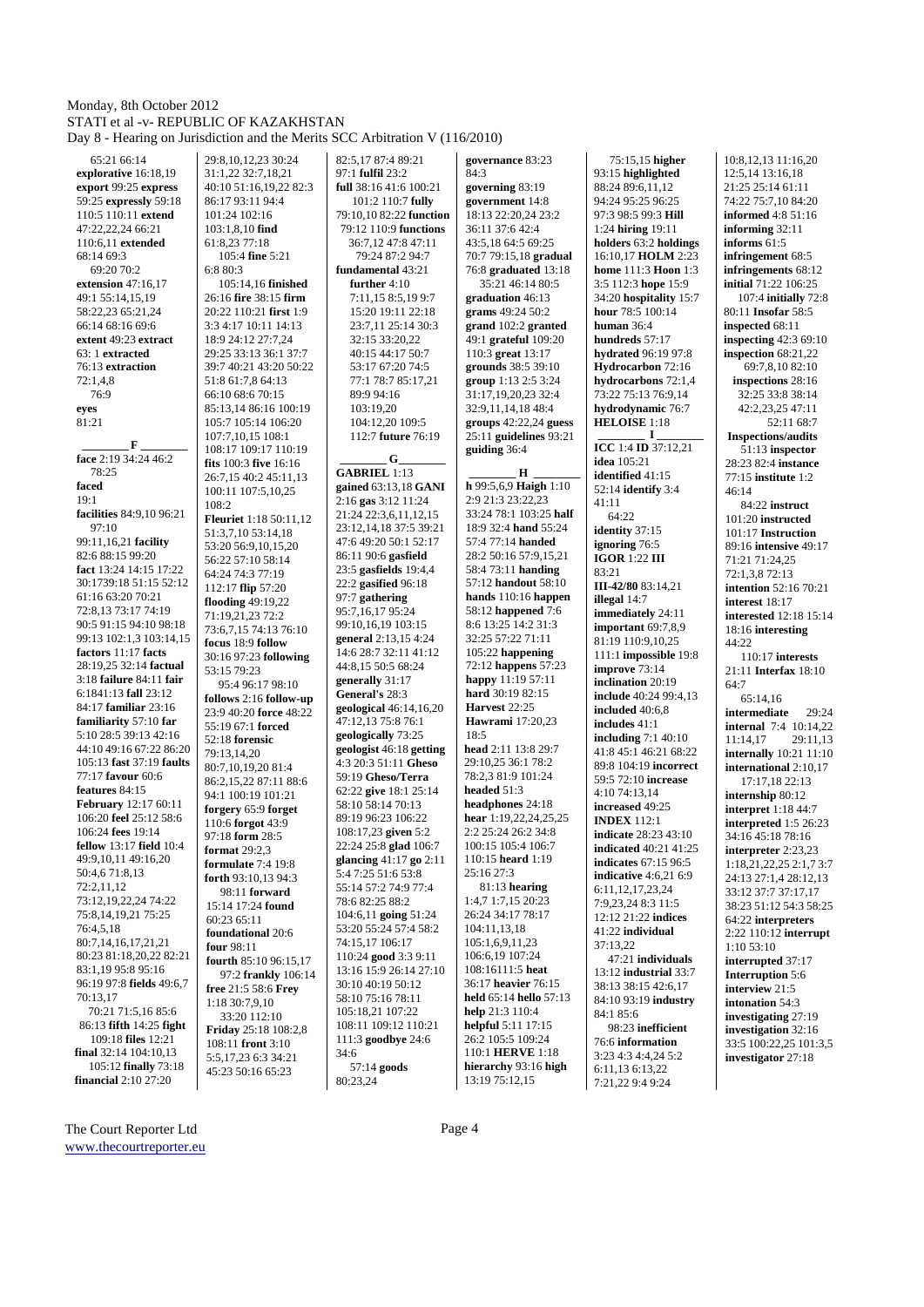65:21 66:14
**explorative** 16:18,19
**export** 99:25 **express** 59:18 110:5 110:11 **extend** 47:22,22,24 66:21 110:6,11 **extended** 68:14 69:3
69:20 70:2
**extension** 47:16,17 49:1 55:14,15,19 58:22,23 65:21,24 66:14 68:16 69:6
**extent** 49:23 **extract** 63: 1 **extracted** 76:13 **extraction** 72:1,4,8
76:9
**eyes**
81:21

## F

**face** 2:19 34:24 46:2
78:25
**faced**
19:1
**facilities** 84:9,10 96:21
97:10
99:11,16,21 **facility** 82:6 88:15 99:20
**fact** 13:24 14:15 17:22 30:1739:18 51:15 52:12 61:16 63:20 70:21 72:8,13 73:17 74:19 90:5 91:15 94:10 98:18 99:13 102:1,3 103:14,15
**factors** 11:17 **facts** 28:19,25 32:14 **factual** 3:18 **failure** 84:11 **fair** 6:1841:13 **fall** 23:12 84:17 **familiar** 23:16 **familiarity** 57:10 **far** 5:10 28:5 39:13 42:16 44:10 49:16 67:22 86:20 105:13 **fast** 37:19 **faults** 77:17 **favour** 60:6
**features** 84:15
**February** 12:17 60:11 106:20 **feel** 25:12 58:6 106:24 **fees** 19:14 **fellow** 13:17 **field** 10:4 49:9,10,11 49:16,20 50:4,6 71:8,13
72:2,11,12
73:12,19,22,24 74:22 75:8,14,19,21 75:25 76:4,5,18
80:7,14,16,17,21,21 80:23 81:18,20,22 82:21 83:1,19 95:8 95:16 96:19 97:8 **fields** 49:6,7 70:13,17
70:21 71:5,16 85:6 86:13 **fifth** 14:25 **fight**
109:18 **files** 12:21
**final** 32:14 104:10,13
105:12 **finally** 73:18
**financial** 2:10 27:20
29:8,10,12,23 30:24 31:1,22 32:7,18,21 40:10 51:16,19,22 82:3 86:17 93:11 94:4 101:24 102:16 103:1,8,10 **find** 61:8,23 77:18
105:4 **fine** 5:21
6:8 80:3
105:14,16 **finished** 26:16 **fire** 38:15 **firm** 20:22 110:21 **first** 1:9 3:3 4:17 10:11 14:13 18:9 24:12 27:7,24 29:25 33:13 36:1 37:7 39:7 40:21 43:20 50:22 51:8 61:7,8 64:13 66:10 68:6 70:15 85:13,14 86:16 100:19 105:7 105:14 106:20 107:7,10,15 108:1 108:17 109:17 110:19
**fits** 100:3 **five** 16:16 26:7,15 40:2 45:11,13 100:11 107:5,10,25 108:2
**Fleuriet** 1:18 50:11,12 51:3,7,10 53:14,18 53:20 56:9,10,15,20 56:22 57:10 58:14 64:24 74:3 77:19 112:17 **flip** 57:20
**flooding** 49:19,22 71:19,21,23 72:2 73:6,7,15 74:13 76:10 **focus** 18:9 **follow** 30:16 97:23 **following** 53:15 79:23
95:4 96:17 98:10
**follows** 2:16 **follow-up** 23:9 40:20 **force** 48:22 55:19 67:1 **forced** 52:18 **forensic** 79:13,14,20 80:7,10,19,20 81:4 86:2,15,22 87:11 88:6 94:1 100:19 101:21 **forgery** 65:9 **forget** 110:6 **forgot** 43:9 97:18 **form** 28:5
**format** 29:2,3
**formulate** 7:4 19:8
**forth** 93:10,13 94:3
98:11 **forward** 15:14 17:24 **found** 60:23 65:11
**foundational** 20:6
**four** 98:11
**fourth** 85:10 96:15,17
97:2 **frankly** 106:14
**free** 21:5 58:6 **Frey** 1:18 30:7,9,10
33:20 112:10
**Friday** 25:18 108:2,8 108:11 **front** 3:10 5:5,17,23 6:3 34:21 45:23 50:16 65:23
82:5,17 87:4 89:21 97:1 **fulfil** 23:2
**full** 38:16 41:6 100:21
101:2 110:7 **fully** 79:10,10 82:22 **function** 79:12 110:9 **functions**
36:7,12 47:8 47:11
79:24 87:2 94:7
**fundamental** 43:21
**further** 4:10
7:11,15 8:5,19 9:7 15:20 19:11 22:18 23:7,11 25:14 30:3 32:15 33:20,22 40:15 44:17 50:7 53:17 67:20 74:5 77:1 78:7 85:17,21 89:9 94:16
103:19,20
104:12,20 109:5
112:7 **future** 76:19

## G

**GABRIEL** 1:13
**gained** 63:13,18 **GANI** 2:16 **gas** 3:12 11:24 21:24 22:3,6,11,12,15 23:12,14,18 37:5 39:21 47:6 49:20 50:1 52:17 86:11 90:6 **gasfield** 23:5 **gasfields** 19:4,4 22:2 **gasified** 96:18 97:7 **gathering** 95:7,16,17 95:24 99:10,16,19 103:15 **general** 2:13,15 4:24 14:6 28:7 32:11 41:12 44:8,15 50:5 68:24 **generally** 31:17 **General's** 28:3
**geological** 46:14,16,20 47:12,13 75:8 76:1 **geologically** 73:25 **geologist** 46:18 **getting** 4:3 20:3 51:11 **Gheso** 59:19 **Gheso/Terra** 62:22 **give** 18:1 25:14 58:10 58:14 70:13 89:19 96:23 106:22 108:17,23 **given** 5:2 22:24 25:8 **glad** 106:7 **glancing** 41:17 **go** 2:11 5:4 7:25 51:6 53:8 55:14 57:2 74:9 77:4 78:6 82:25 88:2 104:6,11 **going** 51:24 53:20 55:24 57:4 58:2 74:15,17 106:17 110:24 **good** 3:3 9:11 13:16 15:9 26:14 27:10 30:10 40:19 50:12 58:10 75:16 78:11 105:18,21 107:22 108:11 109:12 110:21 111:3 **goodbye** 24:6 34:6
57:14 **goods**
80:23,24
**governance** 83:23
84:3
**governing** 83:19
**government** 14:8 18:13 22:20,24 23:2 36:11 37:6 42:4 43:5,18 64:5 69:25 70:7 79:15,18 **gradual** 76:8 **graduated** 13:18
35:21 46:14 80:5
**graduation** 46:13
**grams** 49:24 50:2
**grand** 102:2 **granted** 49:1 **grateful** 109:20 110:3 **great** 13:17
**grounds** 38:5 39:10
**group** 1:13 2:5 3:24 31:17,19,20,23 32:4 32:9,11,14,18 48:4 **groups** 42:22,24 **guess** 25:11 **guidelines** 93:21 **guiding** 36:4

## H

**h** 99:5,6,9 **Haigh** 1:10 2:9 21:3 23:22,23 33:24 78:1 103:25 **half** 18:9 32:4 **hand** 55:24 57:4 77:14 **handed** 28:2 50:16 57:9,15,21 58:4 73:11 **handing** 57:12 **handout** 58:10 **hands** 110:16 **happen** 58:12 **happened** 7:6 8:6 13:25 14:2 31:3 32:25 57:22 71:11 105:22 **happening** 72:12 **happens** 57:23 **happy** 11:19 57:11 **hard** 30:19 82:15 **Harvest** 22:25 **Hawrami** 17:20,23 18:5
**head** 2:11 13:8 29:7 29:10,25 36:1 78:2 78:2,3 81:9 101:24 **headed** 51:3
**headphones** 24:18 **hear** 1:19,22,24,25,25 2:2 25:24 26:2 34:8 100:15 105:4 106:7 110:15 **heard** 1:19 25:16 27:3
81:13 **hearing** 1:4,7 1:7,15 20:23 26:24 34:17 78:17 104:11,13,18 105:1,6,9,11,23 106:6,19 107:24 108:16111:5 **heat** 36:17 **heavier** 76:15 **held** 65:14 **hello** 57:13 **help** 21:3 110:4 **helpful** 5:11 17:15 26:2 105:5 109:24 110:1 **HERVE** 1:18 **hierarchy** 93:16 **high** 13:19 75:12,15
75:15,15 **higher** 93:15 **highlighted** 88:24 89:6,11,12 94:24 95:25 96:25 97:3 98:5 99:3 **Hill** 1:24 **hiring** 19:11 **holders** 63:2 **holdings** 16:10,17 **HOLM** 2:23 **home** 111:3 **Hoon** 1:3 3:5 112:3 **hope** 15:9 34:20 **hospitality** 15:7 **hour** 78:5 100:14 **human** 36:4 **hundreds** 57:17 **hydrated** 96:19 97:8 **Hydrocarbon** 72:16 **hydrocarbons** 72:1,4 73:22 75:13 76:9,14 **hydrodynamic** 76:7 **HELOISE** 1:18

## I

**ICC** 1:4 **ID** 37:12,21 **idea** 105:21 **identified** 41:15 52:14 **identify** 3:4 41:11
64:22
**identity** 37:15
**ignoring** 76:5
**IGOR** 1:22 **III**
83:21
**III-42/80** 83:14,21
**illegal** 14:7
**immediately** 24:11
**important** 69:7,8,9 81:19 110:9,10,25 111:1 **impossible** 19:8
**improve** 73:14
**inclination** 20:19
**include** 40:24 99:4,13
**included** 40:6,8
**includes** 41:1
**including** 7:1 40:10 41:8 45:1 46:21 68:22 89:8 104:19 **incorrect** 59:5 72:10 **increase** 4:10 74:13,14
**increased** 49:25
**INDEX** 112:1
**indicate** 28:23 43:10
**indicated** 40:21 41:25
**indicates** 67:15 96:5
**indicative** 4:6,21 6:9 6:11,12,17,23,24 7:9,23,24 8:3 11:5 12:12 21:22 **indices** 41:22 **individual** 37:13,22
47:21 **individuals** 13:12 **industrial** 33:7 38:13 38:15 42:6,17 84:10 93:19 **industry** 84:1 85:6
98:23 **inefficient** 76:6 **information** 3:23 4:3 4:4,24 5:2 6:11,13 6:13,22 7:21,22 9:4 9:24
10:8,12,13 11:16,20 12:5,14 13:16,18 21:25 25:14 61:11 74:22 75:7,10 84:20 **informed** 4:8 51:16 **informing** 32:11 **informs** 61:5 **infringement** 68:5 **infringements** 68:12 **initial** 71:22 106:25
107:4 **initially** 72:8 80:11 **Insofar** 58:5 **inspected** 68:11 **inspecting** 42:3 69:10 **inspection** 68:21,22
69:7,8,10 82:10
**inspections** 28:16
32:25 33:8 38:14
42:2,23,25 47:11
52:11 68:7
**Inspections/audits**
51:13 **inspector** 28:23 82:4 **instance** 77:15 **institute** 1:2 46:14
84:22 **instruct** 101:20 **instructed** 101:17 **Instruction** 89:16 **intensive** 49:17 71:21 71:24,25 72:1,3,8 72:13
**intention** 52:16 70:21 **interest** 18:17 **interested** 12:18 15:14 18:16 **interesting** 44:22
110:17 **interests** 21:11 **Interfax** 18:10 64:7
65:14,16
**intermediate** 29:24 **internal** 7:4 10:14,22 11:14,17 29:11,13 **internally** 10:21 11:10 **international** 2:10,17
17:17,18 22:13
**internship** 80:12 **interpret** 1:18 44:7 **interpreted** 1:5 26:23 34:16 45:18 78:16 **interpreter** 2:23,23 1:18,21,22,25 2:1,7 3:7 24:13 27:1,4 28:12,13 33:12 37:7 37:17,17 38:23 51:12 54:3 58:25 64:22 **interpreters** 2:22 110:12 **interrupt** 1:10 53:10 **interrupted** 37:17 **Interruption** 5:6 **interview** 21:5 **intonation** 54:3 **investigating** 27:19 **investigation** 32:16 33:5 100:22,25 101:3,5 **investigator** 27:18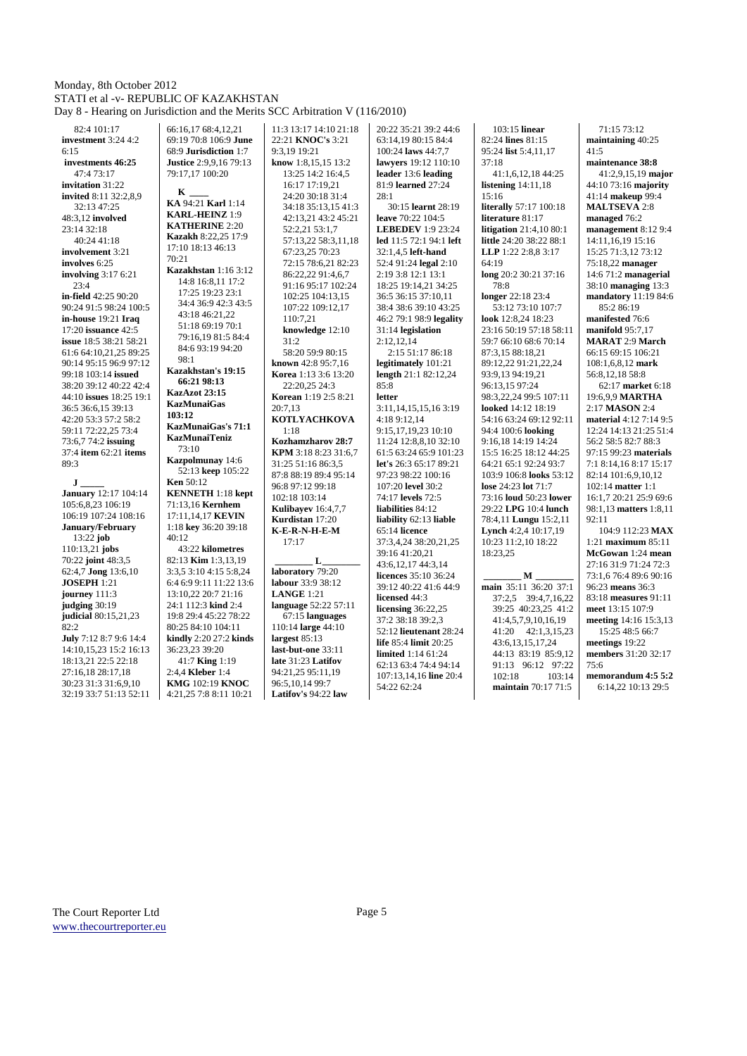82:4 101:17
**investment** 3:24 4:2 6:15
**investments 46:25** 47:4 73:17
**invitation** 31:22
**invited** 8:11 32:2,8,9 32:13 47:25 48:3,12
**involved** 23:14 32:18 40:24 41:18
**involvement** 3:21
**involves** 6:25
**involving** 3:17 6:21 23:4
**in-field** 42:25 90:20 90:24 91:5 98:24 100:5
**in-house** 19:21
**Iraq** 17:20
**issuance** 42:5
**issue** 18:5 38:21 58:21 61:6 64:10,21,25 89:25 90:14 95:15 96:9 97:12 99:18 103:14
**issued** 38:20 39:12 40:22 42:4 44:10
**issues** 18:25 19:1 36:5 36:6,15 39:13 42:20 53:3 57:2 58:2 59:11 72:22,25 73:4 73:6,7 74:2
**issuing** 37:4
**item** 62:21
**items** 89:3

**J**

**January** 12:17 104:14 105:6,8,23 106:19 106:19 107:24 108:16
**January/February** 13:22
**job** 110:13,21
**jobs** 70:22
**joint** 48:3,5 62:4,7
**Jong** 13:6,10
**JOSEPH** 1:21
**journey** 111:3
**judging** 30:19
**judicial** 80:15,21,23 82:2
**July** 7:12 8:7 9:6 14:4 14:10,15,23 15:2 16:13 18:13,21 22:5 22:18 27:16,18 28:17,18 30:23 31:3 31:6,9,10 32:19 33:7 51:13 52:11 66:16,17 68:4,12,21 69:19 70:8 106:9
**June** 68:9
**Jurisdiction** 1:7
**Justice** 2:9,9,16 79:13 79:17,17 100:20

**K**

**KA** 94:21
**Karl** 1:14
**KARL-HEINZ** 1:9
**KATHERINE** 2:20
**Kazakh** 8:22,25 17:9 17:10 18:13 46:13 70:21
**Kazakhstan** 1:16 3:12 14:8 16:8,11 17:2 17:25 19:23 23:1 34:4 36:9 42:3 43:5 43:18 46:21,22 51:18 69:19 70:1 79:16,19 81:5 84:4 84:6 93:19 94:20 98:1
**Kazakhstan's 19:15** 66:21 98:13
**KazAzot 23:15**
**KazMunaiGas 103:12**
**KazMunaiGas's 71:1**
**KazMunaiTeniz** 73:10
**Kazpolmunay** 14:6 52:13
**keep** 105:22
**Ken** 50:12
**KENNETH** 1:18
**kept** 71:13,16
**Kernhem** 17:11,14,17
**KEVIN** 1:18
**key** 36:20 39:18 40:12 43:22
**kilometres** 82:13
**Kim** 1:3,13,19 3:3,5 3:10 4:15 5:8,24 6:4 6:9 9:11 11:22 13:6 13:10,22 20:7 21:16 24:1 112:3
**kind** 2:4 19:8 29:4 45:22 78:22 80:25 84:10 104:11
**kindly** 2:20 27:2
**kinds** 36:23,23 39:20 41:7
**King** 1:19 2:4,4
**Kleber** 1:4
**KMG** 102:19
**KNOC** 4:21,25 7:8 8:11 10:21 11:3 13:17 14:10 21:18 22:21
**KNOC's** 3:21 9:3,19 19:21
**know** 1:8,15,15 13:2 13:25 14:2 16:4,5 16:17 17:19,21 24:20 30:18 31:4 34:18 35:13,15 41:3 42:13,21 43:2 45:21 52:2,21 53:1,7 57:13,22 58:3,11,18 67:23,25 70:23 72:15 78:6,21 82:23 86:22,22 91:4,6,7 91:16 95:17 102:24 102:25 104:13,15 107:22 109:12,17 110:7,21
**knowledge** 12:10 31:2 58:20 59:9 80:15
**known** 42:8 95:7,16
**Korea** 1:13 3:6 13:20 22:20,25 24:3
**Korean** 1:19 2:5 8:21 20:7,13
**KOTLYACHKOVA** 1:18
**Kozhamzharov 28:7**
**KPM** 3:18 8:23 31:6,7 31:25 51:16 86:3,5 87:8 88:19 89:4 95:14 96:8 97:12 99:18 102:18 103:14
**Kulibayev** 16:4,7,7
**Kurdistan** 17:20
**K-E-R-N-H-E-M** 17:17

**L**

**laboratory** 79:20
**labour** 33:9 38:12
**LANGE** 1:21
**language** 52:22 57:11 67:15
**languages** 110:14
**large** 44:10
**largest** 85:13
**last-but-one** 33:11
**late** 31:23
**Latifov** 94:21,25 95:11,19 96:5,10,14 99:7
**Latifov's** 94:22
**law** 20:22 35:21 39:2 44:6 63:14,19 80:15 84:4 100:24
**laws** 44:7,7
**lawyers** 19:12 110:10
**leader** 13:6
**leading** 81:9
**learned** 27:24 28:1 30:15
**learnt** 28:19
**leave** 70:22 104:5
**LEBEDEV** 1:9 23:24
**led** 11:5 72:1 94:1
**left** 32:1,4,5
**left-hand** 2:19 3:8 12:1 13:1 18:25 19:14,21 34:25 36:5 36:15 37:10,11 38:4 38:6 39:10 43:25 46:2 79:1 98:9
**legality** 52:4 91:24
**legal** 2:10 31:14
**legislation** 2:12,12,14 2:15 51:17 86:18
**legitimately** 101:21
**length** 21:1 82:12,24 85:8
**letter** 3:11,14,15,15,16 3:19 4:18 9:12,14 9:15,17,19,23 10:10 11:24 12:8,8,10 32:10 61:5 63:24 65:9 101:23
**let's** 26:3 65:17 89:21 97:23 98:22 100:16 107:20
**level** 30:2
**levels** 72:5 74:17
**liabilities** 84:12
**liability** 62:13
**liable** 65:14
**licence** 37:3,4,24 38:20,21,25 39:16 41:20,21 43:6,12,17 44:3,14
**licences** 35:10 36:24 39:12 40:22 41:6 44:9
**licensed** 44:3
**licensing** 36:22,25 37:2 38:18 39:2,3 52:12
**lieutenant** 28:24
**life** 85:4
**limit** 20:25
**limited** 1:14 61:24 62:13 63:4 74:4 94:14 107:13,14,16
**line** 20:4 54:22 62:24 103:15
**linear** 82:24
**lines** 81:15 95:24
**list** 5:4,11,17 37:18
41:1,6,12,18 44:25
**listening** 14:11,18 15:16
**literally** 57:17 100:18
**literature** 81:17
**litigation** 21:4,10 80:1
**little** 24:20 38:22 88:1
**LLP** 1:22 2:8,8 3:17 64:19
**long** 20:2 30:21 37:16 78:8
**longer** 22:18 23:4 53:12 73:10 107:7
**look** 12:8,24 18:23 23:16 50:19 57:18 58:11 59:7 66:10 68:6 70:14 87:3,15 88:18,21 89:12,22 91:21,22,24 93:9,13 94:19,21 96:13,15 97:24 98:3,22,24 99:5 107:11
**looked** 14:12 18:19 54:16 63:24 69:12 92:11 94:4 100:6
**looking** 9:16,18 14:19 14:24 15:5 16:25 18:12 44:25 64:21 65:1 92:24 93:7 103:9 106:8
**looks** 53:12
**lot** 71:7
**lose** 24:23
**loud** 50:23
**lower** 73:16
**LPG** 10:4
**lunch** 29:22
**Lungu** 15:2,11 78:4,11
**Lynch** 4:2,4 10:17,19 10:23 11:2,10 18:22 18:23,25

**M**

**main** 35:11 36:20 37:1 37:2,5 39:4,7,16,22 39:25 40:23,25 41:2 41:4,5,7,9,10,16,19 41:20 42:1,3,15,23 43:6,13,15,17,24 44:13 83:19 85:9,12 91:13 96:12 97:22 102:18 103:14
**maintain** 70:17 71:5 71:15 73:12
**maintaining** 40:25 41:5
**maintenance 38:8** 41:2,9,15,19
**major** 44:10 73:16
**majority** 41:14
**makeup** 99:4
**MALTSEVA** 2:8
**managed** 76:2
**management** 8:12 9:4 14:11,16,19 15:16 15:25 71:3,12 73:12 75:18,22
**manager** 14:6 71:2
**managerial** 38:10
**managing** 13:3
**mandatory** 11:19 84:6 85:2 86:19
**manifested** 76:6
**manifold** 95:7,17
**MARAT** 2:9
**March** 66:15 69:15 106:21 108:1,6,8,12
**mark** 56:8,12,18 58:8 62:17
**market** 6:18 19:6,9,9
**MARTHA** 2:17
**MASON** 2:4
**material** 4:12 7:14 9:5 12:24 14:13 21:25 51:4 56:2 58:5 82:7 88:3 97:15 99:23
**materials** 7:1 8:14,16 8:17 15:17 82:14 101:6,9,10,12 102:14
**matter** 1:1 16:1,7 20:21 25:9 69:6 98:1,13
**matters** 1:8,11 92:11 104:9 112:23
**MAX** 1:21
**maximum** 85:11
**McGowan** 1:24
**mean** 27:16 31:9 71:24 72:3 73:1,6 76:4 89:6 90:16 96:23
**means** 36:3 83:18
**measures** 91:11
**meet** 13:15 107:9
**meeting** 14:16 15:3,13 15:25 48:5 66:7
**meetings** 19:22
**members** 31:20 32:17 75:6
**memorandum 4:5 5:2** 6:14,22 10:13 29:5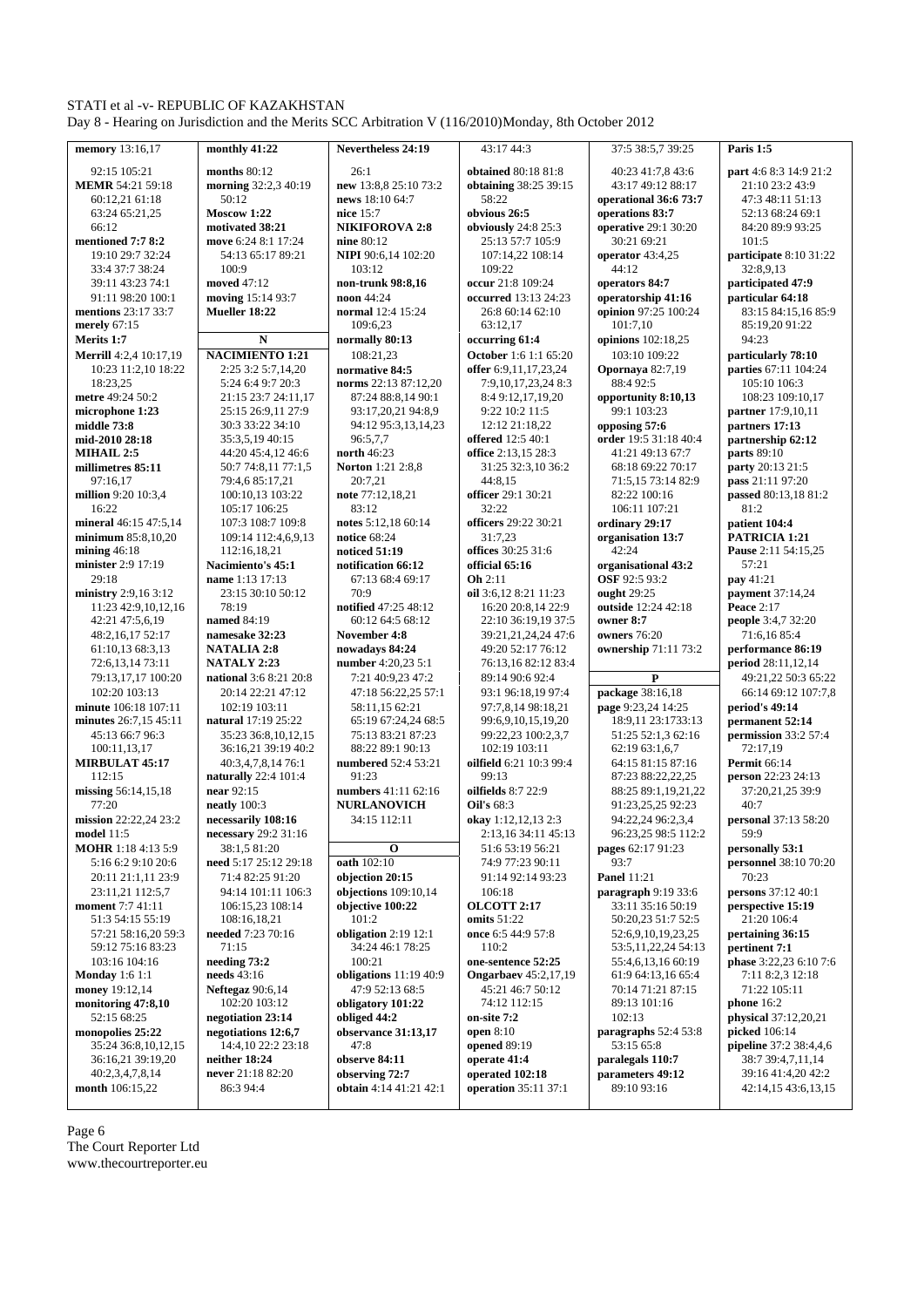memory 13:16,17
92:15 105:21
**MEMR** 54:21 59:18
60:12,21 61:18
63:24 65:21,25
66:12
**mentioned** 7:7 8:2
19:10 29:7 32:24
33:4 37:7 38:24
39:11 43:23 74:1
91:11 98:20 100:1
**mentions** 23:17 33:7
**merely** 67:15
**Merits** 1:7
**Merrill** 4:2,4 10:17,19
10:23 11:2,10 18:22
18:23,25
**metre** 49:24 50:2
**microphone** 1:23
**middle** 73:8
**mid-2010** 28:18
**MIHAIL** 2:5
**millimetres** 85:11
97:16,17
**million** 9:20 10:3,4
16:22
**mineral** 46:15 47:5,14
**minimum** 85:8,10,20
**mining** 46:18
**minister** 2:9 17:19
29:18
**ministry** 2:9,16 3:12
11:23 42:9,10,12,16
42:21 47:5,6,19
48:2,16,17 52:17
61:10,13 68:3,13
72:6,13,14 73:11
79:13,17,17 100:20
102:20 103:13
**minute** 106:18 107:11
**minutes** 26:7,15 45:11
45:13 66:7 96:3
100:11,13,17
**MIRBULAT** 45:17
112:15
**missing** 56:14,15,18
77:20
**mission** 22:22,24 23:2
**model** 11:5
**MOHR** 1:18 4:13 5:9
5:16 6:2 9:10 20:6
20:11 21:1,11 23:9
23:11,21 112:5,7
**moment** 7:7 41:11
51:3 54:15 55:19
57:21 58:16,20 59:3
59:12 75:16 83:23
103:16 104:16
**Monday** 1:6 1:1
**money** 19:12,14
**monitoring** 47:8,10
52:15 68:25
**monopolies** 25:22
35:24 36:8,10,12,15
36:16,21 39:19,20
40:2,3,4,7,8,14
**month** 106:15,22

**monthly** 41:22
**months** 80:12
**morning** 32:2,3 40:19
50:12
**Moscow** 1:22
**motivated** 38:21
**move** 6:24 8:1 17:24
54:13 65:17 89:21
**moved** 47:12
**moving** 15:14 93:7
**Mueller** 18:22

**N**

**NACIMIENTO** 1:21
2:25 3:2 5:7,14,20
5:24 6:4 9:7 20:3
21:15 23:7 24:11,17
25:15 26:9,11 27:9
30:3 33:22 34:10
35:3,5,19 40:15
44:20 45:4,12 46:6
50:7 74:8,11 77:1,5
79:4,6 85:17,21
100:10,13 103:22
105:17 106:25
107:3 108:7 109:8
109:14 112:4,6,9,13
112:16,18,21
**Nacimiento's** 45:1
**name** 1:13 17:13
23:15 30:10 50:12
78:19
**named** 84:19
**namesake** 32:23
**NATALIA** 2:8
**NATALY** 2:23
**national** 3:6 8:21 20:8
20:14 22:21 47:12
102:19 103:11
**natural** 17:19 25:22
35:23 36:8,10,12,15
36:16,21 39:19 40:2
40:3,4,7,8,14 76:1
**naturally** 22:4 101:4
**near** 92:15
**neatly** 100:3
**necessarily** 108:16
**necessary** 29:2 31:16
38:1,5 81:20
**need** 5:17 25:12 29:18
71:4 82:25 91:20
94:14 101:11 106:3
106:15,23 108:14
108:16,18,21
**needed** 7:23 70:16
71:15
**needing** 73:2
**needs** 43:16
**Neftegaz** 90:6,14
102:20 103:12
**negotiation** 23:14
**negotiations** 12:6,7
14:4,10 22:2 23:18
**neither** 18:24
**never** 21:18 82:20
86:3 94:4

**Nevertheless** 24:19
26:1
**new** 13:8,8 25:10 73:2
**news** 18:10 64:7
**nice** 15:7
**NIKIFOROVA** 2:8
**nine** 80:12
**NIPI** 90:6,14 102:20
103:12
**non-trunk** 98:8,16
**noon** 44:24
**normal** 12:4 15:24
109:6,23
**normally** 80:13
108:21,23
**normative** 84:5
**norms** 22:13 87:12,20
87:24 88:8,14 90:1
93:17,20,21 94:8,9
94:12 95:3,13,14,23
96:5,7,7
**north** 46:23
**Norton** 1:21 2:8,8
20:7,21
**note** 77:12,18,21
83:12
**notes** 5:12,18 60:14
**notice** 68:24
**noticed** 51:19
**notification** 66:12
67:13 68:4 69:17
70:9
**notified** 47:25 48:12
60:12 64:5 68:12
**November** 4:8
**nowadays** 84:24
**number** 4:20,23 5:1
7:21 40:9,23 47:2
47:18 56:22,25 57:1
58:11,15 62:21
65:19 67:24,24 68:5
75:13 83:21 87:23
88:22 89:1 90:13
**numbered** 52:4 53:21
91:23
**numbers** 41:11 62:16
**NURLANOVICH**
34:15 112:11

**O**

**oath** 102:10
**objection** 20:15
**objections** 109:10,14
**objective** 100:22
101:2
**obligation** 2:19 12:1
34:24 46:1 78:25
100:21
**obligations** 11:19 40:9
47:9 52:13 68:5
**obligatory** 101:22
**obliged** 44:2
**observance** 31:13,17
47:8
**observe** 84:11
**observing** 72:7
**obtain** 4:14 41:21 42:1

43:17 44:3
**obtained** 80:18 81:8
**obtaining** 38:25 39:15
58:22
**obvious** 26:5
**obviously** 24:8 25:3
25:13 57:7 105:9
107:14,22 108:14
109:22
**occur** 21:8 109:24
**occurred** 13:13 24:23
26:8 60:14 62:10
63:12,17
**occurring** 61:4
**October** 1:6 1:1 65:20
**offer** 6:9,11,17,23,24
7:9,10,17,23,24 8:3
8:4 9:12,17,19,20
9:22 10:2 11:5
12:12 21:18,22
**offered** 12:5 40:1
**office** 2:13,15 28:3
31:25 32:3,10 36:2
44:8,15
**officer** 29:1 30:21
32:22
**officers** 29:22 30:21
31:7,23
**offices** 30:25 31:6
**official** 65:16
**Oh** 2:11
**oil** 3:6,12 8:21 11:23
16:20 20:8,14 22:9
22:10 36:19,19 37:5
39:21,21,24,24 47:6
49:20 52:17 76:12
76:13,16 82:12 83:4
89:14 90:6 92:4
93:1 96:18,19 97:4
97:7,8,14 98:18,21
99:6,9,10,15,19,20
99:22,23 100:2,3,7
102:19 103:11
**oilfield** 6:21 10:3 99:4
99:13
**oilfields** 8:7 22:9
**Oil's** 68:3
**okay** 1:12,12,13 2:3
2:13,16 34:11 45:13
51:6 53:19 56:21
74:9 77:23 90:11
91:14 92:14 93:23
106:18
**OLCOTT** 2:17
**omits** 51:22
**once** 6:5 44:9 57:8
110:2
**one-sentence** 52:25
**Ongarbaev** 45:2,17,19
45:21 46:7 50:12
74:12 112:15
**on-site** 7:2
**open** 8:10
**opened** 89:19
**operate** 41:4
**operated** 102:18
**operation** 35:11 37:1

37:5 38:5,7 39:25
40:23 41:7,8 43:6
43:17 49:12 88:17
**operational** 36:6 73:7
**operations** 83:7
**operative** 29:1 30:20
30:21 69:21
**operator** 43:4,25
44:12
**operators** 84:7
**operatorship** 41:16
**opinion** 97:25 100:24
101:7,10
**opinions** 102:18,25
103:10 109:22
**Opornaya** 82:7,19
88:4 92:5
**opportunity** 8:10,13
99:1 103:23
**opposing** 57:6
**order** 19:5 31:18 40:4
41:21 49:13 67:7
68:18 69:22 70:17
71:5,15 73:14 82:9
82:22 100:16
106:11 107:21
**ordinary** 29:17
**organisation** 13:7
42:24
**organisational** 43:2
**OSF** 92:5 93:2
**ought** 29:25
**outside** 12:24 42:18
**owner** 8:7
**owners** 76:20
**ownership** 71:11 73:2

**P**

**package** 38:16,18
**page** 9:23,24 14:25
18:9,11 23:1733:13
51:25 52:1,3 62:16
62:19 63:1,6,7
64:15 81:15 87:16
87:23 88:22,22,25
88:25 89:1,19,21,22
91:23,25,25 92:23
94:22,24 96:2,3,4
96:23,25 98:5 112:2
93:7
**pages** 62:17 91:23
**Panel** 11:21
**paragraph** 9:19 33:6
33:11 35:16 50:19
50:20,23 51:7 52:5
52:6,9,10,19,23,25
53:5,11,22,24 54:13
55:4,6,13,16 60:19
61:9 64:13,16 65:4
70:14 71:21 87:15
89:13 101:16
102:13
**paragraphs** 52:4 53:8
53:15 65:8
**paralegals** 110:7
**parameters** 49:12
89:10 93:16

**Paris** 1:5
**part** 4:6 8:3 14:9 21:2
21:10 23:2 43:9
47:3 48:11 51:13
52:13 68:24 69:1
84:20 89:9 93:25
101:5
**participate** 8:10 31:22
32:8,9,13
**participated** 47:9
**particular** 64:18
83:15 84:15,16 85:9
85:19,20 91:22
94:23
**particularly** 78:10
**parties** 67:11 104:24
105:10 106:3
108:23 109:10,17
**partner** 17:9,10,11
**partners** 17:13
**partnership** 62:12
**parts** 89:10
**party** 20:13 21:5
**pass** 21:11 97:20
**passed** 80:13,18 81:2
81:2
**patient** 104:4
**PATRICIA** 1:21
**Pause** 2:11 54:15,25
57:21
**pay** 41:21
**payment** 37:14,24
**Peace** 2:17
**people** 3:4,7 32:20
71:6,16 85:4
**performance** 86:19
**period** 28:11,12,14
49:21,22 50:3 65:22
66:14 69:12 107:7,8
**period's** 49:14
**permanent** 52:14
**permission** 33:2 57:4
72:17,19
**Permit** 66:14
**person** 22:23 24:13
37:20,21,25 39:9
40:7
**personal** 37:13 58:20
59:9
**personally** 53:1
**personnel** 38:10 70:20
70:23
**persons** 37:12 40:1
**perspective** 15:19
21:20 106:4
**pertaining** 36:15
**pertinent** 7:1
**phase** 3:22,23 6:10 7:6
7:11 8:2,3 12:18
71:22 105:11
**phone** 16:2
**physical** 37:12,20,21
**picked** 106:14
**pipeline** 37:2 38:4,4,6
38:7 39:4,7,11,14
39:16 41:4,20 42:2
42:14,15 43:6,13,15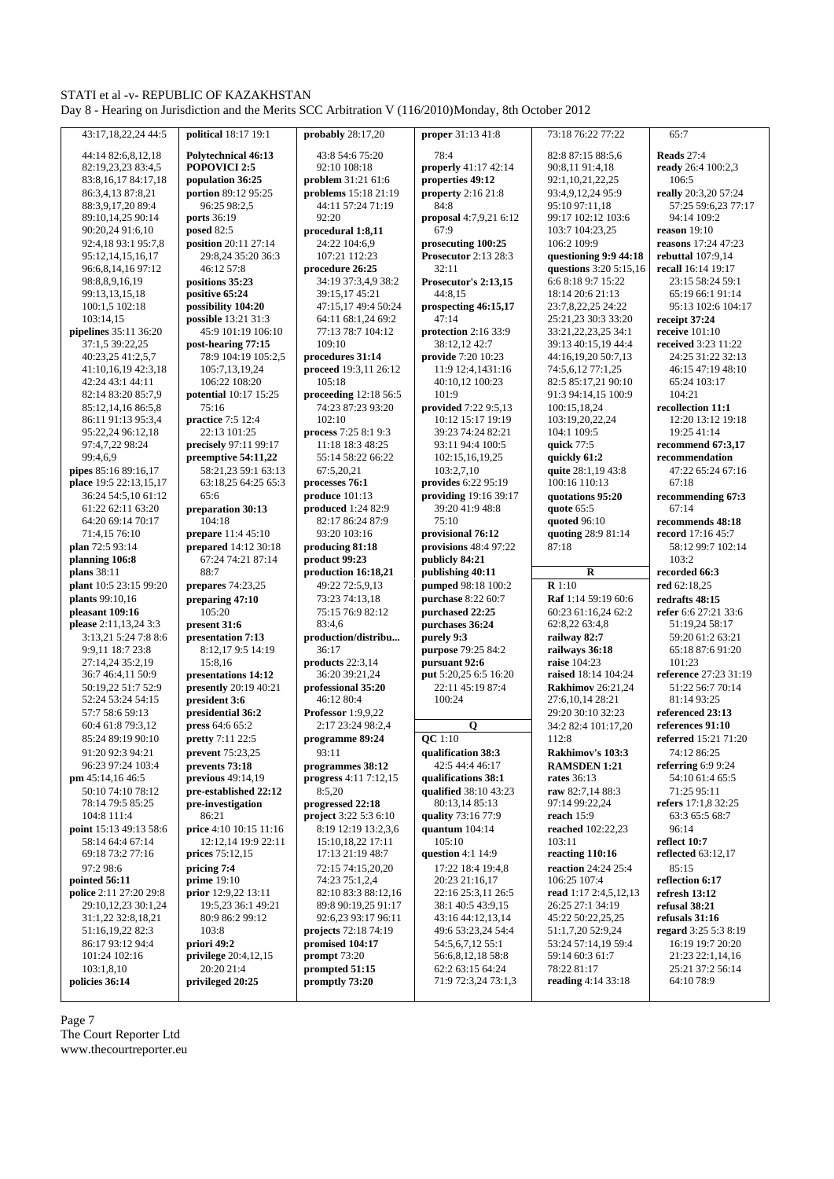43:17,18,22,24 44:5
44:14 82:6,8,12,18
82:19,23,23 83:4,5
83:8,16,17 84:17,18
86:3,4,13 87:8,21
88:3,9,17,20 89:4
89:10,14,25 90:14
90:20,24 91:6,10
92:4,18 93:1 95:7,8
95:12,14,15,16,17
96:6,8,14,16 97:12
98:8,8,9,16,19
99:13,13,15,18
100:1,5 102:18
103:14,15

**pipelines** 35:11 36:20
37:1,5 39:22,25
40:23,25 41:2,5,7
41:10,16,19 42:3,18
42:24 43:1 44:11
82:14 83:20 85:7,9
85:12,14,16 86:5,8
86:11 91:13 95:3,4
95:22,24 96:12,18
97:4,7,22 98:24
99:4,6,9

**pipes** 85:16 89:16,17

**place** 19:5 22:13,15,17
36:24 54:5,10 61:12
61:22 62:11 63:20
64:20 69:14 70:17
71:4,15 76:10

**plan** 72:5 93:14

**planning 106:8**

**plans** 38:11

**plant** 10:5 23:15 99:20

**plants** 99:10,16

**pleasant 109:16**

**please** 2:11,13,24 3:3
3:13,21 5:24 7:8 8:6
9:9,11 18:7 23:8
27:14,24 35:2,19
36:7 46:4,11 50:9
50:19,22 51:7 52:9
52:24 53:24 54:15
57:7 58:6 59:13
60:4 61:8 79:3,12
85:24 89:19 90:10
91:20 92:3 94:21
96:23 97:24 103:4

**pm** 45:14,16 46:5
50:10 74:10 78:12
78:14 79:5 85:25
104:8 111:4

**point** 15:13 49:13 58:6
58:14 64:4 67:14
69:18 73:2 77:16
97:2 98:6

**pointed 56:11**

**police** 2:11 27:20 29:8
29:10,12,23 30:1,24
31:1,22 32:8,18,21
51:16,19,22 82:3
86:17 93:12 94:4
101:24 102:16
103:1,8,10

**policies 36:14**

**political** 18:17 19:1

**Polytechnical 46:13**

**POPOVICI 2:5**

**population 36:25**

**portion** 89:12 95:25
96:25 98:2,5

**ports** 36:19

**posed** 82:5

**position** 20:11 27:14
29:8,24 35:20 36:3
46:12 57:8

**positions 35:23**

**positive 65:24**

**possibility 104:20**

**possible** 13:21 31:3
45:9 101:19 106:10

**post-hearing 77:15**
78:9 104:19 105:2,5
105:7,13,19,24
106:22 108:20

**potential** 10:17 15:25
75:16

**practice** 7:5 12:4
22:13 101:25

**precisely** 97:11 99:17

**preemptive 54:11,22**
58:21,23 59:1 63:13
63:18,25 64:25 65:3
65:6

**preparation 30:13**
104:18

**prepare** 11:4 45:10

**prepared** 14:12 30:18
67:24 74:21 87:14
88:7

**prepares** 74:23,25

**preparing 47:10**
105:20

**present 31:6**

**presentation 7:13**
8:12,17 9:5 14:19
15:8,16

**presentations 14:12**

**presently** 20:19 40:21

**president 3:6**

**presidential 36:2**

**press** 64:6 65:2

**pretty** 7:11 22:5

**prevent** 75:23,25

**prevents 73:18**

**previous** 49:14,19

**pre-established 22:12**

**pre-investigation**
86:21

**price** 4:10 10:15 11:16
12:12,14 19:9 22:11

**prices** 75:12,15

**pricing 7:4**

**prime** 19:10

**prior** 12:9,22 13:11
19:5,23 36:1 49:21
80:9 86:2 99:12
103:8

**priori 49:2**

**privilege** 20:4,12,15
20:20 21:4

**privileged 20:25**

**probably** 28:17,20
43:8 54:6 75:20
92:10 108:18

**problem** 31:21 61:6

**problems** 15:18 21:19
44:11 57:24 71:19
92:20

**procedural 1:8,11**
24:22 104:6,9
107:21 112:23

**procedure 26:25**
34:19 37:3,4,9 38:2
39:15,17 45:21
47:15,17 49:4 50:24
64:11 68:1,24 69:2
77:13 78:7 104:12
109:10

**procedures 31:14**

**proceed** 19:3,11 26:12
105:18

**proceeding** 12:18 56:5
74:23 87:23 93:20
102:10

**process** 7:25 8:1 9:3
11:18 18:3 48:25
55:14 58:22 66:22
67:5,20,21

**processes 76:1**

**produce** 101:13

**produced** 1:24 82:9
82:17 86:24 87:9
93:20 103:16

**producing 81:18**

**product 99:23**

**production 16:18,21**
49:22 72:5,9,13
73:23 74:13,18
75:15 76:9 82:12
83:4,6

**production/distribu...**
36:17

**products** 22:3,14
36:20 39:21,24

**professional 35:20**
46:12 80:4

**Professor** 1:9,9,22
2:17 23:24 98:2,4

**programme 89:24**
93:11

**programmes 38:12**

**progress** 4:11 7:12,15
8:5,20

**progressed 22:18**

**project** 3:22 5:3 6:10
8:19 12:19 13:2,3,6
15:10,18,22 17:11
17:13 21:19 48:7
72:15 74:15,20,20
74:23 75:1,2,4
82:10 83:3 88:12,16
89:8 90:19,25 91:17
92:6,23 93:17 96:11

**projects** 72:18 74:19

**promised 104:17**

**prompt** 73:20

**prompted 51:15**

**promptly 73:20**

**proper** 31:13 41:8
78:4

**properly** 41:17 42:14

**properties 49:12**

**property** 2:16 21:8

**proposal** 4:7,9,21 6:12
67:9

**prosecuting 100:25**

**Prosecutor** 2:13 28:3
32:11

**Prosecutor's 2:13,15**
44:8,15

**prospecting 46:15,17**
47:14

**protection** 2:16 33:9
38:12,12 42:7

**provide** 7:20 10:23
11:9 12:4,1431:16
40:10,12 100:23
101:9

**provided** 7:22 9:5,13
10:12 15:17 19:19
39:23 74:24 82:21
93:11 94:4 100:5
102:15,16,19,25
103:2,7,10

**provides** 6:22 95:19

**providing** 19:16 39:17
39:20 41:9 48:8
75:10

**provisional 76:12**

**provisions** 48:4 97:22

**publicly 84:21**

**publishing 40:11**

**pumped** 98:18 100:2

**purchase** 8:22 60:7

**purchased 22:25**

**purchases 36:24**

**purely 9:3**

**purpose** 79:25 84:2

**pursuant 92:6**

**put** 5:20,25 6:5 16:20
22:11 45:19 87:4
100:24

**Q**

**QC** 1:10

**qualification 38:3**
42:5 44:4 46:17

**qualifications 38:1**

**qualified** 38:10 43:23
80:13,14 85:13

**quality** 73:16 77:9

**quantum** 104:14
105:10

**question** 4:1 14:9
17:22 18:4 19:4,8
20:23 21:16,17
22:16 25:3,11 26:5
38:1 40:5 43:9,15
43:16 44:12,13,14
49:6 53:23,24 54:4
54:5,6,7,12 55:1
56:6,8,12,18 58:8
62:2 63:15 64:24
71:9 72:3,24 73:1,3
73:18 76:22 77:22
82:8 87:15 88:5,6
90:8,11 91:4,18
92:1,10,21,22,25
93:4,9,12,24 95:9
95:10 97:11,18
99:17 102:12 103:6
103:7 104:23,25
106:2 109:9

**questioning 9:9 44:18**

**questions** 3:20 5:15,16
6:6 8:18 9:7 15:22
18:14 20:6 21:13
23:7,8,22,25 24:22
25:21,23 30:3 33:20
33:21,22,23,25 34:1
39:13 40:15,19 44:4
44:16,19,20 50:7,13
74:5,6,12 77:1,25
82:5 85:17,21 90:10
91:3 94:14,15 100:9
100:15,18,24
103:19,20,22,24
104:1 109:5

**quick** 77:5

**quickly 61:2**

**quite** 28:1,19 43:8
100:16 110:13

**quotations 95:20**

**quote** 65:5

**quoted** 96:10

**quoting** 28:9 81:14
87:18

**R**

**R** 1:10

**Raf** 1:14 59:19 60:6
60:23 61:16,24 62:2
62:8,22 63:4,8
29:20 30:10 32:23
34:2 82:4 101:17,20
112:8

**railway 82:7**

**railways 36:18**

**raise** 104:23

**raised** 18:14 104:24

**Rakhimov** 26:21,24
27:6,10,14 28:21

**Rakhimov's 103:3**

**RAMSDEN 1:21**

**rates** 36:13

**raw** 82:7,14 88:3
97:14 99:22,24

**reach** 15:9

**reached** 102:22,23
103:11

**reacting 110:16**

**reaction** 24:24 25:4
106:25 107:4

**read** 1:17 2:4,5,12,13
26:25 27:1 34:19
45:22 50:22,25,25
51:1,7,20 52:9,24
53:24 57:14,19 59:4
59:14 60:3 61:7
78:22 81:17

**reading** 4:14 33:18

65:7

**Reads** 27:4

**ready** 26:4 100:2,3
106:5

**really** 20:3,20 57:24
57:25 59:6,23 77:17
94:14 109:2

**reason** 19:10

**reasons** 17:24 47:23

**rebuttal** 107:9,14

**recall** 16:14 19:17
23:15 58:24 59:1
65:19 66:1 91:14
95:13 102:6 104:17

**receipt 37:24**

**receive** 101:10

**received** 3:23 11:22
24:25 31:22 32:13
46:15 47:19 48:10
65:24 103:17
104:21

**recollection 11:1**
12:20 13:12 19:18
19:25 41:14

**recommend 67:3,17**

**recommendation**
47:22 65:24 67:16
67:18

**recommending 67:3**
67:14

**recommends 48:18**

**record** 17:16 45:7
58:12 99:7 102:14
103:2

**recorded 66:3**

**red** 62:18,25

**redrafts 48:15**

**refer** 6:6 27:21 33:6
51:19,24 58:17
59:20 61:2 63:21
65:18 87:6 91:20
101:23

**reference** 27:23 31:19
51:22 56:7 70:14
81:14 93:25

**referenced 23:13**

**references 91:10**

**referred** 15:21 71:20
74:12 86:25

**referring** 6:9 9:24
54:10 61:4 65:5
71:25 95:11

**refers** 17:1,8 32:25
63:3 65:5 68:7
96:14

**reflect 10:7**

**reflected** 63:12,17
85:15

**reflection 6:17**

**refresh 13:12**

**refusal 38:21**

**refusals 31:16**

**regard** 3:25 5:3 8:19
16:19 19:7 20:20
21:23 22:1,14,16
25:21 37:2 56:14
64:10 78:9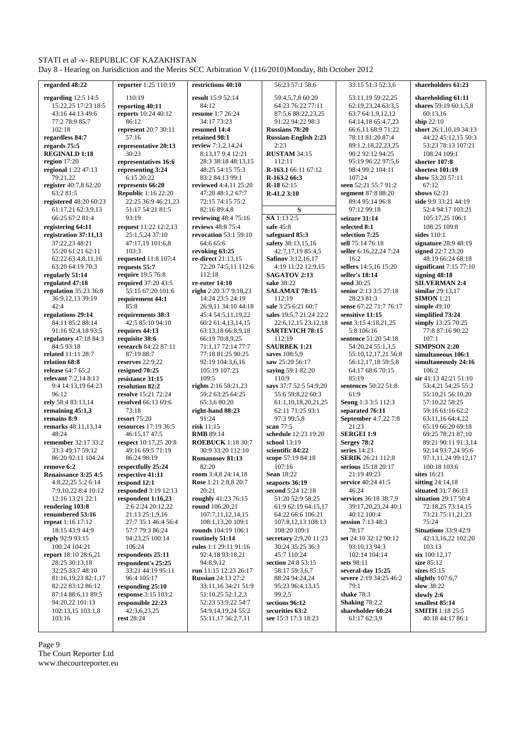**regarded 48:22**
**regarding** 12:5 14:5 15:22,25 17:23 18:5 43:16 44:13 49:6 77:2 78:9 85:7 102:18
**regardless 84:7**
**regards 75:5**
**REGINALD 1:18**
**region** 17:20
**regional** 1:22 47:13 79:21,22
**register** 40:7,8 62:20 63:2 81:5
**registered** 48:20 60:23 61:17,21 62:3,9,13 66:25 67:2 81:4
**registering 64:11**
**registration 37:11,13** 37:22,23 48:21 55:20 61:21 62:11 62:22 63:4,8,11,16 63:20 64:19 70:3
**regularly 51:14**
**regulated 47:18**
**regulation** 35:23 36:8 36:9,12,13 39:19 42:4
**regulations 29:14** 84:11 85:2 88:14 91:16 92:4,18 93:5
**regulatory** 47:18 84:3 84:5 93:18
**related** 11:11 28:7
**relation 68:8**
**release** 64:7 65:2
**relevant** 7:2,14 8:13 9:4 14:13,19 64:23 96:12
**rely** 58:4 83:13,14
**remaining 45:1,3**
**remains 8:9**
**remarks** 48:11,13,14 48:24
**remember** 32:17 33:2 33:3 49:17 59:12 86:20 92:11 104:24
**remove 6:2**
**Renaissance 3:25 4:5** 4:8,22,25 5:2 6:14 7:9,10,22 8:4 10:12 12:16 13:21 22:1
**rendering 103:8**
**renumbered 53:16**
**repeat** 1:16 17:12 18:15 43:9 44:9
**reply** 92:9 93:15 100:24 104:21
**report** 18:10 28:6,21 28:25 30:13,18 32:25 33:7 48:10 81:16,19,23 82:1,17 82:22 83:12 86:12 87:14 88:6,11 89:5 94:20,22 101:13 102:13,15 103:1,8 103:16
**reporter** 1:25 110:19 110:19
**reporting 40:11**
**reports** 10:24 40:12 86:12
**represent** 20:7 30:11 57:16
**representative 20:13** 30:23
**representatives 16:6**
**representing 3:24** 6:15 20:22
**represents 66:20**
**Republic** 1:16 22:20 22:25 36:9 46:21,23 51:17 54:21 81:5 93:19
**request** 11:22 12:2,13 25:1,5,24 37:10 47:17,19 101:6,8 103:3
**requested** 11:8 107:4
**requests 55:7**
**require** 19:5 76:8
**required** 37:20 43:5 55:15 67:20 101:6
**requirement 44:1** 85:8
**requirements 38:3** 42:5 85:10 94:10
**requires 44:13**
**requisite 38:6**
**research** 84:22 87:11 87:19 88:7
**reserves** 22:9,22
**resigned 70:25**
**resistance 31:15**
**resolution 82:2**
**resolve** 15:21 72:24
**resolved** 66:13 69:6 73:18
**resort** 75:20
**resources** 17:19 36:5 46:15,17 47:5
**respect** 10:17,25 20:8 49:16 69:5 71:19 86:24 98:19
**respectfully 25:24**
**respective 41:11**
**respond 12:1**
**responded** 3:19 12:13
**respondent 1:16,23** 2:6 2:24 20:12,22 21:13 25:1,9,16 27:7 35:1 46:4 56:4 57:7 79:3 86:24 94:23,25 100:14 106:24
**respondents 25:11**
**respondent's 25:25** 33:21 44:19 95:11 96:4 105:17
**responding 25:10**
**response** 3:15 103:2
**responsible 22:23** 42:3,6,23,25
**rest** 28:24
**restrictions 40:10**
**result** 15:9 52:14 84:12
**resume** 1:7 26:24 34:17 73:23
**resumed 14:4**
**retained 98:1**
**review** 7:1,2,14,24 8:13,17 9:4 12:21 28:3 38:18 48:13,15 48:25 54:15 75:3 83:2 84:13 99:1
**reviewed** 4:4,11 25:20 47:20 48:1,2 67:7 72:15 74:15 75:2 82:16 89:4,8
**reviewing** 48:4 75:16
**reviews** 48:8 75:4
**revocation** 53:1 59:10 64:6 65:6
**revoking 63:25**
**re-direct** 21:13,15 72:20 74:5,11 112:6 112:18
**re-enter 14:10**
**right** 2:20 3:7 9:18,23 14:24 23:5 24:19 26:9,11 34:10 44:18 45:4 54:5,11,19,22 60:2 61:4,13,14,15 63:13,18 66:8,9,18 66:19 70:8,9,25 71:1,17 72:14 77:7 77:18 81:25 90:25 92:19 104:3,6,16 105:19 107:23 109:5
**rights** 2:16 58:21,23 59:2 63:25 64:25 65:3,6 80:20
**right-hand 88:23** 91:24
**risk** 11:15
**RMB** 89:14
**ROEBUCK** 1:18 30:7 30:9 33:20 112:10
**Romanosov 81:13** 82:20
**room** 3:4,8 24:14,18
**Rose** 1:21 2:8,8 20:7 20:21
**roughly** 41:23 76:15
**round** 106:20,21 107:7,11,12,14,15 108:1,13,20 109:1
**rounds** 104:19 106:1
**routinely 51:14**
**rules** 1:1 29:11 91:16 92:4,18 93:18,21 94:8,9,12
**run** 11:15 12:23 26:17
**Russian** 24:13 27:2 33:11,16 34:21 51:9 51:10,25 52:1,2,3 52:23 53:9,22 54:7 54:9,14,19,24 55:2 55:11,17 56:2,7,11 56:23 57:1 58:6 59:4,5,7,8 60:20 64:23 76:22 77:11 87:5,6 88:22,23,25 91:22 94:22 98:3
**Russians 78:20**
**Russian-English 2:23** 2:23
**RUSTAM** 34:15 112:11
**R-163.1** 66:11 67:12
**R-163.2 66:3**
**R-18** 62:15
**R-41.2 3:10**

**S**

**SA** 1:13 2:5
**safe** 45:8
**safeguard 85:3**
**safety** 38:13,15,16 42:7,17,19 85:4,5
**Safinov** 3:12,16,17 4:19 11:22 12:9,15
**SAGATOV 2:13**
**SALAMAT 78:15** 112:19
**sale** 3:25 6:21 60:7
**sales** 19:5,7 21:24 22:2 22:6,12,15 23:12,18
**SARTEVICH 78:15** 112:19
**SAURBEK 1:21**
**saves** 108:5,9
**saw** 25:20 56:17
**saying** 59:1 82:20 110:9
**says** 37:7 52:5 54:9,20 55:6 59:8,22 60:3 61:1,10,18,20,21,25 62:11 71:25 93:1 97:3 99:5,8
**scan** 77:5
**schedule** 12:23 19:20
**school** 13:19
**scientific 84:22**
**scope** 57:19 84:18 107:16
**Sean** 18:22
**seaports 36:19**
**second** 5:24 12:18 51:20 52:9 58:25 61:9 62:19 64:15,17 64:22 66:6 106:21 107:8,12,13 108:13 108:20 109:1
**secretary** 2:9,20 11:23 30:24 35:25 36:3 45:7 110:24
**section** 24:8 53:15 58:17 59:3,6,7 88:24 94:24,24 95:23 96:4,13,15 99:2,5
**sections 96:12**
**securities 63:2**
**see** 15:3 17:3 18:23 33:15 51:3 52:3,6 53:11,19 59:22,25 62:19,23,24 63:3,5 63:7 64:1,9,12,12 64:14,18 65:4,7,23 66:6,11 68:9 71:22 78:11 81:20 87:4 89:1,2,18,22,23,25 90:2 92:12 94:25 95:19 96:22 97:5,6 98:4 99:2 104:11 107:24
**seen** 52:21 55:7 91:2
**segment** 87:8 88:20 89:4 95:14 96:8 97:12 99:18
**seizure 31:14**
**selected 8:1**
**selection 7:25**
**sell** 75:14 76:18
**seller** 6:16,22,24 7:24 16:2
**sellers** 14:5,16 15:20
**seller's 18:14**
**send** 30:25
**senior** 2:13 3:5 27:18 28:23 81:3
**sense** 67:22 71:7 76:17 85:19
**sensitive 11:15**
**sent** 3:15 4:18,21,25 5:8 106:16
**sentence** 51:20 54:18 54:20,24 55:1,3,5 55:10,12,17,21 56:8 56:12,17,18 59:5,8 64:17 68:6 70:15 85:19
**sentences** 50:22 51:8 61:9
**Seong** 1:3 3:5 112:3
**separated 76:11**
**September** 4:7,22 7:8 21:23
**SERGEI 1:9**
**Sergey 78:2**
**series** 14:23
**SERIK** 26:21 112:8
**serious** 15:18 20:17 21:19 49:23
**service** 40:24 41:5 46:24
**services** 36:18 38:7,9 39:17,20,23,24 40:1 40:12 100:4
**session** 7:13 48:3 78:17
**set** 24:10 32:12 90:12 93:10,13 94:3 102:14 104:14
**sets** 98:11
**several-day 15:25**
**severe** 2:19 34:25 46:2 79:1
**shake** 78:3
**Shaking** 78:2,2
**shareholder 60:24** 61:17 62:3,9
**shareholders 61:23**
**shareholding 61:11**
**shares** 59:19 60:1,5,8 60:13,16
**ship** 22:10
**short** 26:1,10,19 34:13 44:22 45:12,15 50:3 53:23 78:13 107:21 108:24 109:1
**shorter 107:8**
**shortest 101:19**
**show** 53:20 57:11 67:12
**shows** 62:21
**side** 9:9 33:21 44:19 52:4 94:17 103:21 105:17,25 106:1 108:25 109:8
**sides** 110:1
**signature** 28:9 48:19
**signed** 22:7 23:20 48:19 66:24 68:18
**significant** 7:15 77:10
**signing 48:18**
**SILVERMAN 2:4**
**similar** 29:13,17
**SIMON** 1:21
**simple** 49:10
**simplified 73:24**
**simply** 13:25 70:25 77:8 87:16 90:22 107:1
**SIMPSON 2:20**
**simultaneous 106:1**
**simultaneously 24:16** 106:2
**sir** 41:13 42:21 51:10 53:4,21 54:25 55:2 55:10,21 56:10,20 57:10,22 58:25 59:16 61:16 62:2 63:11,16 64:4,22 65:19 66:20 69:18 69:25 78:21 87:10 89:21 90:11 91:3,14 92:14 93:7,24 95:6 97:1,11,24 99:12,17 100:18 103:6
**sites** 16:21
**sitting** 24:14,18
**situated** 31:7 86:13
**situation** 29:17 50:4 72:18,25 73:14,15 73:21 75:11,21,23 75:24
**Situations** 33:9 42:9 42:13,16,22 102:20 103:13
**six** 100:12,17
**size** 85:12
**sizes** 85:15
**slightly** 107:6,7
**slow** 38:22
**slowly 2:6**
**smallest 85:14**
**SMITH** 1:18 25:5 40:18 44:17 86:1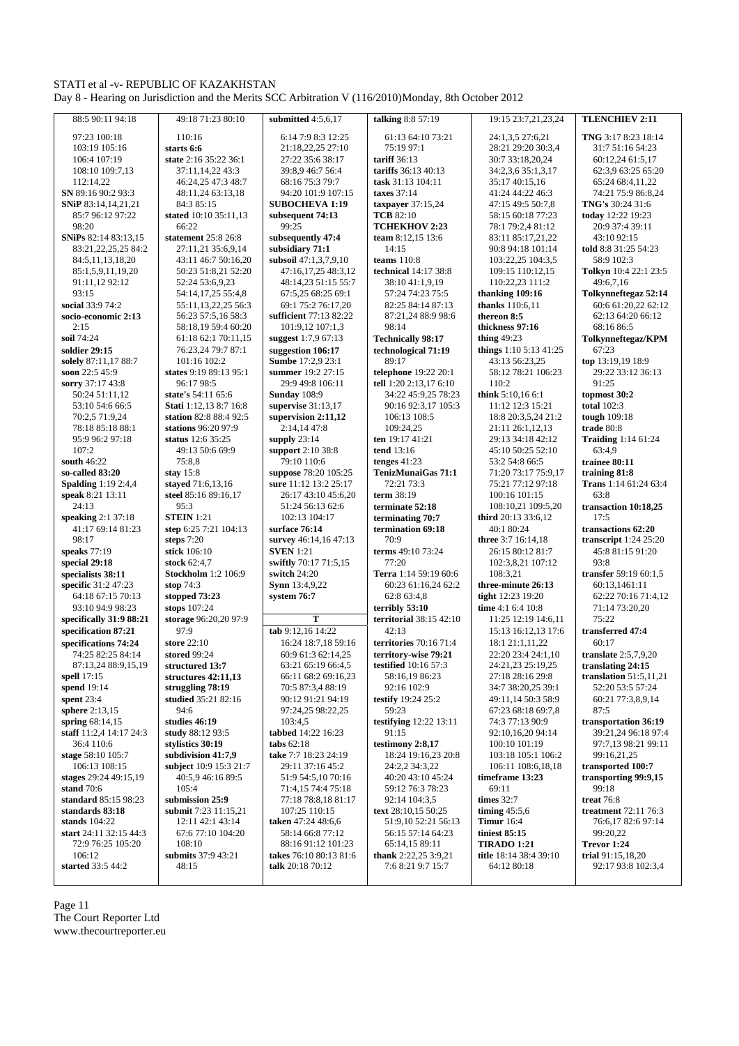88:5 90:11 94:18
97:23 100:18
103:19 105:16
106:4 107:19
108:10 109:7,13
112:14,22
**SN** 89:16 90:2 93:3
**SNiP** 83:14,14,21,21
85:7 96:12 97:22
98:20
**SNiPs** 82:14 83:13,15
83:21,22,25,25 84:2
84:5,11,13,18,20
85:1,5,9,11,19,20
91:11,12 92:12
93:15
**social** 33:9 74:2
**socio-economic 2:13**
2:15
**soil** 74:24
**soldier 29:15**
**solely** 87:11,17 88:7
**soon** 22:5 45:9
**sorry** 37:17 43:8
50:24 51:11,12
53:10 54:6 66:5
70:2,5 71:9,24
78:18 85:18 88:1
95:9 96:2 97:18
107:2
**south** 46:22
**so-called 83:20**
**Spalding** 1:19 2:4,4
**speak** 8:21 13:11
24:13
**speaking** 2:1 37:18
41:17 69:14 81:23
98:17
**speaks** 77:19
**special 29:18**
**specialists 38:11**
**specific** 31:2 47:23
64:18 67:15 70:13
93:10 94:9 98:23
**specifically 31:9 88:21**
**specification 87:21**
**specifications 74:24**
74:25 82:25 84:14
87:13,24 88:9,15,19
**spell** 17:15
**spend** 19:14
**spent** 23:4
**sphere** 2:13,15
**spring** 68:14,15
**staff** 11:2,4 14:17 24:3
36:4 110:6
**stage** 58:10 105:7
106:13 108:15
**stages** 29:24 49:15,19
**stand** 70:6
**standard** 85:15 98:23
**standards 83:18**
**stands** 104:22
**start** 24:11 32:15 44:3
72:9 76:25 105:20
106:12
**started** 33:5 44:2

49:18 71:23 80:10
110:16
**starts 6:6**
**state** 2:16 35:22 36:1
37:11,14,22 43:3
46:24,25 47:3 48:7
48:11,24 63:13,18
84:3 85:15
**stated** 10:10 35:11,13
66:22
**statement** 25:8 26:8
27:11,21 35:6,9,14
43:11 46:7 50:16,20
50:23 51:8,21 52:20
52:24 53:6,9,23
54:14,17,25 55:4,8
55:11,13,22,25 56:3
56:23 57:5,16 58:3
58:18,19 59:4 60:20
61:18 62:1 70:11,15
76:23,24 79:7 87:1
101:16 102:2
**states** 9:19 89:13 95:1
96:17 98:5
**state's** 54:11 65:6
**Stati** 1:12,13 8:7 16:8
**station** 82:8 88:4 92:5
**stations** 96:20 97:9
**status** 12:6 35:25
49:13 50:6 69:9
75:8,8
**stay** 15:8
**stayed** 71:6,13,16
**steel** 85:16 89:16,17
95:3
**STEIN** 1:21
**step** 6:25 7:21 104:13
**steps** 7:20
**stick** 106:10
**stock** 62:4,7
**Stockholm** 1:2 106:9
**stop** 74:3
**stopped 73:23**
**stops** 107:24
**storage** 96:20,20 97:9
97:9
**store** 22:10
**stored** 99:24
**structured 13:7**
**structures 42:11,13**
**struggling 78:19**
**studied** 35:21 82:16
94:6
**studies 46:19**
**study** 88:12 93:5
**stylistics 30:19**
**subdivision 41:7,9**
**subject** 10:9 15:3 21:7
40:5,9 46:16 89:5
105:4
**submission 25:9**
**submit** 7:23 11:15,21
12:11 42:1 43:14
67:6 77:10 104:20
108:10
**submits** 37:9 43:21
48:15

**submitted** 4:5,6,17
6:14 7:9 8:3 12:25
21:18,22,25 27:10
27:22 35:6 38:17
39:8,9 46:7 56:4
68:16 75:3 79:7
94:20 101:9 107:15
**SUBOCHEVA 1:19**
**subsequent 74:13**
99:25
**subsequently 47:4**
**subsidiary 71:1**
**subsoil** 47:1,3,7,9,10
47:16,17,25 48:3,12
48:14,23 51:15 55:7
67:5,25 68:25 69:1
69:1 75:2 76:17,20
**sufficient** 77:13 82:22
101:9,12 107:1,3
**suggest** 1:7,9 67:13
**suggestion 106:17**
**Sumbe** 17:2,9 23:1
**summer** 19:2 27:15
29:9 49:8 106:11
**Sunday** 108:9
**supervise** 31:13,17
**supervision 2:11,12**
2:14,14 47:8
**supply** 23:14
**support** 2:10 38:8
79:10 110:6
**suppose** 78:20 105:25
**sure** 11:12 13:2 25:17
26:17 43:10 45:6,20
51:24 56:13 62:6
102:13 104:17
**surface 76:14**
**survey** 46:14,16 47:13
**SVEN** 1:21
**swiftly** 70:17 71:5,15
**switch** 24:20
**Synn** 13:4,9,22
**system 76:7**

## T

**tab** 9:12,16 14:22
16:24 18:7,18 59:16
60:9 61:3 62:14,25
63:21 65:19 66:4,5
66:11 68:2 69:16,23
70:5 87:3,4 88:19
90:12 91:21 94:19
97:24,25 98:22,25
103:4,5
**tabbed** 14:22 16:23
**tabs** 62:18
**take** 7:7 18:23 24:19
29:11 37:16 45:2
51:9 54:5,10 70:16
71:4,15 74:4 75:18
77:18 78:8,18 81:17
107:25 110:15
**taken** 47:24 48:6,6
58:14 66:8 77:12
88:16 91:12 101:23
**takes** 76:10 80:13 81:6
**talk** 20:18 70:12

**talking** 8:8 57:19
61:13 64:10 73:21
75:19 97:1
**tariff** 36:13
**tariffs** 36:13 40:13
**task** 31:13 104:11
**taxes** 37:14
**taxpayer** 37:15,24
**TCB** 82:10
**TCHEKHOV 2:23**
**team** 8:12,15 13:6
14:15
**teams** 110:8
**technical** 14:17 38:8
38:10 41:1,9,19
57:24 74:23 75:5
82:25 84:14 87:13
87:21,24 88:9 98:6
98:14
**Technically 98:17**
**technological 71:19**
89:17
**telephone** 19:22 20:1
**tell** 1:20 2:13,17 6:10
34:22 45:9,25 78:23
90:16 92:3,17 105:3
106:13 108:5
109:24,25
**ten** 19:17 41:21
**tend** 13:16
**tenges** 41:23
**TenizMunaiGas 71:1**
72:21 73:3
**term** 38:19
**terminate 52:18**
**terminating 70:7**
**termination 69:18**
70:9
**terms** 49:10 73:24
77:20
**Terra** 1:14 59:19 60:6
60:23 61:16,24 62:2
62:8 63:4,8
**terribly 53:10**
**territorial** 38:15 42:10
42:13
**territories** 70:16 71:4
**territory-wise 79:21**
**testified** 10:16 57:3
58:16,19 86:23
92:16 102:9
**testify** 19:24 25:2
59:23
**testifying** 12:22 13:11
91:15
**testimony 2:8,17**
18:24 19:16,23 20:8
24:2,2 34:3,22
40:20 43:10 45:24
59:12 76:3 78:23
92:14 104:3,5
**text** 28:10,15 50:25
51:9,10 52:21 56:13
56:15 57:14 64:23
65:14,15 89:11
**thank** 2:22,25 3:9,21
7:6 8:21 9:7 15:7

19:15 23:7,21,23,24
24:1,3,5 27:6,21
28:21 29:20 30:3,4
30:7 33:18,20,24
34:2,3,6 35:1,3,17
35:17 40:15,16
41:24 44:22 46:3
47:15 49:5 50:7,8
58:15 60:18 77:23
78:1 79:2,4 81:12
83:11 85:17,21,22
90:8 94:18 101:14
103:22,25 104:3,5
109:15 110:12,15
110:22,23 111:2
**thanking 109:16**
**thanks** 110:6,11
**thereon 8:5**
**thickness 97:16**
**thing** 49:23
**things** 1:10 5:13 41:25
43:13 56:23,25
58:12 78:21 106:23
110:2
**think** 5:10,16 6:1
11:12 12:3 15:21
18:8 20:3,5,24 21:2
21:11 26:1,12,13
29:13 34:18 42:12
45:10 50:25 52:10
53:2 54:8 66:5
71:20 73:17 75:9,17
75:21 77:12 97:18
100:16 101:15
108:10,21 109:5,20
**third** 20:13 33:6,12
40:1 80:24
**three** 3:7 16:14,18
26:15 80:12 81:7
102:3,8,21 107:12
108:3,21
**three-minute 26:13**
**tight** 12:23 19:20
**time** 4:1 6:4 10:8
11:25 12:19 14:6,11
15:13 16:12,13 17:6
18:1 21:1,11,22
22:20 23:4 24:1,10
24:21,23 25:19,25
27:18 28:16 29:8
34:7 38:20,25 39:1
49:11,14 50:3 58:9
67:23 68:18 69:7,8
74:3 77:13 90:9
92:10,16,20 94:14
100:10 101:19
103:18 105:1 106:2
106:11 108:6,18,18
**timeframe 13:23**
69:11
**times** 32:7
**timing** 45:5,6
**Timur** 16:4
**tiniest 85:15**
**TIRADO 1:21**
**title** 18:14 38:4 39:10
64:12 80:18

**TLENCHIEV 2:11**
**TNG** 3:17 8:23 18:14
31:7 51:16 54:23
60:12,24 61:5,17
62:3,9 63:25 65:20
65:24 68:4,11,22
74:21 75:9 86:8,24
**TNG's** 30:24 31:6
**today** 12:22 19:23
20:9 37:4 39:11
43:10 92:15
**told** 8:8 31:25 54:23
58:9 102:3
**Tolkyn** 10:4 22:1 23:5
49:6,7,16
**Tolkynneftegaz 52:14**
60:6 61:20,22 62:12
62:13 64:20 66:12
68:16 86:5
**Tolkynneftegaz/KPM**
67:23
**top** 13:19,19 18:9
29:22 33:12 36:13
91:25
**topmost 30:2**
**total** 102:3
**tough** 109:18
**trade** 80:8
**Traiding** 1:14 61:24
63:4,9
**trainee 80:11**
**training 81:8**
**Trans** 1:14 61:24 63:4
63:8
**transaction 10:18,25**
17:5
**transactions 62:20**
**transcript** 1:24 25:20
45:8 81:15 91:20
93:8
**transfer** 59:19 60:1,5
60:13,1461:11
62:22 70:16 71:4,12
71:14 73:20,20
75:22
**transferred 47:4**
60:17
**translate** 2:5,7,9,20
**translating 24:15**
**translation** 51:5,11,21
52:20 53:5 57:24
60:21 77:3,8,9,14
87:5
**transportation 36:19**
39:21,24 96:18 97:4
97:7,13 98:21 99:11
99:16,21,25
**transported 100:7**
**transporting** 99:9,15
99:18
**treat** 76:8
**treatment** 72:11 76:3
76:6,17 82:6 97:14
99:20,22
**Trevor 1:24**
**trial** 91:15,18,20
92:17 93:8 102:3,4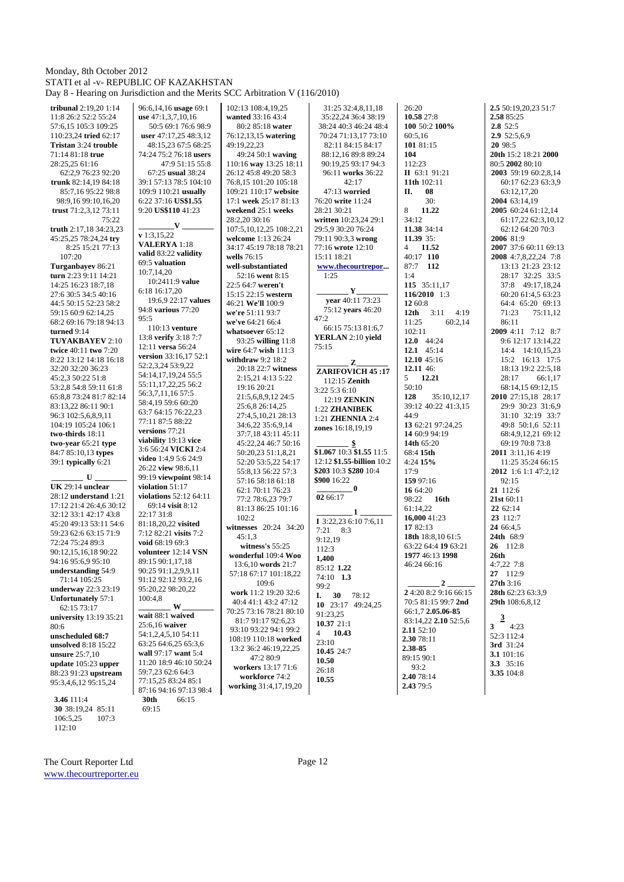**tribunal** 2:19,20 1:14 11:8 26:2 52:2 55:24 57:6,15 105:3 109:25 110:23,24 **tried** 62:17 **Tristan** 3:24 **trouble** 71:14 81:18 **true** 28:25,25 61:16 62:2,9 76:23 92:20 **trunk** 82:14,19 84:18 85:7,16 95:22 98:8 98:9,16 99:10,16,20 **trust** 71:2,3,12 73:11 75:22 **truth** 2:17,18 34:23,23 45:25,25 78:24,24 **try** 8:25 15:21 77:13 107:20 **Turganbayev** 86:21 **turn** 2:23 9:11 14:21 14:25 16:23 18:7,18 27:6 30:5 34:5 40:16 44:5 50:15 52:23 58:2 59:15 60:9 62:14,25 68:2 69:16 79:18 94:13 **turned** 9:14 **TUYAKBAYEV** 2:10 **twice** 40:11 **two** 7:20 8:22 13:12 14:18 16:18 32:20 32:20 36:23 45:2,3 50:22 51:8 53:2,8 54:8 59:11 61:8 65:8,8 73:24 81:7 82:14 83:13,22 86:11 90:1 96:3 102:5,6,8,9,11 104:19 105:24 106:1 **two-thirds** 18:11 **two-year** 65:21 **type** 84:7 85:10,13 **types** 39:1 **typically** 6:21

**U**

**UK** 29:14 **unclear** 28:12 **understand** 1:21 17:12 21:4 26:4,6 30:12 32:12 33:1 42:17 43:8 45:20 49:13 53:11 54:6 59:23 62:6 63:15 71:9 72:24 75:24 89:3 90:12,15,16,18 90:22 94:16 95:6,9 95:10 **understanding** 54:9 71:14 105:25 **underway** 22:3 23:19 **Unfortunately** 57:1 62:15 73:17 **university** 13:19 35:21 80:6 **unscheduled 68:7** **unsolved** 8:18 15:22 **unsure** 25:7,10 **update** 105:23 **upper** 88:23 91:23 **upstream** 95:3,4,6,12 95:15,24 96:6,14,16 **usage** 69:1 **use** 47:1,3,7,10,16 50:5 69:1 76:6 98:9 **user** 47:17,25 48:3,12 48:15,23 67:5 68:25 74:24 75:2 76:18 **users** 47:9 51:15 55:8 67:25 **usual** 38:24 39:1 57:13 78:5 104:10 109:9 110:21 **usually** 6:22 37:16 **US$1.55** 9:20 **US$110** 41:23

**V**

**v** 1:3,15,22 **VALERYA** 1:18 **valid** 83:22 **validity** 69:5 **valuation** 10:7,14,20 10:2411:9 **value** 6:18 16:17,20 19:6,9 22:17 **values** 94:8 **various** 77:20 95:5 110:13 **venture** 13:8 **verify** 3:18 7:7 12:11 **versa** 56:24 **version** 33:16,17 52:1 52:2,3,24 53:9,22 54:14,17,19,24 55:5 55:11,17,22,25 56:2 56:3,7,11,16 57:5 58:4,19 59:6 60:20 63:7 64:15 76:22,23 77:11 87:5 88:22 **versions** 77:21 **viability** 19:13 **vice** 3:6 56:24 **VICKI** 2:4 **video** 1:4,9 5:6 24:9 26:22 **view** 98:6,11 99:19 **viewpoint** 98:14 **violation** 51:17 **violations** 52:12 64:11 69:14 **visit** 8:12 22:17 31:8 81:18,20,22 **visited** 7:12 82:21 **visits** 7:2 **void** 68:19 69:3 **volunteer** 12:14 **VSN** 89:15 90:1,17,18 90:25 91:1,2,9,9,11 91:12 92:12 93:2,16 95:20,22 98:20,22 100:4,8

**W**

**wait** 88:1 **waived** 25:6,16 **waiver** 54:1,2,4,5,10 54:11 63:25 64:6,25 65:3,6 **wall** 97:17 **want** 5:4 11:20 18:9 46:10 50:24 59:7,23 62:6 64:3 77:15,25 83:24 85:1 87:16 94:16 97:13 98:4 102:13 108:4,19,25 **wanted** 33:16 43:4 80:2 85:18 **water** 76:12,13,15 **watering** 49:19,22,23 49:24 50:1 **waving** 110:16 **way** 13:25 18:11 26:12 45:8 49:20 58:3 76:8,15 101:20 105:18 109:21 110:17 **website** 17:1 **week** 25:17 81:13 **weekend** 25:1 **weeks** 28:2,20 30:16 107:5,10,12,25 108:2,21 **welcome** 1:13 26:24 34:17 45:19 78:18 78:21 **wells** 76:15 **well-substantiated** 52:16 **went** 8:15 22:5 64:7 **weren't** 15:15 22:15 **western** 46:21 **We'll** 100:9 **we're** 51:11 93:7 **we've** 64:21 66:4 **whatsoever** 65:12 93:25 **willing** 11:8 **wire** 64:7 **wish** 111:3 **withdraw** 9:2 18:2 20:18 22:7 **witness** 2:15,21 4:13 5:22 19:16 20:21 21:5,6,8,9,12 24:5 25:6,8 26:14,25 27:4,5,10,21 28:13 34:6,22 35:6,9,14 37:7,18 43:11 45:11 45:22,24 46:7 50:16 50:20,23 51:1,8,21 52:20 53:5,22 54:17 55:8,13 56:22 57:3 57:16 58:18 61:18 62:1 70:11 76:23 77:2 78:6,23 79:7 81:13 86:25 101:16 102:2 **witnesses** 20:24 34:20 45:1,3 **witness's** 55:25 **wonderful** 109:4 **Woo** 13:6,10 **words** 21:7 57:18 67:17 101:18,22 109:6 **work** 11:2 19:20 32:6 40:4 41:1 43:2 47:12 70:25 73:16 78:21 80:10 81:7 91:17 92:6,23 93:10 93:22 94:1 99:2 108:19 110:18 **worked** 13:2 36:2 46:19,22,25 47:2 80:9 **workers** 13:17 71:6 **workforce** 74:2 **working** 31:4,17,19,20 31:25 32:4,8,11,18 35:22,24 36:4 38:19 38:24 40:3 46:24 48:4 70:24 71:13,17 73:10 82:11 84:15 84:17 88:12,16 89:8 89:24 90:19,25 93:17 94:3 96:11 **works** 36:22 42:17 47:13 **worried** 76:20 **write** 11:24 28:21 30:21 **written** 10:23,24 29:1 29:5,9 30:20 76:24 79:11 90:3,3 **wrong** 77:16 **wrote** 12:10 15:11 18:21 **www.thecourtrepor...** 1:25

**Y**

**year** 40:11 73:23 75:12 **years** 46:20 47:2 66:15 75:13 81:6,7 **YERLAN** 2:10 **yield** 75:15

**Z**

**ZARIFOVICH 45**:17 112:15 **Zenith** 3:22 5:3 6:10 12:19 **ZENKIN** 1:22 **ZHANIBEK** 1:21 **ZHENNIA** 2:4 **zones** 16:18,19,19

**$**

**$1.067** 10:3 **$1.55** 11:5 12:12 **$1.55-billion** 10:2 **$203** 10:3 **$280** 10:4 **$900** 16:22

**0**

**02** 66:17

**1**

**I** 3:22,23 6:10 7:6,11 7:21 8:3 9:12,19 112:3 **1,400** 85:12 **1.22** 74:10 **1.3** 99:2 **I.** **30** 78:12 **10** 23:17 49:24,25 91:23,25 **10.37** 21:1 4 **10.43** 23:10 **10.45** 24:7 **10.50** 26:18 **10.55** 26:20 **10.58** 27:8 **100** 50:2 **100%** 60:5,16 **101** 81:15 **104** 112:23 **II** 63:1 91:21 **11th** 102:11 **II.** **08** 30: 8 **11.22** 34:12 **11.38** 34:14 **11.39** 35: 4 **11.52** 40:17 **110** 87:7 **112** 1:4 **115** 35:11,17 **116/2010** 1:3 **12** 60:8 **12th** 3:11 4:19 11:25 60:2,14 102:11 **12.0** 44:24 **12.1** 45:14 **12.10** 45:16 **12.11** 46: 5 **12.21** 50:10 **128** 35:10,12,17 39:12 40:22 41:3,15 44:9 **13** 62:21 97:24,25 **14** 60:9 94:19 **14th** 65:20 68:4 **15th** 4:24 **15%** 17:9 **159** 97:16 **16** 64:20 98:22 **16th** 61:14,22 **16,000** 41:23 **17** 82:13 **18th** 18:8,10 61:5 63:22 64:4 **19** 63:21 **1977** 46:13 **1998** 46:24 66:16

**2**

**2** 4:20 8:2 9:16 66:15 70:5 81:15 99:7 **2nd** 66:1,7 **2.05.06-85** 83:14,22 **2.10** 52:5,6 **2.11** 52:10 **2.30** 78:11 **2.38-85** 89:15 90:1 93:2 **2.40** 78:14 **2.43** 79:5 **2.5** 50:19,20,23 51:7 **2.58** 85:25 **2.8** 52:5 **2.9** 52:5,6,9 **20** 98:5 **20th** 15:2 18:21 **2000** 80:5 **2002** 80:10 **2003** 59:19 60:2,8,14 60:17 62:23 63:3,9 63:12,17,20 **2004** 63:14,19 **2005** 60:24 61:12,14 61:17,22 62:3,10,12 62:12 64:20 70:3 **2006** 81:9 **2007** 37:6 60:11 69:13 **2008** 4:7,8,22,24 7:8 13:13 21:23 23:12 28:17 32:25 33:5 37:8 49:17,18,24 60:20 61:4,5 63:23 64:4 65:20 69:13 71:23 75:11,12 86:11 **2009** 4:11 7:12 8:7 9:6 12:17 13:14,22 14:4 14:10,15,23 15:2 16:13 17:5 18:13 19:2 22:5,18 28:17 66:1,17 68:14,15 69:12,15 92:15 **2010** 27:15,18 28:17 29:9 30:23 31:6,9 31:10 32:19 33:7 49:8 50:1,6 52:11 68:4,9,12,21 69:12 69:19 70:8 73:8 **2011** 3:11,16 4:19 11:25 35:24 66:15 **2012** 1:6 1:1 47:2,12 92:15 **21** 112:6 **21st** 60:11 **22** 62:14 **23** 112:7 **24** 66:4,5 **24th** 68:9 **26** 112:8 **26th** 4:7,22 7:8 **27** 112:9 **27th** 3:16 **28th** 62:23 63:3,9 **29th** 108:6,8,12

**3**

**3** 4:23 52:3 112:4 **3rd** 31:24 **3.1** 101:16 **3.3** 35:16 **3.35** 104:8 **3.46** 111:4 **30** 38:19,24 85:11 106:5,25 107:3 112:10 **30th** 66:15 69:15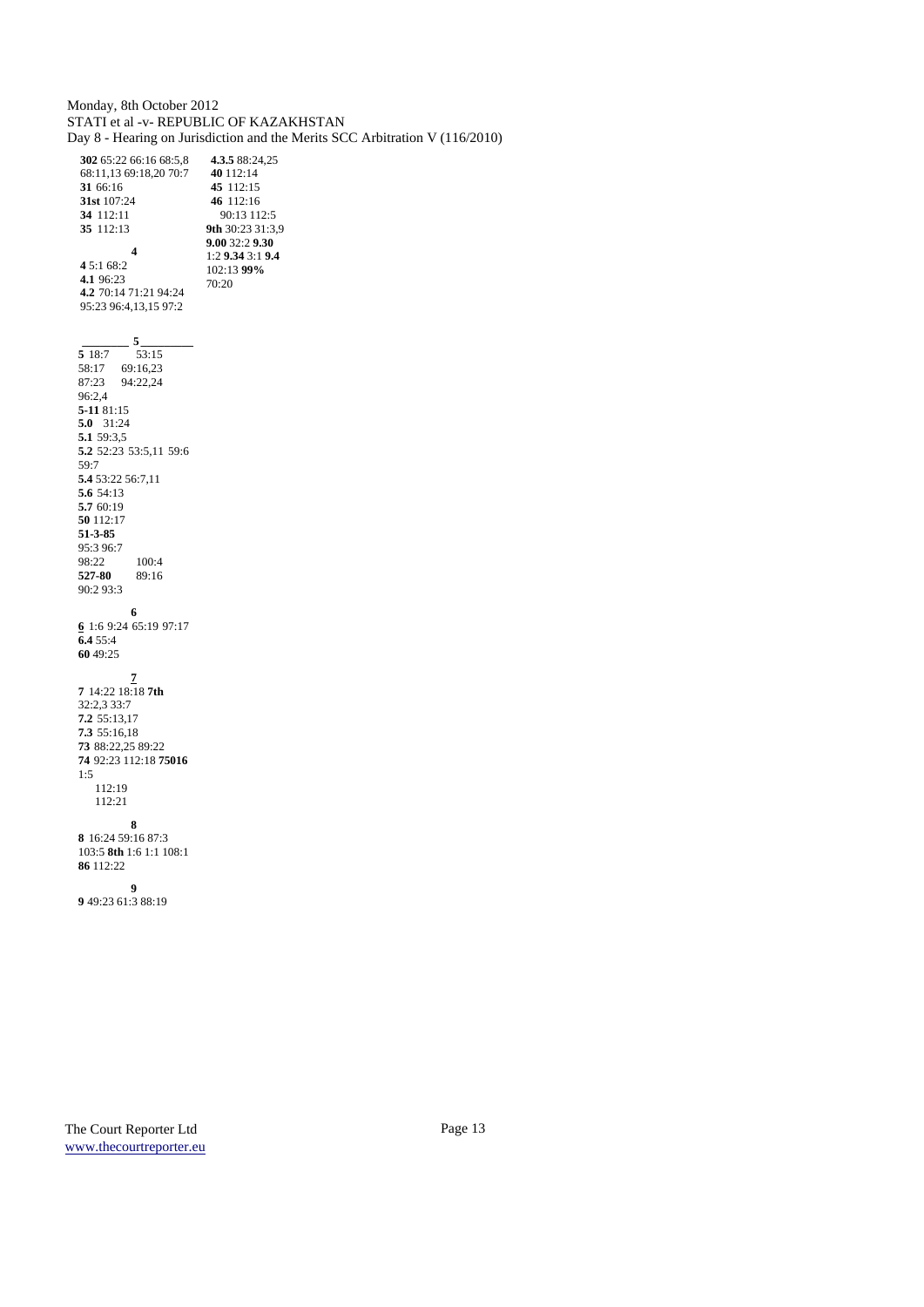**302** 65:22 66:16 68:5,8 68:11,13 69:18,20 70:7
**31** 66:16
**31st** 107:24
**34** 112:11
**35** 112:13

**4**

**4** 5:1 68:2
**4.1** 96:23
**4.2** 70:14 71:21 94:24 95:23 96:4,13,15 97:2
**4.3.5** 88:24,25
**40** 112:14
**45** 112:15
**46** 112:16 90:13 112:5
**9th** 30:23 31:3,9
**9.00** 32:2 **9.30** 1:2 **9.34** 3:1 **9.4** 102:13 **99%** 70:20

**5**

**5** 18:7 53:15 58:17 69:16,23 87:23 94:22,24 96:2,4
**5-11** 81:15
**5.0** 31:24
**5.1** 59:3,5
**5.2** 52:23 53:5,11 59:6 59:7
**5.4** 53:22 56:7,11
**5.6** 54:13
**5.7** 60:19
**50** 112:17
**51-3-85** 95:3 96:7 98:22 100:4
**527-80** 89:16 90:2 93:3

**6**

**6** 1:6 9:24 65:19 97:17
**6.4** 55:4
**60** 49:25

**7**

**7** 14:22 18:18 **7th** 32:2,3 33:7
**7.2** 55:13,17
**7.3** 55:16,18
**73** 88:22,25 89:22
**74** 92:23 112:18 **75016** 1:5 112:19 112:21

**8**

**8** 16:24 59:16 87:3 103:5 **8th** 1:6 1:1 108:1
**86** 112:22

**9**

**9** 49:23 61:3 88:19